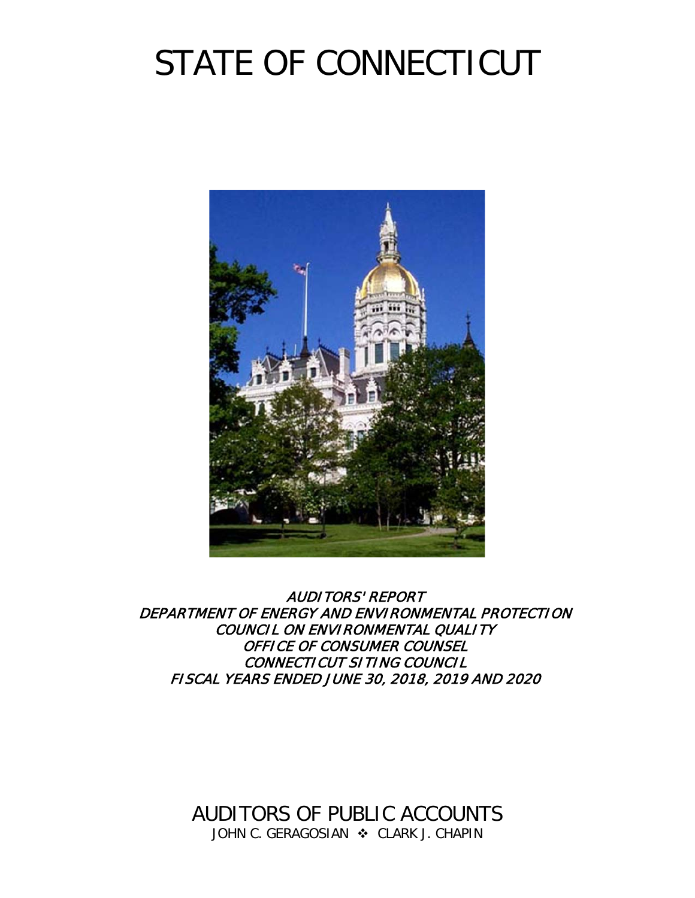# STATE OF CONNECTICUT

*AUDITORS' REPORT*
*DEPARTMENT OF ENERGY AND ENVIRONMENTAL PROTECTION*
*COUNCIL ON ENVIRONMENTAL QUALITY*
*OFFICE OF CONSUMER COUNSEL*
*CONNECTICUT SITING COUNCIL*
*FISCAL YEARS ENDED JUNE 30, 2018, 2019 AND 2020*

AUDITORS OF PUBLIC ACCOUNTS

JOHN C. GERAGOSIAN ❖ CLARK J. CHAPIN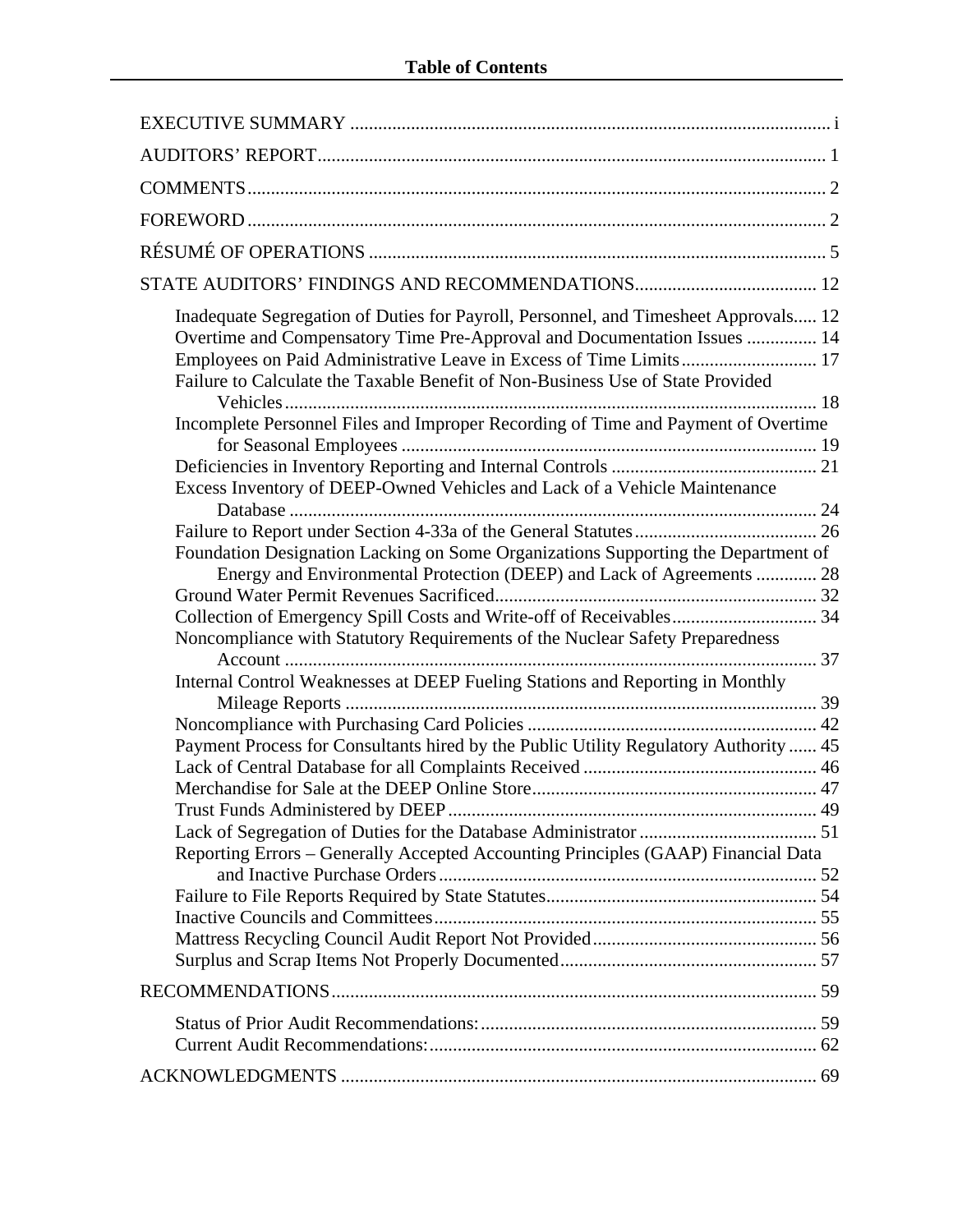# Table of Contents

EXECUTIVE SUMMARY ........................................................ i

AUDITORS' REPORT ........................................................ 1

COMMENTS ........................................................ 2

FOREWORD ........................................................ 2

RÉSUMÉ OF OPERATIONS ........................................................ 5

STATE AUDITORS' FINDINGS AND RECOMMENDATIONS ........................................................ 12

- Inadequate Segregation of Duties for Payroll, Personnel, and Timesheet Approvals ..... 12
- Overtime and Compensatory Time Pre-Approval and Documentation Issues ..... 14
- Employees on Paid Administrative Leave in Excess of Time Limits ..... 17
- Failure to Calculate the Taxable Benefit of Non-Business Use of State Provided Vehicles ..... 18
- Incomplete Personnel Files and Improper Recording of Time and Payment of Overtime for Seasonal Employees ..... 19
- Deficiencies in Inventory Reporting and Internal Controls ..... 21
- Excess Inventory of DEEP-Owned Vehicles and Lack of a Vehicle Maintenance Database ..... 24
- Failure to Report under Section 4-33a of the General Statutes ..... 26
- Foundation Designation Lacking on Some Organizations Supporting the Department of Energy and Environmental Protection (DEEP) and Lack of Agreements ..... 28
- Ground Water Permit Revenues Sacrificed ..... 32
- Collection of Emergency Spill Costs and Write-off of Receivables ..... 34
- Noncompliance with Statutory Requirements of the Nuclear Safety Preparedness Account ..... 37
- Internal Control Weaknesses at DEEP Fueling Stations and Reporting in Monthly Mileage Reports ..... 39
- Noncompliance with Purchasing Card Policies ..... 42
- Payment Process for Consultants hired by the Public Utility Regulatory Authority ..... 45
- Lack of Central Database for all Complaints Received ..... 46
- Merchandise for Sale at the DEEP Online Store ..... 47
- Trust Funds Administered by DEEP ..... 49
- Lack of Segregation of Duties for the Database Administrator ..... 51
- Reporting Errors – Generally Accepted Accounting Principles (GAAP) Financial Data and Inactive Purchase Orders ..... 52
- Failure to File Reports Required by State Statutes ..... 54
- Inactive Councils and Committees ..... 55
- Mattress Recycling Council Audit Report Not Provided ..... 56
- Surplus and Scrap Items Not Properly Documented ..... 57

RECOMMENDATIONS ........................................................ 59

- Status of Prior Audit Recommendations: ..... 59
- Current Audit Recommendations: ..... 62

ACKNOWLEDGMENTS ........................................................ 69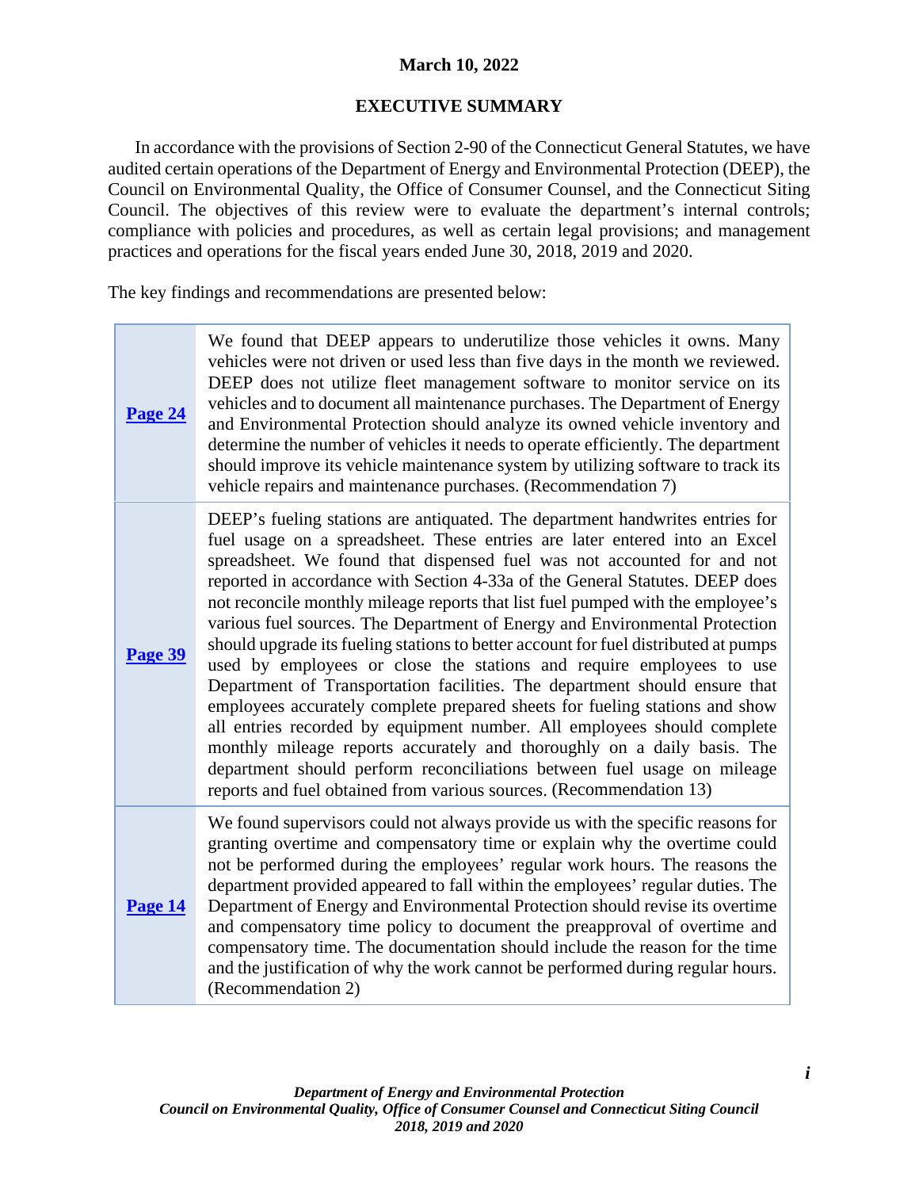**March 10, 2022**

## EXECUTIVE SUMMARY

In accordance with the provisions of Section 2-90 of the Connecticut General Statutes, we have audited certain operations of the Department of Energy and Environmental Protection (DEEP), the Council on Environmental Quality, the Office of Consumer Counsel, and the Connecticut Siting Council. The objectives of this review were to evaluate the department's internal controls; compliance with policies and procedures, as well as certain legal provisions; and management practices and operations for the fiscal years ended June 30, 2018, 2019 and 2020.

The key findings and recommendations are presented below:

| | |
|---|---|
| **Page 24** | We found that DEEP appears to underutilize those vehicles it owns. Many vehicles were not driven or used less than five days in the month we reviewed. DEEP does not utilize fleet management software to monitor service on its vehicles and to document all maintenance purchases. The Department of Energy and Environmental Protection should analyze its owned vehicle inventory and determine the number of vehicles it needs to operate efficiently. The department should improve its vehicle maintenance system by utilizing software to track its vehicle repairs and maintenance purchases. (Recommendation 7) |
| **Page 39** | DEEP's fueling stations are antiquated. The department handwrites entries for fuel usage on a spreadsheet. These entries are later entered into an Excel spreadsheet. We found that dispensed fuel was not accounted for and not reported in accordance with Section 4-33a of the General Statutes. DEEP does not reconcile monthly mileage reports that list fuel pumped with the employee's various fuel sources. The Department of Energy and Environmental Protection should upgrade its fueling stations to better account for fuel distributed at pumps used by employees or close the stations and require employees to use Department of Transportation facilities. The department should ensure that employees accurately complete prepared sheets for fueling stations and show all entries recorded by equipment number. All employees should complete monthly mileage reports accurately and thoroughly on a daily basis. The department should perform reconciliations between fuel usage on mileage reports and fuel obtained from various sources. (Recommendation 13) |
| **Page 14** | We found supervisors could not always provide us with the specific reasons for granting overtime and compensatory time or explain why the overtime could not be performed during the employees' regular work hours. The reasons the department provided appeared to fall within the employees' regular duties. The Department of Energy and Environmental Protection should revise its overtime and compensatory time policy to document the preapproval of overtime and compensatory time. The documentation should include the reason for the time and the justification of why the work cannot be performed during regular hours. (Recommendation 2) |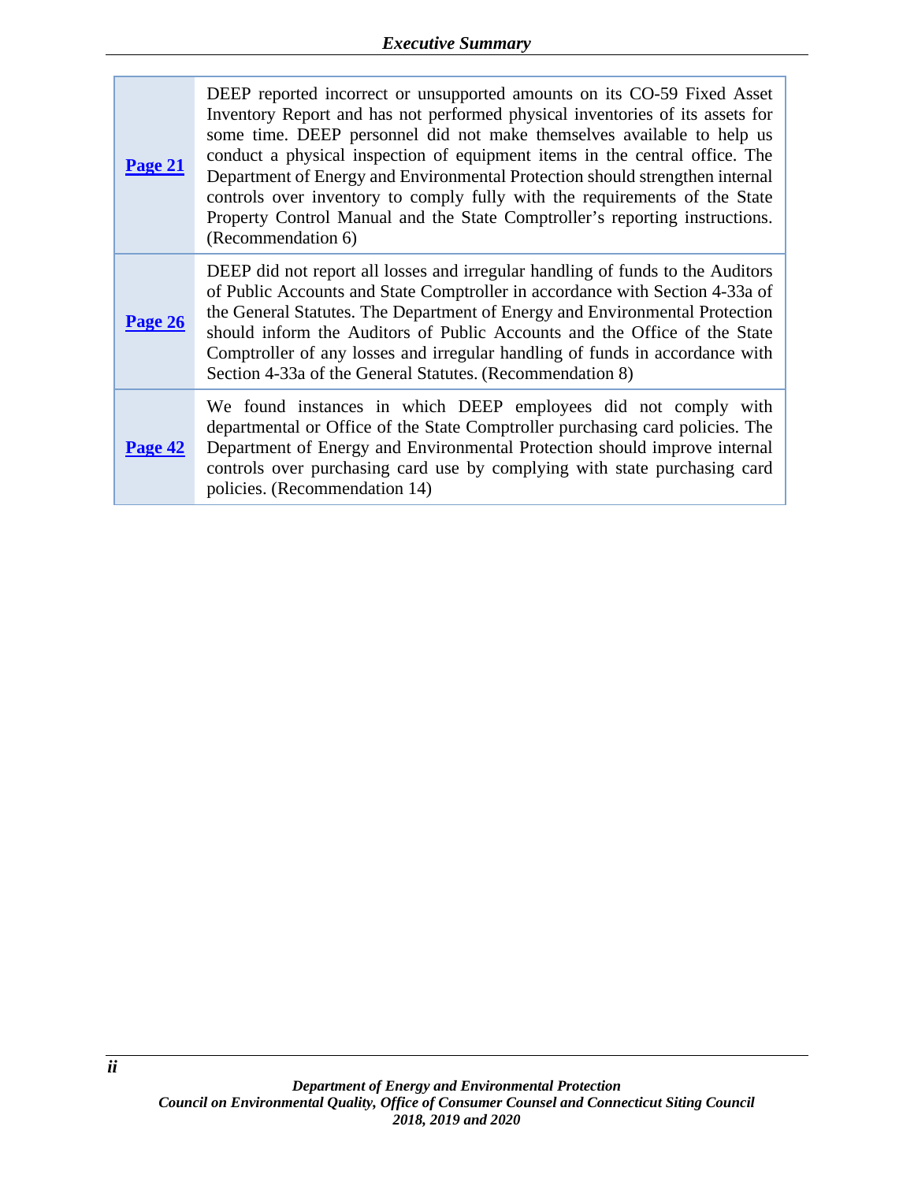| | |
|---|---|
| **Page 21** | DEEP reported incorrect or unsupported amounts on its CO-59 Fixed Asset Inventory Report and has not performed physical inventories of its assets for some time. DEEP personnel did not make themselves available to help us conduct a physical inspection of equipment items in the central office. The Department of Energy and Environmental Protection should strengthen internal controls over inventory to comply fully with the requirements of the State Property Control Manual and the State Comptroller's reporting instructions. (Recommendation 6) |
| **Page 26** | DEEP did not report all losses and irregular handling of funds to the Auditors of Public Accounts and State Comptroller in accordance with Section 4-33a of the General Statutes. The Department of Energy and Environmental Protection should inform the Auditors of Public Accounts and the Office of the State Comptroller of any losses and irregular handling of funds in accordance with Section 4-33a of the General Statutes. (Recommendation 8) |
| **Page 42** | We found instances in which DEEP employees did not comply with departmental or Office of the State Comptroller purchasing card policies. The Department of Energy and Environmental Protection should improve internal controls over purchasing card use by complying with state purchasing card policies. (Recommendation 14) |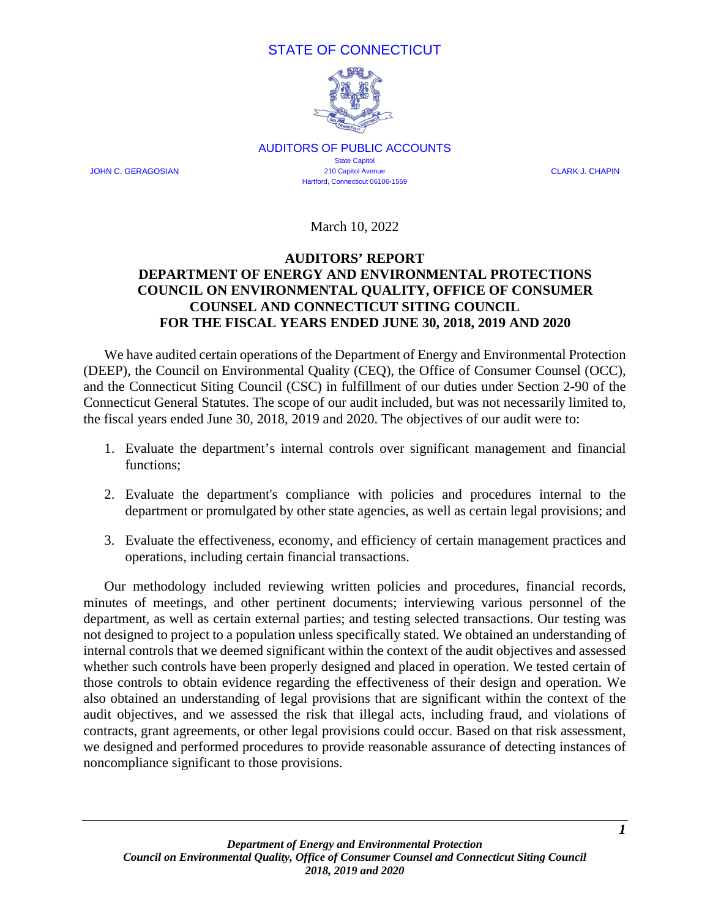STATE OF CONNECTICUT

AUDITORS OF PUBLIC ACCOUNTS

State Capitol
210 Capitol Avenue
Hartford, Connecticut 06106-1559

JOHN C. GERAGOSIAN

CLARK J. CHAPIN

March 10, 2022

# AUDITORS' REPORT
# DEPARTMENT OF ENERGY AND ENVIRONMENTAL PROTECTIONS COUNCIL ON ENVIRONMENTAL QUALITY, OFFICE OF CONSUMER COUNSEL AND CONNECTICUT SITING COUNCIL FOR THE FISCAL YEARS ENDED JUNE 30, 2018, 2019 AND 2020

We have audited certain operations of the Department of Energy and Environmental Protection (DEEP), the Council on Environmental Quality (CEQ), the Office of Consumer Counsel (OCC), and the Connecticut Siting Council (CSC) in fulfillment of our duties under Section 2-90 of the Connecticut General Statutes. The scope of our audit included, but was not necessarily limited to, the fiscal years ended June 30, 2018, 2019 and 2020. The objectives of our audit were to:

1. Evaluate the department's internal controls over significant management and financial functions;

2. Evaluate the department's compliance with policies and procedures internal to the department or promulgated by other state agencies, as well as certain legal provisions; and

3. Evaluate the effectiveness, economy, and efficiency of certain management practices and operations, including certain financial transactions.

Our methodology included reviewing written policies and procedures, financial records, minutes of meetings, and other pertinent documents; interviewing various personnel of the department, as well as certain external parties; and testing selected transactions. Our testing was not designed to project to a population unless specifically stated. We obtained an understanding of internal controls that we deemed significant within the context of the audit objectives and assessed whether such controls have been properly designed and placed in operation. We tested certain of those controls to obtain evidence regarding the effectiveness of their design and operation. We also obtained an understanding of legal provisions that are significant within the context of the audit objectives, and we assessed the risk that illegal acts, including fraud, and violations of contracts, grant agreements, or other legal provisions could occur. Based on that risk assessment, we designed and performed procedures to provide reasonable assurance of detecting instances of noncompliance significant to those provisions.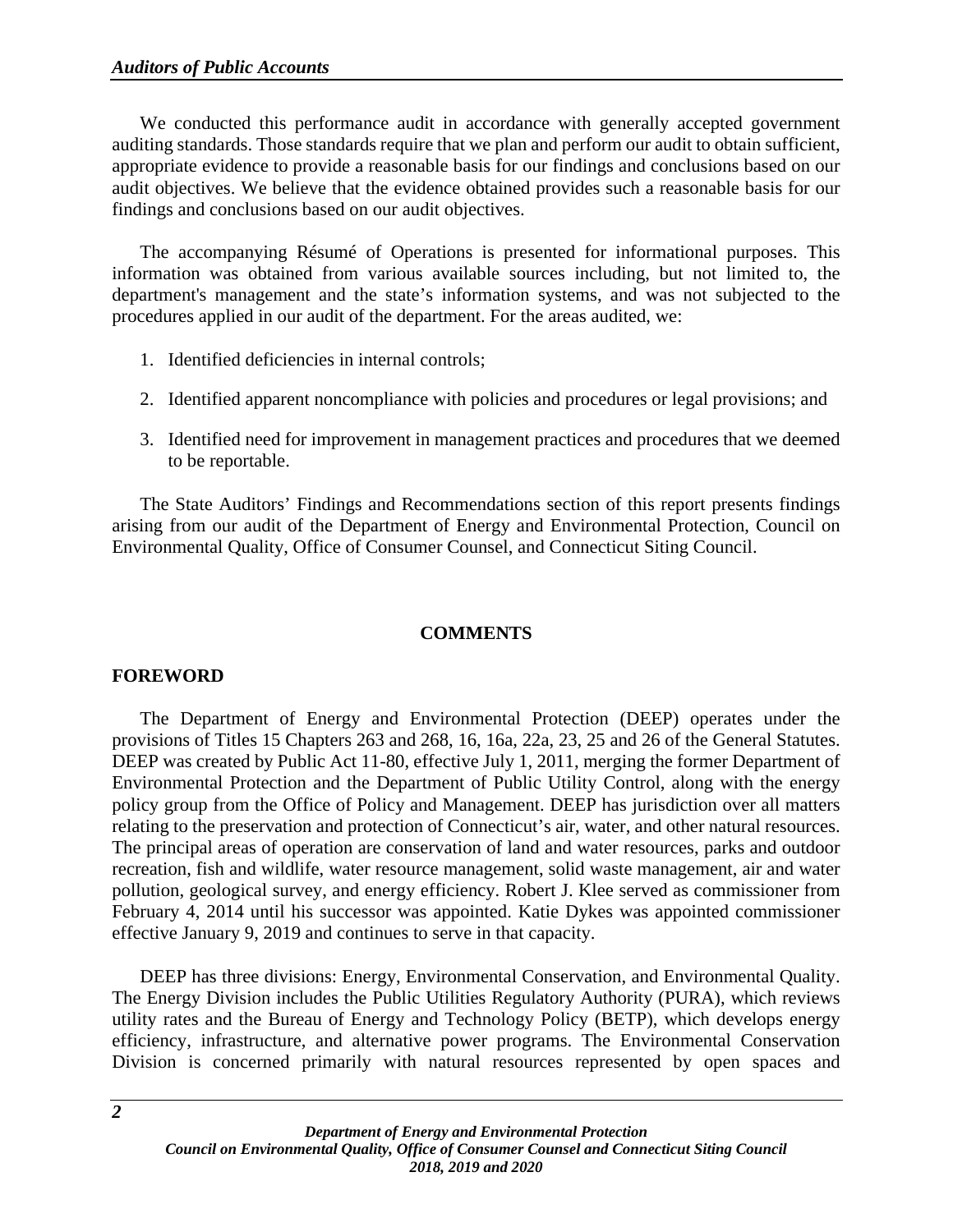We conducted this performance audit in accordance with generally accepted government auditing standards. Those standards require that we plan and perform our audit to obtain sufficient, appropriate evidence to provide a reasonable basis for our findings and conclusions based on our audit objectives. We believe that the evidence obtained provides such a reasonable basis for our findings and conclusions based on our audit objectives.

The accompanying Résumé of Operations is presented for informational purposes. This information was obtained from various available sources including, but not limited to, the department's management and the state's information systems, and was not subjected to the procedures applied in our audit of the department. For the areas audited, we:

1. Identified deficiencies in internal controls;
2. Identified apparent noncompliance with policies and procedures or legal provisions; and
3. Identified need for improvement in management practices and procedures that we deemed to be reportable.

The State Auditors' Findings and Recommendations section of this report presents findings arising from our audit of the Department of Energy and Environmental Protection, Council on Environmental Quality, Office of Consumer Counsel, and Connecticut Siting Council.

## COMMENTS

### FOREWORD

The Department of Energy and Environmental Protection (DEEP) operates under the provisions of Titles 15 Chapters 263 and 268, 16, 16a, 22a, 23, 25 and 26 of the General Statutes. DEEP was created by Public Act 11-80, effective July 1, 2011, merging the former Department of Environmental Protection and the Department of Public Utility Control, along with the energy policy group from the Office of Policy and Management. DEEP has jurisdiction over all matters relating to the preservation and protection of Connecticut's air, water, and other natural resources. The principal areas of operation are conservation of land and water resources, parks and outdoor recreation, fish and wildlife, water resource management, solid waste management, air and water pollution, geological survey, and energy efficiency. Robert J. Klee served as commissioner from February 4, 2014 until his successor was appointed. Katie Dykes was appointed commissioner effective January 9, 2019 and continues to serve in that capacity.

DEEP has three divisions: Energy, Environmental Conservation, and Environmental Quality. The Energy Division includes the Public Utilities Regulatory Authority (PURA), which reviews utility rates and the Bureau of Energy and Technology Policy (BETP), which develops energy efficiency, infrastructure, and alternative power programs. The Environmental Conservation Division is concerned primarily with natural resources represented by open spaces and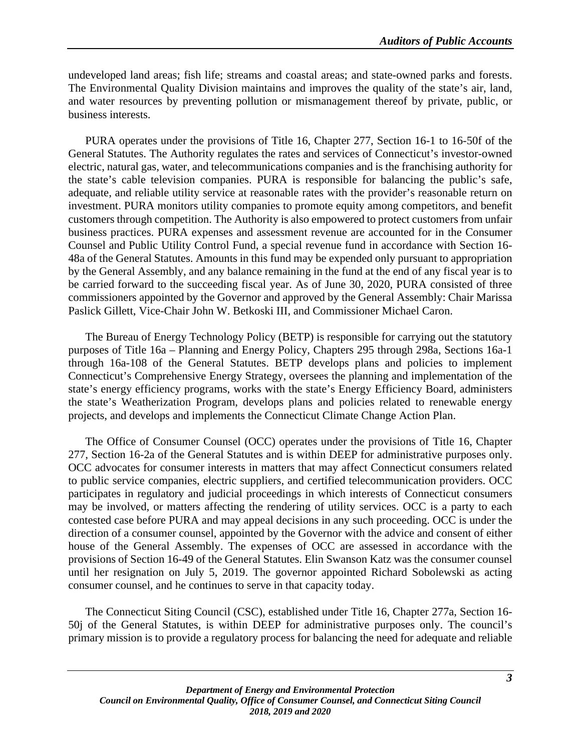undeveloped land areas; fish life; streams and coastal areas; and state-owned parks and forests. The Environmental Quality Division maintains and improves the quality of the state's air, land, and water resources by preventing pollution or mismanagement thereof by private, public, or business interests.

PURA operates under the provisions of Title 16, Chapter 277, Section 16-1 to 16-50f of the General Statutes. The Authority regulates the rates and services of Connecticut's investor-owned electric, natural gas, water, and telecommunications companies and is the franchising authority for the state's cable television companies. PURA is responsible for balancing the public's safe, adequate, and reliable utility service at reasonable rates with the provider's reasonable return on investment. PURA monitors utility companies to promote equity among competitors, and benefit customers through competition. The Authority is also empowered to protect customers from unfair business practices. PURA expenses and assessment revenue are accounted for in the Consumer Counsel and Public Utility Control Fund, a special revenue fund in accordance with Section 16-48a of the General Statutes. Amounts in this fund may be expended only pursuant to appropriation by the General Assembly, and any balance remaining in the fund at the end of any fiscal year is to be carried forward to the succeeding fiscal year. As of June 30, 2020, PURA consisted of three commissioners appointed by the Governor and approved by the General Assembly: Chair Marissa Paslick Gillett, Vice-Chair John W. Betkoski III, and Commissioner Michael Caron.

The Bureau of Energy Technology Policy (BETP) is responsible for carrying out the statutory purposes of Title 16a – Planning and Energy Policy, Chapters 295 through 298a, Sections 16a-1 through 16a-108 of the General Statutes. BETP develops plans and policies to implement Connecticut's Comprehensive Energy Strategy, oversees the planning and implementation of the state's energy efficiency programs, works with the state's Energy Efficiency Board, administers the state's Weatherization Program, develops plans and policies related to renewable energy projects, and develops and implements the Connecticut Climate Change Action Plan.

The Office of Consumer Counsel (OCC) operates under the provisions of Title 16, Chapter 277, Section 16-2a of the General Statutes and is within DEEP for administrative purposes only. OCC advocates for consumer interests in matters that may affect Connecticut consumers related to public service companies, electric suppliers, and certified telecommunication providers. OCC participates in regulatory and judicial proceedings in which interests of Connecticut consumers may be involved, or matters affecting the rendering of utility services. OCC is a party to each contested case before PURA and may appeal decisions in any such proceeding. OCC is under the direction of a consumer counsel, appointed by the Governor with the advice and consent of either house of the General Assembly. The expenses of OCC are assessed in accordance with the provisions of Section 16-49 of the General Statutes. Elin Swanson Katz was the consumer counsel until her resignation on July 5, 2019. The governor appointed Richard Sobolewski as acting consumer counsel, and he continues to serve in that capacity today.

The Connecticut Siting Council (CSC), established under Title 16, Chapter 277a, Section 16-50j of the General Statutes, is within DEEP for administrative purposes only. The council's primary mission is to provide a regulatory process for balancing the need for adequate and reliable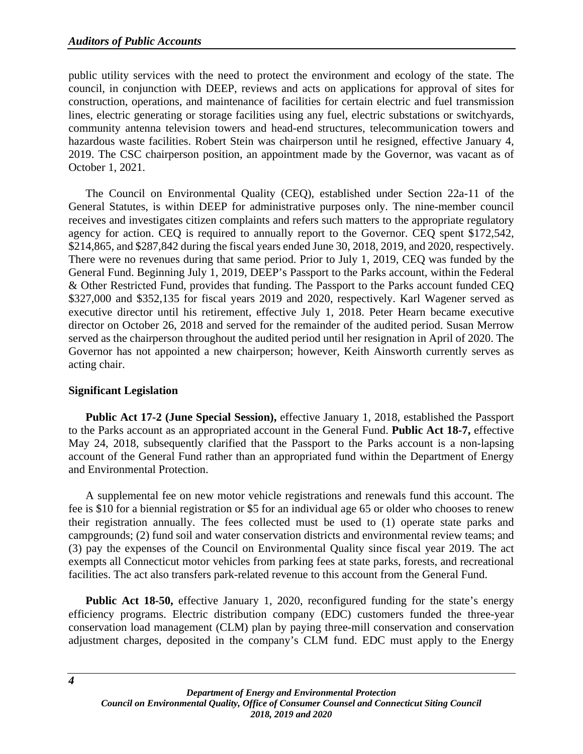public utility services with the need to protect the environment and ecology of the state. The council, in conjunction with DEEP, reviews and acts on applications for approval of sites for construction, operations, and maintenance of facilities for certain electric and fuel transmission lines, electric generating or storage facilities using any fuel, electric substations or switchyards, community antenna television towers and head-end structures, telecommunication towers and hazardous waste facilities. Robert Stein was chairperson until he resigned, effective January 4, 2019. The CSC chairperson position, an appointment made by the Governor, was vacant as of October 1, 2021.

The Council on Environmental Quality (CEQ), established under Section 22a-11 of the General Statutes, is within DEEP for administrative purposes only. The nine-member council receives and investigates citizen complaints and refers such matters to the appropriate regulatory agency for action. CEQ is required to annually report to the Governor. CEQ spent $172,542, $214,865, and $287,842 during the fiscal years ended June 30, 2018, 2019, and 2020, respectively. There were no revenues during that same period. Prior to July 1, 2019, CEQ was funded by the General Fund. Beginning July 1, 2019, DEEP's Passport to the Parks account, within the Federal & Other Restricted Fund, provides that funding. The Passport to the Parks account funded CEQ $327,000 and $352,135 for fiscal years 2019 and 2020, respectively. Karl Wagener served as executive director until his retirement, effective July 1, 2018. Peter Hearn became executive director on October 26, 2018 and served for the remainder of the audited period. Susan Merrow served as the chairperson throughout the audited period until her resignation in April of 2020. The Governor has not appointed a new chairperson; however, Keith Ainsworth currently serves as acting chair.

**Significant Legislation**

**Public Act 17-2 (June Special Session),** effective January 1, 2018, established the Passport to the Parks account as an appropriated account in the General Fund. **Public Act 18-7,** effective May 24, 2018, subsequently clarified that the Passport to the Parks account is a non-lapsing account of the General Fund rather than an appropriated fund within the Department of Energy and Environmental Protection.

A supplemental fee on new motor vehicle registrations and renewals fund this account. The fee is $10 for a biennial registration or $5 for an individual age 65 or older who chooses to renew their registration annually. The fees collected must be used to (1) operate state parks and campgrounds; (2) fund soil and water conservation districts and environmental review teams; and (3) pay the expenses of the Council on Environmental Quality since fiscal year 2019. The act exempts all Connecticut motor vehicles from parking fees at state parks, forests, and recreational facilities. The act also transfers park-related revenue to this account from the General Fund.

**Public Act 18-50,** effective January 1, 2020, reconfigured funding for the state's energy efficiency programs. Electric distribution company (EDC) customers funded the three-year conservation load management (CLM) plan by paying three-mill conservation and conservation adjustment charges, deposited in the company's CLM fund. EDC must apply to the Energy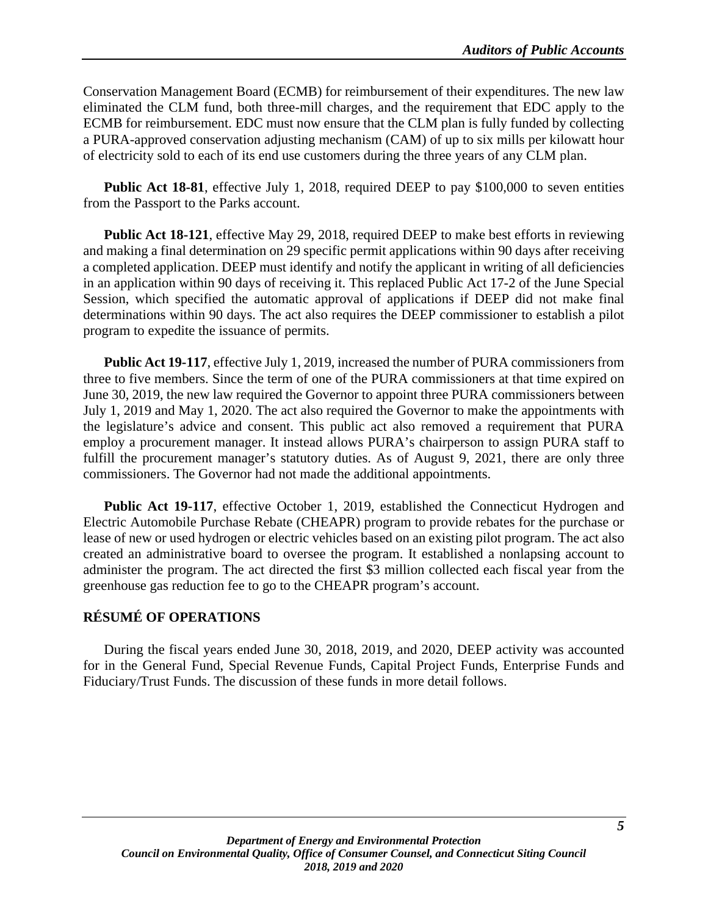Conservation Management Board (ECMB) for reimbursement of their expenditures. The new law eliminated the CLM fund, both three-mill charges, and the requirement that EDC apply to the ECMB for reimbursement. EDC must now ensure that the CLM plan is fully funded by collecting a PURA-approved conservation adjusting mechanism (CAM) of up to six mills per kilowatt hour of electricity sold to each of its end use customers during the three years of any CLM plan.

**Public Act 18-81**, effective July 1, 2018, required DEEP to pay $100,000 to seven entities from the Passport to the Parks account.

**Public Act 18-121**, effective May 29, 2018, required DEEP to make best efforts in reviewing and making a final determination on 29 specific permit applications within 90 days after receiving a completed application. DEEP must identify and notify the applicant in writing of all deficiencies in an application within 90 days of receiving it. This replaced Public Act 17-2 of the June Special Session, which specified the automatic approval of applications if DEEP did not make final determinations within 90 days. The act also requires the DEEP commissioner to establish a pilot program to expedite the issuance of permits.

**Public Act 19-117**, effective July 1, 2019, increased the number of PURA commissioners from three to five members. Since the term of one of the PURA commissioners at that time expired on June 30, 2019, the new law required the Governor to appoint three PURA commissioners between July 1, 2019 and May 1, 2020. The act also required the Governor to make the appointments with the legislature's advice and consent. This public act also removed a requirement that PURA employ a procurement manager. It instead allows PURA's chairperson to assign PURA staff to fulfill the procurement manager's statutory duties. As of August 9, 2021, there are only three commissioners. The Governor had not made the additional appointments.

**Public Act 19-117**, effective October 1, 2019, established the Connecticut Hydrogen and Electric Automobile Purchase Rebate (CHEAPR) program to provide rebates for the purchase or lease of new or used hydrogen or electric vehicles based on an existing pilot program. The act also created an administrative board to oversee the program. It established a nonlapsing account to administer the program. The act directed the first $3 million collected each fiscal year from the greenhouse gas reduction fee to go to the CHEAPR program's account.

## RÉSUMÉ OF OPERATIONS

During the fiscal years ended June 30, 2018, 2019, and 2020, DEEP activity was accounted for in the General Fund, Special Revenue Funds, Capital Project Funds, Enterprise Funds and Fiduciary/Trust Funds. The discussion of these funds in more detail follows.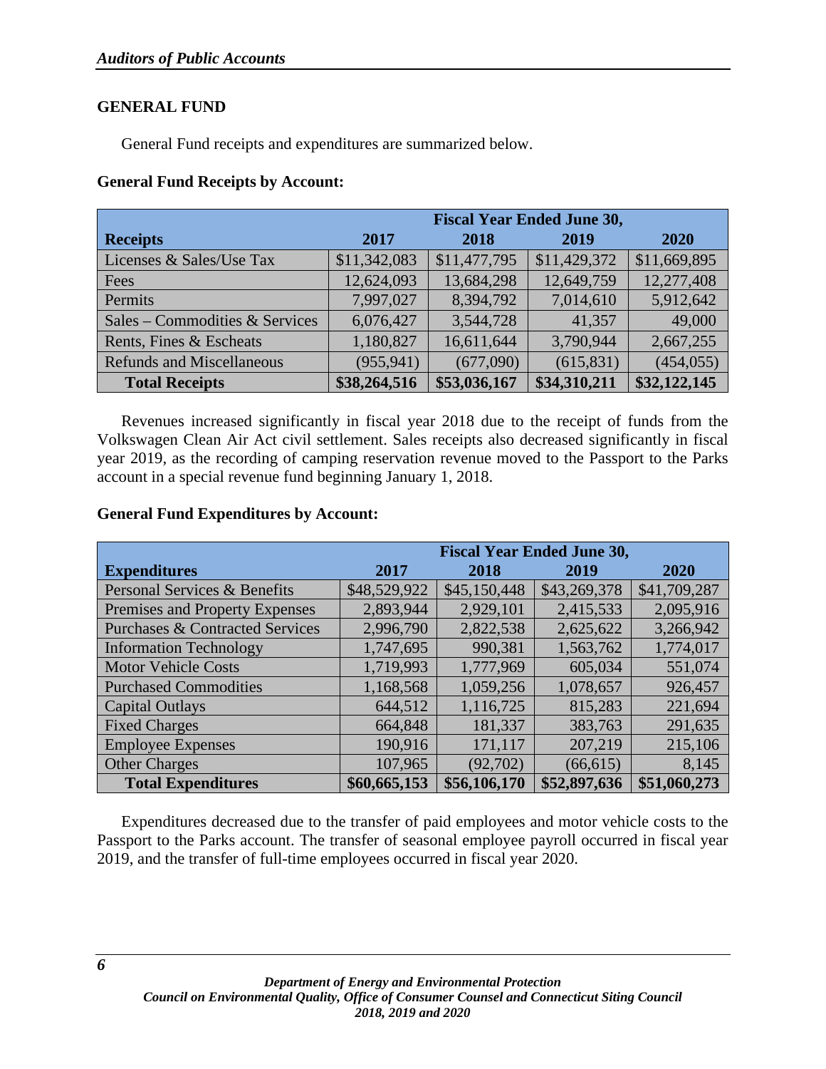## GENERAL FUND

General Fund receipts and expenditures are summarized below.

**General Fund Receipts by Account:**

| Receipts | Fiscal Year Ended June 30, 2017 | 2018 | 2019 | 2020 |
|---|---|---|---|---|
| Licenses & Sales/Use Tax | $11,342,083 | $11,477,795 | $11,429,372 | $11,669,895 |
| Fees | 12,624,093 | 13,684,298 | 12,649,759 | 12,277,408 |
| Permits | 7,997,027 | 8,394,792 | 7,014,610 | 5,912,642 |
| Sales – Commodities & Services | 6,076,427 | 3,544,728 | 41,357 | 49,000 |
| Rents, Fines & Escheats | 1,180,827 | 16,611,644 | 3,790,944 | 2,667,255 |
| Refunds and Miscellaneous | (955,941) | (677,090) | (615,831) | (454,055) |
| **Total Receipts** | **$38,264,516** | **$53,036,167** | **$34,310,211** | **$32,122,145** |

Revenues increased significantly in fiscal year 2018 due to the receipt of funds from the Volkswagen Clean Air Act civil settlement. Sales receipts also decreased significantly in fiscal year 2019, as the recording of camping reservation revenue moved to the Passport to the Parks account in a special revenue fund beginning January 1, 2018.

**General Fund Expenditures by Account:**

| Expenditures | Fiscal Year Ended June 30, 2017 | 2018 | 2019 | 2020 |
|---|---|---|---|---|
| Personal Services & Benefits | $48,529,922 | $45,150,448 | $43,269,378 | $41,709,287 |
| Premises and Property Expenses | 2,893,944 | 2,929,101 | 2,415,533 | 2,095,916 |
| Purchases & Contracted Services | 2,996,790 | 2,822,538 | 2,625,622 | 3,266,942 |
| Information Technology | 1,747,695 | 990,381 | 1,563,762 | 1,774,017 |
| Motor Vehicle Costs | 1,719,993 | 1,777,969 | 605,034 | 551,074 |
| Purchased Commodities | 1,168,568 | 1,059,256 | 1,078,657 | 926,457 |
| Capital Outlays | 644,512 | 1,116,725 | 815,283 | 221,694 |
| Fixed Charges | 664,848 | 181,337 | 383,763 | 291,635 |
| Employee Expenses | 190,916 | 171,117 | 207,219 | 215,106 |
| Other Charges | 107,965 | (92,702) | (66,615) | 8,145 |
| **Total Expenditures** | **$60,665,153** | **$56,106,170** | **$52,897,636** | **$51,060,273** |

Expenditures decreased due to the transfer of paid employees and motor vehicle costs to the Passport to the Parks account. The transfer of seasonal employee payroll occurred in fiscal year 2019, and the transfer of full-time employees occurred in fiscal year 2020.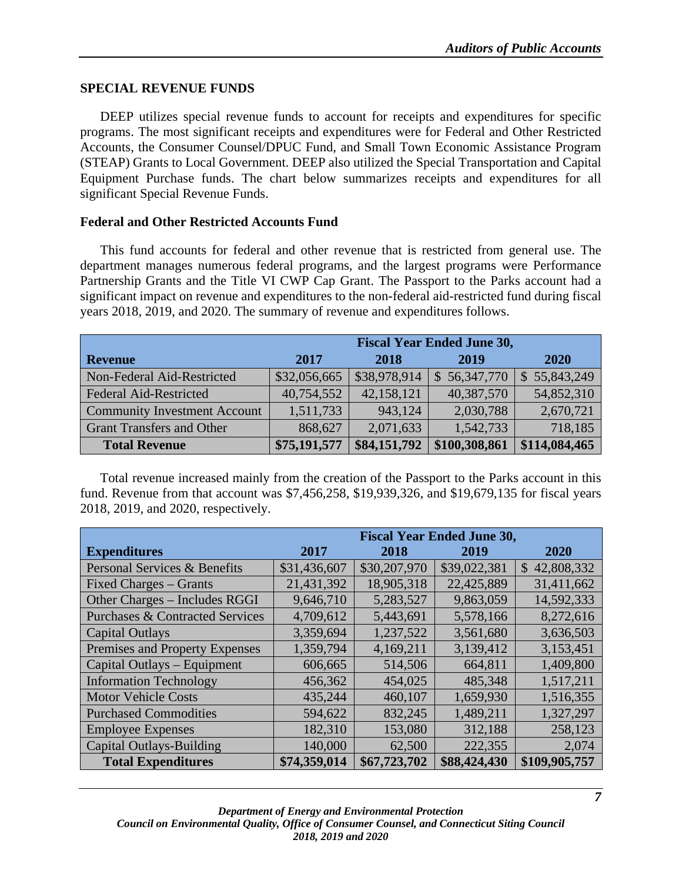## SPECIAL REVENUE FUNDS

DEEP utilizes special revenue funds to account for receipts and expenditures for specific programs. The most significant receipts and expenditures were for Federal and Other Restricted Accounts, the Consumer Counsel/DPUC Fund, and Small Town Economic Assistance Program (STEAP) Grants to Local Government. DEEP also utilized the Special Transportation and Capital Equipment Purchase funds. The chart below summarizes receipts and expenditures for all significant Special Revenue Funds.

### Federal and Other Restricted Accounts Fund

This fund accounts for federal and other revenue that is restricted from general use. The department manages numerous federal programs, and the largest programs were Performance Partnership Grants and the Title VI CWP Cap Grant. The Passport to the Parks account had a significant impact on revenue and expenditures to the non-federal aid-restricted fund during fiscal years 2018, 2019, and 2020. The summary of revenue and expenditures follows.

| | Fiscal Year Ended June 30, | | | |
|---|---|---|---|---|
| **Revenue** | **2017** | **2018** | **2019** | **2020** |
| Non-Federal Aid-Restricted | $32,056,665 | $38,978,914 | $ 56,347,770 | $ 55,843,249 |
| Federal Aid-Restricted | 40,754,552 | 42,158,121 | 40,387,570 | 54,852,310 |
| Community Investment Account | 1,511,733 | 943,124 | 2,030,788 | 2,670,721 |
| Grant Transfers and Other | 868,627 | 2,071,633 | 1,542,733 | 718,185 |
| **Total Revenue** | **$75,191,577** | **$84,151,792** | **$100,308,861** | **$114,084,465** |

Total revenue increased mainly from the creation of the Passport to the Parks account in this fund. Revenue from that account was $7,456,258, $19,939,326, and $19,679,135 for fiscal years 2018, 2019, and 2020, respectively.

| | Fiscal Year Ended June 30, | | | |
|---|---|---|---|---|
| **Expenditures** | **2017** | **2018** | **2019** | **2020** |
| Personal Services & Benefits | $31,436,607 | $30,207,970 | $39,022,381 | $ 42,808,332 |
| Fixed Charges – Grants | 21,431,392 | 18,905,318 | 22,425,889 | 31,411,662 |
| Other Charges – Includes RGGI | 9,646,710 | 5,283,527 | 9,863,059 | 14,592,333 |
| Purchases & Contracted Services | 4,709,612 | 5,443,691 | 5,578,166 | 8,272,616 |
| Capital Outlays | 3,359,694 | 1,237,522 | 3,561,680 | 3,636,503 |
| Premises and Property Expenses | 1,359,794 | 4,169,211 | 3,139,412 | 3,153,451 |
| Capital Outlays – Equipment | 606,665 | 514,506 | 664,811 | 1,409,800 |
| Information Technology | 456,362 | 454,025 | 485,348 | 1,517,211 |
| Motor Vehicle Costs | 435,244 | 460,107 | 1,659,930 | 1,516,355 |
| Purchased Commodities | 594,622 | 832,245 | 1,489,211 | 1,327,297 |
| Employee Expenses | 182,310 | 153,080 | 312,188 | 258,123 |
| Capital Outlays-Building | 140,000 | 62,500 | 222,355 | 2,074 |
| **Total Expenditures** | **$74,359,014** | **$67,723,702** | **$88,424,430** | **$109,905,757** |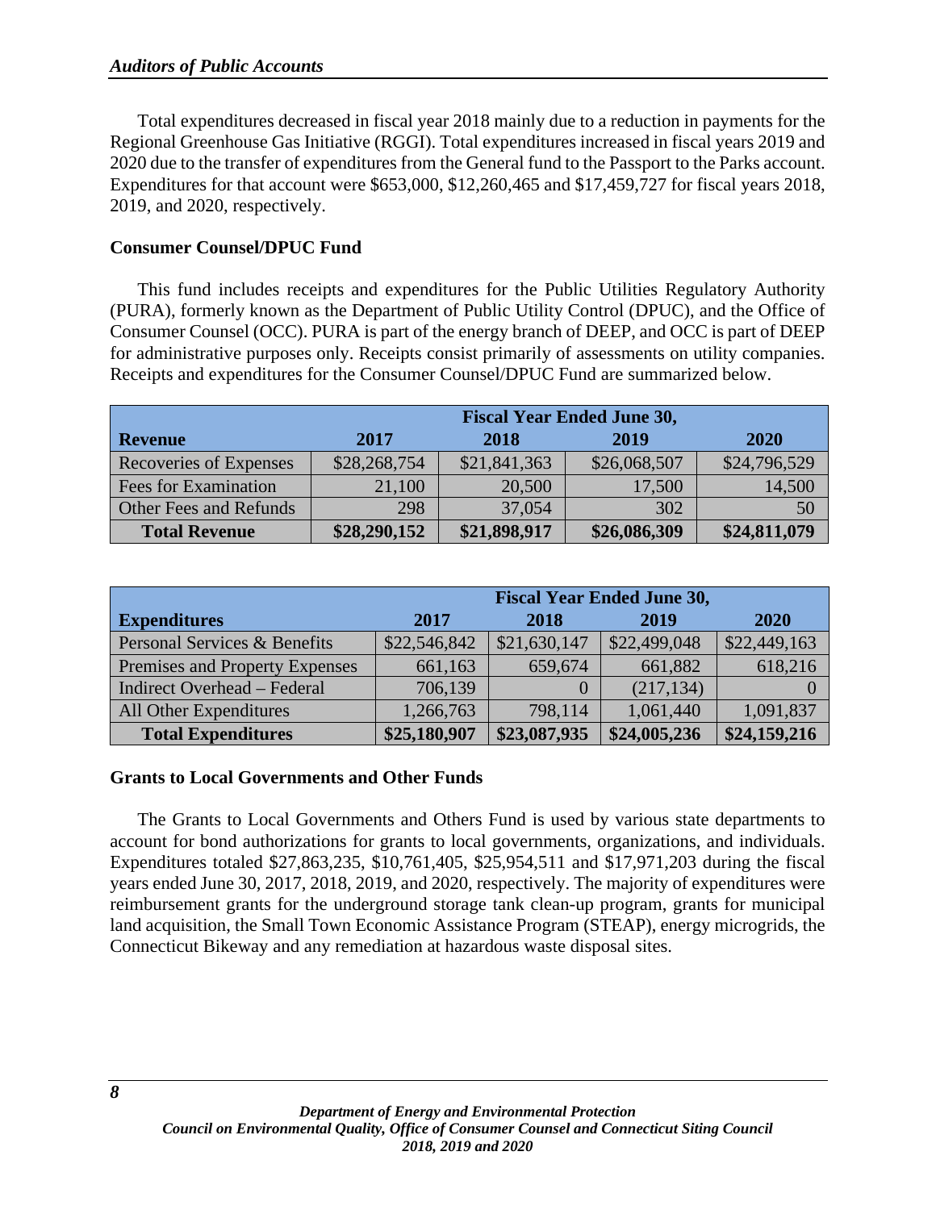Total expenditures decreased in fiscal year 2018 mainly due to a reduction in payments for the Regional Greenhouse Gas Initiative (RGGI). Total expenditures increased in fiscal years 2019 and 2020 due to the transfer of expenditures from the General fund to the Passport to the Parks account. Expenditures for that account were $653,000, $12,260,465 and $17,459,727 for fiscal years 2018, 2019, and 2020, respectively.

**Consumer Counsel/DPUC Fund**

This fund includes receipts and expenditures for the Public Utilities Regulatory Authority (PURA), formerly known as the Department of Public Utility Control (DPUC), and the Office of Consumer Counsel (OCC). PURA is part of the energy branch of DEEP, and OCC is part of DEEP for administrative purposes only. Receipts consist primarily of assessments on utility companies. Receipts and expenditures for the Consumer Counsel/DPUC Fund are summarized below.

| | Fiscal Year Ended June 30, | | | |
|---|---|---|---|---|
| **Revenue** | **2017** | **2018** | **2019** | **2020** |
| Recoveries of Expenses | $28,268,754 | $21,841,363 | $26,068,507 | $24,796,529 |
| Fees for Examination | 21,100 | 20,500 | 17,500 | 14,500 |
| Other Fees and Refunds | 298 | 37,054 | 302 | 50 |
| **Total Revenue** | **$28,290,152** | **$21,898,917** | **$26,086,309** | **$24,811,079** |

| | Fiscal Year Ended June 30, | | | |
|---|---|---|---|---|
| **Expenditures** | **2017** | **2018** | **2019** | **2020** |
| Personal Services & Benefits | $22,546,842 | $21,630,147 | $22,499,048 | $22,449,163 |
| Premises and Property Expenses | 661,163 | 659,674 | 661,882 | 618,216 |
| Indirect Overhead – Federal | 706,139 | 0 | (217,134) | 0 |
| All Other Expenditures | 1,266,763 | 798,114 | 1,061,440 | 1,091,837 |
| **Total Expenditures** | **$25,180,907** | **$23,087,935** | **$24,005,236** | **$24,159,216** |

**Grants to Local Governments and Other Funds**

The Grants to Local Governments and Others Fund is used by various state departments to account for bond authorizations for grants to local governments, organizations, and individuals. Expenditures totaled $27,863,235, $10,761,405, $25,954,511 and $17,971,203 during the fiscal years ended June 30, 2017, 2018, 2019, and 2020, respectively. The majority of expenditures were reimbursement grants for the underground storage tank clean-up program, grants for municipal land acquisition, the Small Town Economic Assistance Program (STEAP), energy microgrids, the Connecticut Bikeway and any remediation at hazardous waste disposal sites.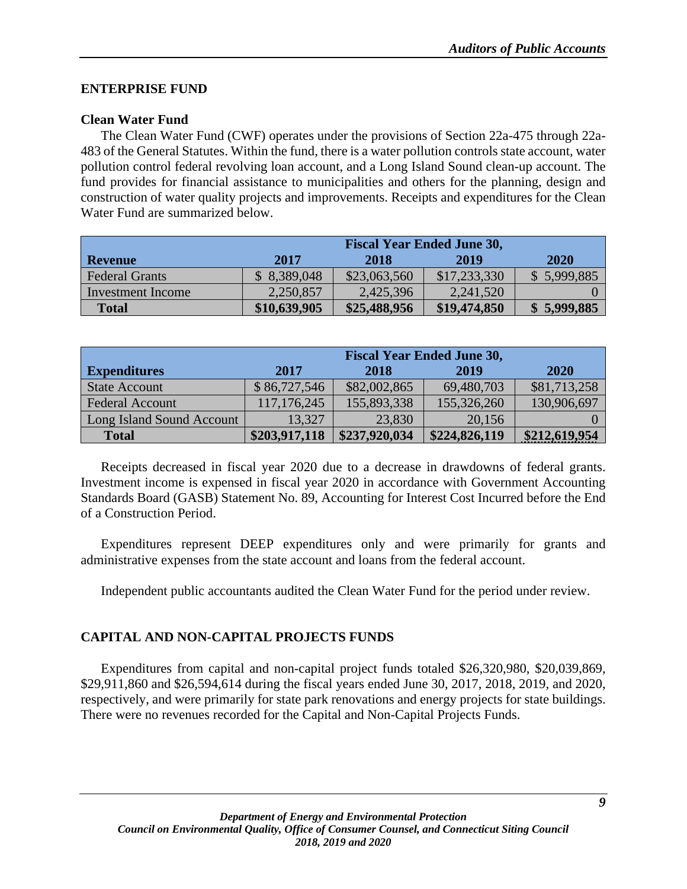## ENTERPRISE FUND

### Clean Water Fund

The Clean Water Fund (CWF) operates under the provisions of Section 22a-475 through 22a-483 of the General Statutes. Within the fund, there is a water pollution controls state account, water pollution control federal revolving loan account, and a Long Island Sound clean-up account. The fund provides for financial assistance to municipalities and others for the planning, design and construction of water quality projects and improvements. Receipts and expenditures for the Clean Water Fund are summarized below.

| | Fiscal Year Ended June 30, | | | |
|---|---|---|---|---|
| **Revenue** | **2017** | **2018** | **2019** | **2020** |
| Federal Grants | $ 8,389,048 | $23,063,560 | $17,233,330 | $ 5,999,885 |
| Investment Income | 2,250,857 | 2,425,396 | 2,241,520 | 0 |
| **Total** | **$10,639,905** | **$25,488,956** | **$19,474,850** | **$ 5,999,885** |

| | Fiscal Year Ended June 30, | | | |
|---|---|---|---|---|
| **Expenditures** | **2017** | **2018** | **2019** | **2020** |
| State Account | $ 86,727,546 | $82,002,865 | 69,480,703 | $81,713,258 |
| Federal Account | 117,176,245 | 155,893,338 | 155,326,260 | 130,906,697 |
| Long Island Sound Account | 13,327 | 23,830 | 20,156 | 0 |
| **Total** | **$203,917,118** | **$237,920,034** | **$224,826,119** | **$212,619,954** |

Receipts decreased in fiscal year 2020 due to a decrease in drawdowns of federal grants. Investment income is expensed in fiscal year 2020 in accordance with Government Accounting Standards Board (GASB) Statement No. 89, Accounting for Interest Cost Incurred before the End of a Construction Period.

Expenditures represent DEEP expenditures only and were primarily for grants and administrative expenses from the state account and loans from the federal account.

Independent public accountants audited the Clean Water Fund for the period under review.

## CAPITAL AND NON-CAPITAL PROJECTS FUNDS

Expenditures from capital and non-capital project funds totaled $26,320,980, $20,039,869, $29,911,860 and $26,594,614 during the fiscal years ended June 30, 2017, 2018, 2019, and 2020, respectively, and were primarily for state park renovations and energy projects for state buildings. There were no revenues recorded for the Capital and Non-Capital Projects Funds.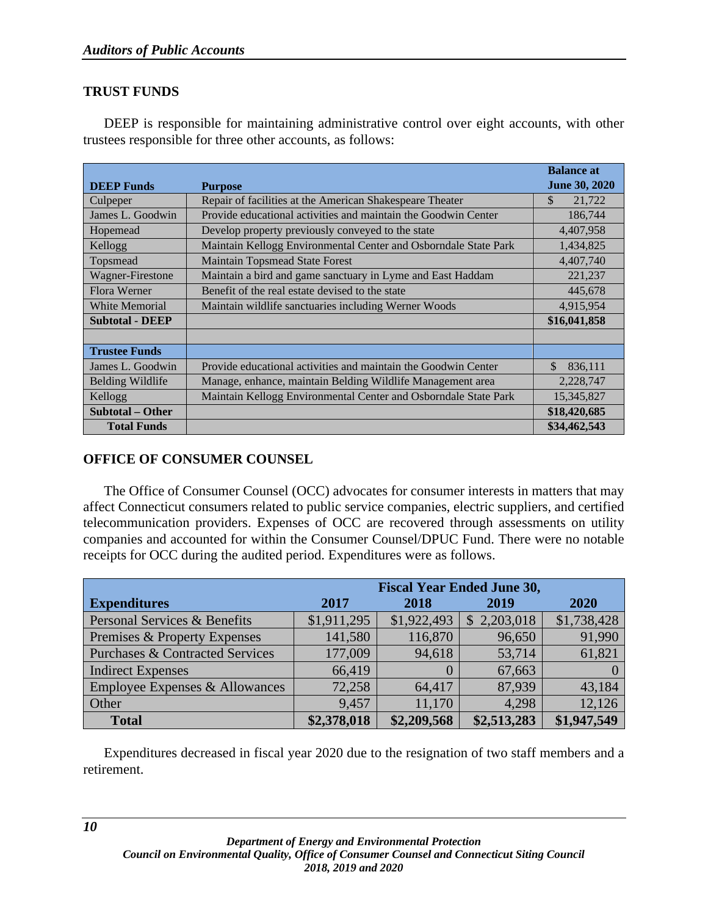## TRUST FUNDS

DEEP is responsible for maintaining administrative control over eight accounts, with other trustees responsible for three other accounts, as follows:

| DEEP Funds | Purpose | Balance at June 30, 2020 |
|---|---|---|
| Culpeper | Repair of facilities at the American Shakespeare Theater | $ 21,722 |
| James L. Goodwin | Provide educational activities and maintain the Goodwin Center | 186,744 |
| Hopemead | Develop property previously conveyed to the state | 4,407,958 |
| Kellogg | Maintain Kellogg Environmental Center and Osborndale State Park | 1,434,825 |
| Topsmead | Maintain Topsmead State Forest | 4,407,740 |
| Wagner-Firestone | Maintain a bird and game sanctuary in Lyme and East Haddam | 221,237 |
| Flora Werner | Benefit of the real estate devised to the state | 445,678 |
| White Memorial | Maintain wildlife sanctuaries including Werner Woods | 4,915,954 |
| **Subtotal - DEEP** | | **$16,041,858** |
| | | |
| **Trustee Funds** | | |
| James L. Goodwin | Provide educational activities and maintain the Goodwin Center | $ 836,111 |
| Belding Wildlife | Manage, enhance, maintain Belding Wildlife Management area | 2,228,747 |
| Kellogg | Maintain Kellogg Environmental Center and Osborndale State Park | 15,345,827 |
| **Subtotal – Other** | | **$18,420,685** |
| **Total Funds** | | **$34,462,543** |

## OFFICE OF CONSUMER COUNSEL

The Office of Consumer Counsel (OCC) advocates for consumer interests in matters that may affect Connecticut consumers related to public service companies, electric suppliers, and certified telecommunication providers. Expenses of OCC are recovered through assessments on utility companies and accounted for within the Consumer Counsel/DPUC Fund. There were no notable receipts for OCC during the audited period. Expenditures were as follows:

| | Fiscal Year Ended June 30, | | | |
|---|---|---|---|---|
| **Expenditures** | **2017** | **2018** | **2019** | **2020** |
| Personal Services & Benefits | $1,911,295 | $1,922,493 | $ 2,203,018 | $1,738,428 |
| Premises & Property Expenses | 141,580 | 116,870 | 96,650 | 91,990 |
| Purchases & Contracted Services | 177,009 | 94,618 | 53,714 | 61,821 |
| Indirect Expenses | 66,419 | 0 | 67,663 | 0 |
| Employee Expenses & Allowances | 72,258 | 64,417 | 87,939 | 43,184 |
| Other | 9,457 | 11,170 | 4,298 | 12,126 |
| **Total** | **$2,378,018** | **$2,209,568** | **$2,513,283** | **$1,947,549** |

Expenditures decreased in fiscal year 2020 due to the resignation of two staff members and a retirement.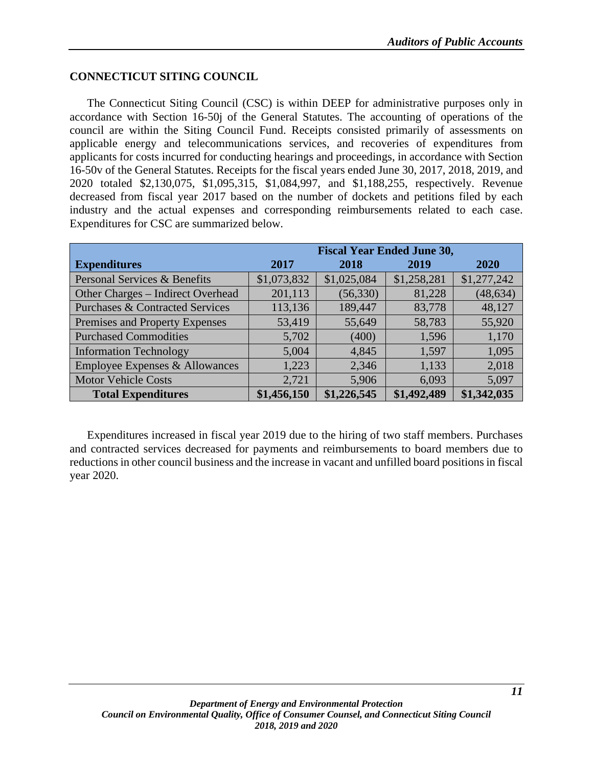## CONNECTICUT SITING COUNCIL

The Connecticut Siting Council (CSC) is within DEEP for administrative purposes only in accordance with Section 16-50j of the General Statutes. The accounting of operations of the council are within the Siting Council Fund. Receipts consisted primarily of assessments on applicable energy and telecommunications services, and recoveries of expenditures from applicants for costs incurred for conducting hearings and proceedings, in accordance with Section 16-50v of the General Statutes. Receipts for the fiscal years ended June 30, 2017, 2018, 2019, and 2020 totaled $2,130,075, $1,095,315, $1,084,997, and $1,188,255, respectively. Revenue decreased from fiscal year 2017 based on the number of dockets and petitions filed by each industry and the actual expenses and corresponding reimbursements related to each case. Expenditures for CSC are summarized below.

| | Fiscal Year Ended June 30, | | | |
|---|---|---|---|---|
| **Expenditures** | **2017** | **2018** | **2019** | **2020** |
| Personal Services & Benefits | $1,073,832 | $1,025,084 | $1,258,281 | $1,277,242 |
| Other Charges – Indirect Overhead | 201,113 | (56,330) | 81,228 | (48,634) |
| Purchases & Contracted Services | 113,136 | 189,447 | 83,778 | 48,127 |
| Premises and Property Expenses | 53,419 | 55,649 | 58,783 | 55,920 |
| Purchased Commodities | 5,702 | (400) | 1,596 | 1,170 |
| Information Technology | 5,004 | 4,845 | 1,597 | 1,095 |
| Employee Expenses & Allowances | 1,223 | 2,346 | 1,133 | 2,018 |
| Motor Vehicle Costs | 2,721 | 5,906 | 6,093 | 5,097 |
| **Total Expenditures** | **$1,456,150** | **$1,226,545** | **$1,492,489** | **$1,342,035** |

Expenditures increased in fiscal year 2019 due to the hiring of two staff members. Purchases and contracted services decreased for payments and reimbursements to board members due to reductions in other council business and the increase in vacant and unfilled board positions in fiscal year 2020.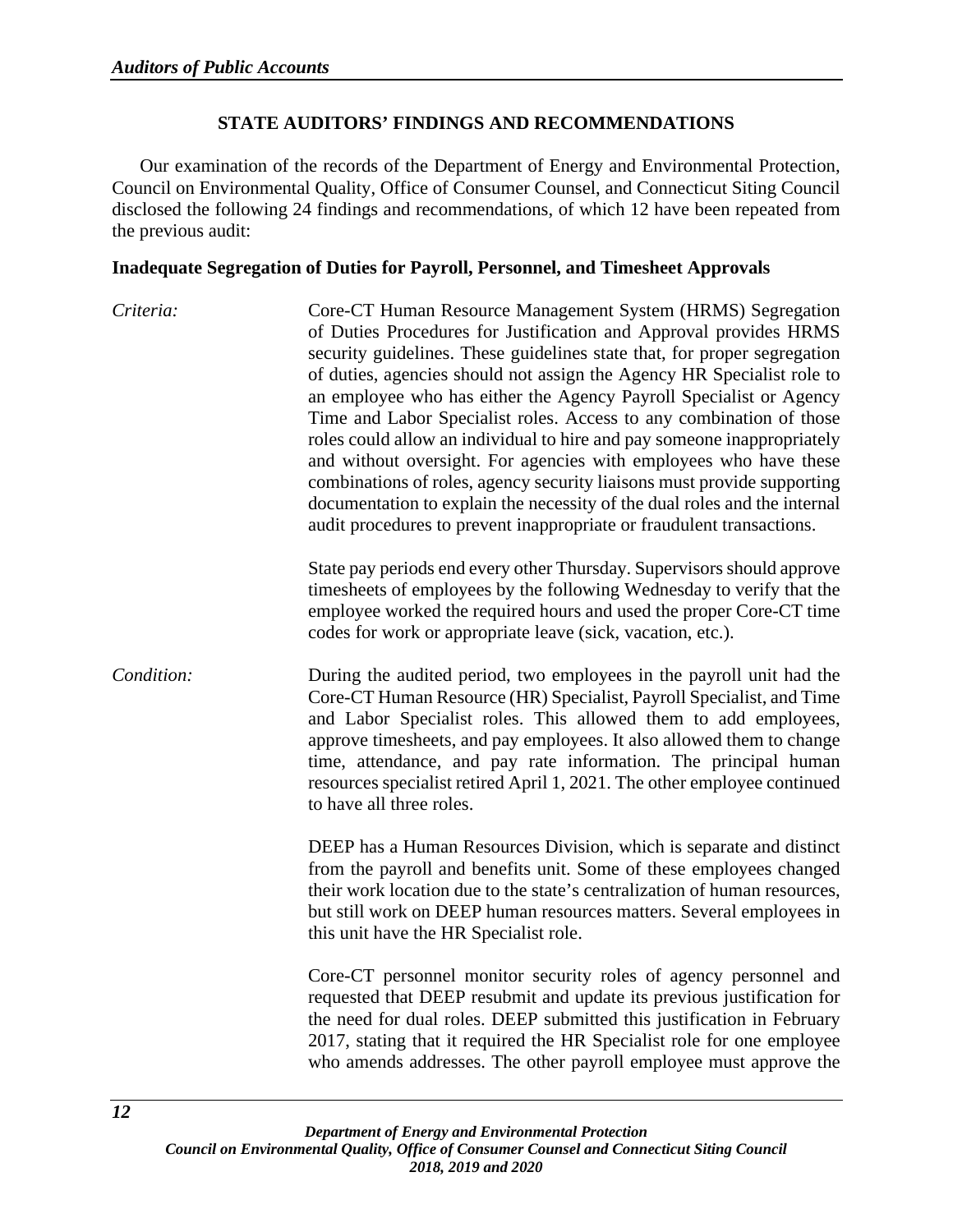## STATE AUDITORS' FINDINGS AND RECOMMENDATIONS

Our examination of the records of the Department of Energy and Environmental Protection, Council on Environmental Quality, Office of Consumer Counsel, and Connecticut Siting Council disclosed the following 24 findings and recommendations, of which 12 have been repeated from the previous audit:

### Inadequate Segregation of Duties for Payroll, Personnel, and Timesheet Approvals

*Criteria:* Core-CT Human Resource Management System (HRMS) Segregation of Duties Procedures for Justification and Approval provides HRMS security guidelines. These guidelines state that, for proper segregation of duties, agencies should not assign the Agency HR Specialist role to an employee who has either the Agency Payroll Specialist or Agency Time and Labor Specialist roles. Access to any combination of those roles could allow an individual to hire and pay someone inappropriately and without oversight. For agencies with employees who have these combinations of roles, agency security liaisons must provide supporting documentation to explain the necessity of the dual roles and the internal audit procedures to prevent inappropriate or fraudulent transactions.

State pay periods end every other Thursday. Supervisors should approve timesheets of employees by the following Wednesday to verify that the employee worked the required hours and used the proper Core-CT time codes for work or appropriate leave (sick, vacation, etc.).

*Condition:* During the audited period, two employees in the payroll unit had the Core-CT Human Resource (HR) Specialist, Payroll Specialist, and Time and Labor Specialist roles. This allowed them to add employees, approve timesheets, and pay employees. It also allowed them to change time, attendance, and pay rate information. The principal human resources specialist retired April 1, 2021. The other employee continued to have all three roles.

DEEP has a Human Resources Division, which is separate and distinct from the payroll and benefits unit. Some of these employees changed their work location due to the state's centralization of human resources, but still work on DEEP human resources matters. Several employees in this unit have the HR Specialist role.

Core-CT personnel monitor security roles of agency personnel and requested that DEEP resubmit and update its previous justification for the need for dual roles. DEEP submitted this justification in February 2017, stating that it required the HR Specialist role for one employee who amends addresses. The other payroll employee must approve the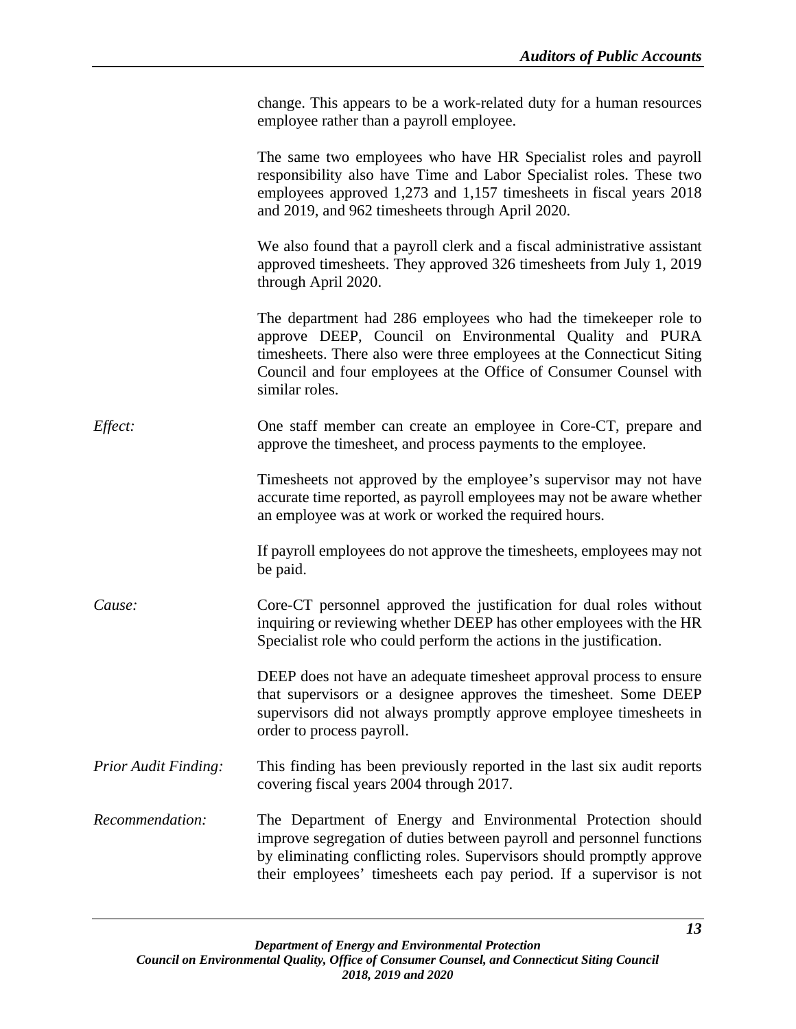change. This appears to be a work-related duty for a human resources employee rather than a payroll employee.

The same two employees who have HR Specialist roles and payroll responsibility also have Time and Labor Specialist roles. These two employees approved 1,273 and 1,157 timesheets in fiscal years 2018 and 2019, and 962 timesheets through April 2020.

We also found that a payroll clerk and a fiscal administrative assistant approved timesheets. They approved 326 timesheets from July 1, 2019 through April 2020.

The department had 286 employees who had the timekeeper role to approve DEEP, Council on Environmental Quality and PURA timesheets. There also were three employees at the Connecticut Siting Council and four employees at the Office of Consumer Counsel with similar roles.

*Effect:* One staff member can create an employee in Core-CT, prepare and approve the timesheet, and process payments to the employee.

Timesheets not approved by the employee's supervisor may not have accurate time reported, as payroll employees may not be aware whether an employee was at work or worked the required hours.

If payroll employees do not approve the timesheets, employees may not be paid.

*Cause:* Core-CT personnel approved the justification for dual roles without inquiring or reviewing whether DEEP has other employees with the HR Specialist role who could perform the actions in the justification.

DEEP does not have an adequate timesheet approval process to ensure that supervisors or a designee approves the timesheet. Some DEEP supervisors did not always promptly approve employee timesheets in order to process payroll.

*Prior Audit Finding:* This finding has been previously reported in the last six audit reports covering fiscal years 2004 through 2017.

*Recommendation:* The Department of Energy and Environmental Protection should improve segregation of duties between payroll and personnel functions by eliminating conflicting roles. Supervisors should promptly approve their employees' timesheets each pay period. If a supervisor is not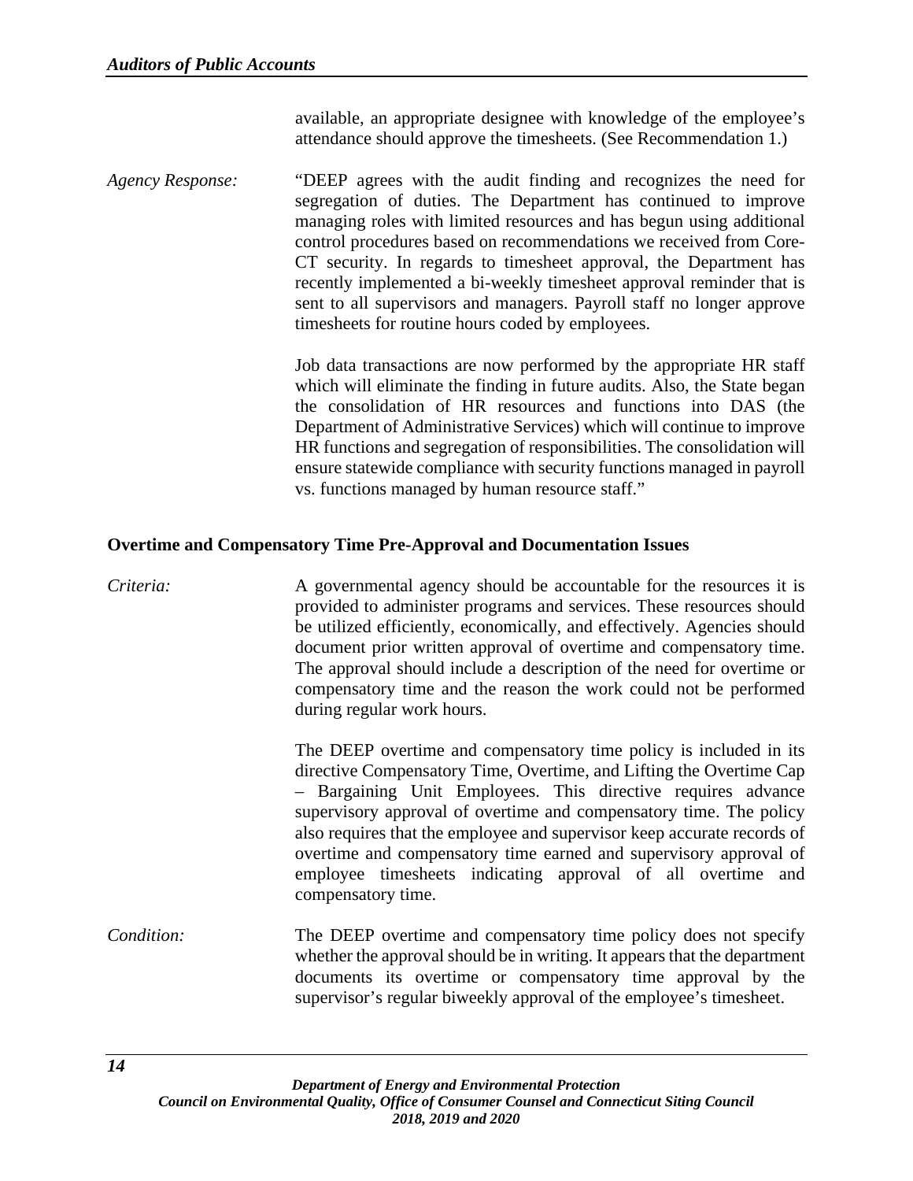available, an appropriate designee with knowledge of the employee's attendance should approve the timesheets. (See Recommendation 1.)

*Agency Response:* "DEEP agrees with the audit finding and recognizes the need for segregation of duties. The Department has continued to improve managing roles with limited resources and has begun using additional control procedures based on recommendations we received from Core-CT security. In regards to timesheet approval, the Department has recently implemented a bi-weekly timesheet approval reminder that is sent to all supervisors and managers. Payroll staff no longer approve timesheets for routine hours coded by employees.

Job data transactions are now performed by the appropriate HR staff which will eliminate the finding in future audits. Also, the State began the consolidation of HR resources and functions into DAS (the Department of Administrative Services) which will continue to improve HR functions and segregation of responsibilities. The consolidation will ensure statewide compliance with security functions managed in payroll vs. functions managed by human resource staff."

**Overtime and Compensatory Time Pre-Approval and Documentation Issues**

*Criteria:* A governmental agency should be accountable for the resources it is provided to administer programs and services. These resources should be utilized efficiently, economically, and effectively. Agencies should document prior written approval of overtime and compensatory time. The approval should include a description of the need for overtime or compensatory time and the reason the work could not be performed during regular work hours.

The DEEP overtime and compensatory time policy is included in its directive Compensatory Time, Overtime, and Lifting the Overtime Cap – Bargaining Unit Employees. This directive requires advance supervisory approval of overtime and compensatory time. The policy also requires that the employee and supervisor keep accurate records of overtime and compensatory time earned and supervisory approval of employee timesheets indicating approval of all overtime and compensatory time.

*Condition:* The DEEP overtime and compensatory time policy does not specify whether the approval should be in writing. It appears that the department documents its overtime or compensatory time approval by the supervisor's regular biweekly approval of the employee's timesheet.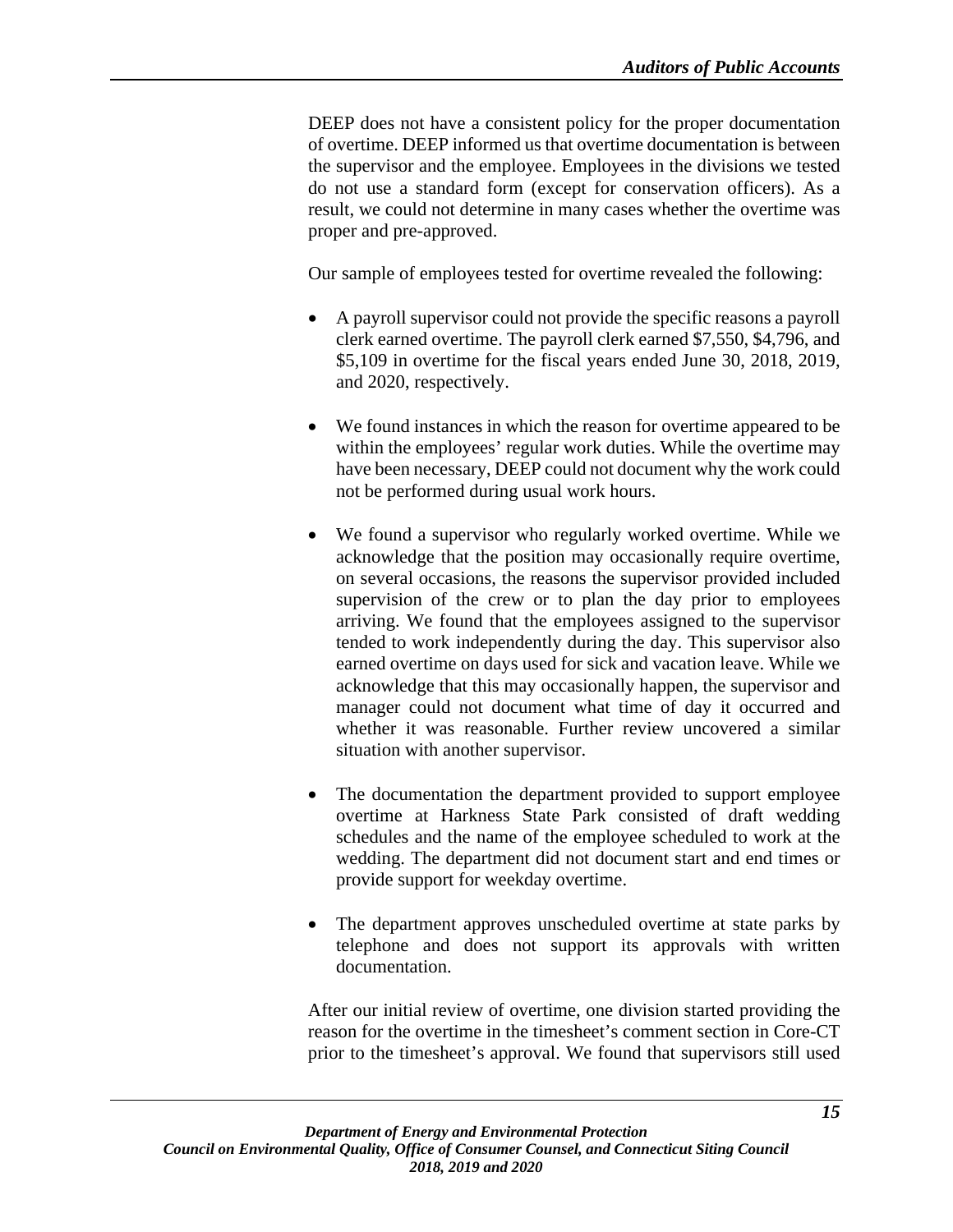DEEP does not have a consistent policy for the proper documentation of overtime. DEEP informed us that overtime documentation is between the supervisor and the employee. Employees in the divisions we tested do not use a standard form (except for conservation officers). As a result, we could not determine in many cases whether the overtime was proper and pre-approved.

Our sample of employees tested for overtime revealed the following:

- A payroll supervisor could not provide the specific reasons a payroll clerk earned overtime. The payroll clerk earned $7,550, $4,796, and $5,109 in overtime for the fiscal years ended June 30, 2018, 2019, and 2020, respectively.

- We found instances in which the reason for overtime appeared to be within the employees' regular work duties. While the overtime may have been necessary, DEEP could not document why the work could not be performed during usual work hours.

- We found a supervisor who regularly worked overtime. While we acknowledge that the position may occasionally require overtime, on several occasions, the reasons the supervisor provided included supervision of the crew or to plan the day prior to employees arriving. We found that the employees assigned to the supervisor tended to work independently during the day. This supervisor also earned overtime on days used for sick and vacation leave. While we acknowledge that this may occasionally happen, the supervisor and manager could not document what time of day it occurred and whether it was reasonable. Further review uncovered a similar situation with another supervisor.

- The documentation the department provided to support employee overtime at Harkness State Park consisted of draft wedding schedules and the name of the employee scheduled to work at the wedding. The department did not document start and end times or provide support for weekday overtime.

- The department approves unscheduled overtime at state parks by telephone and does not support its approvals with written documentation.

After our initial review of overtime, one division started providing the reason for the overtime in the timesheet's comment section in Core-CT prior to the timesheet's approval. We found that supervisors still used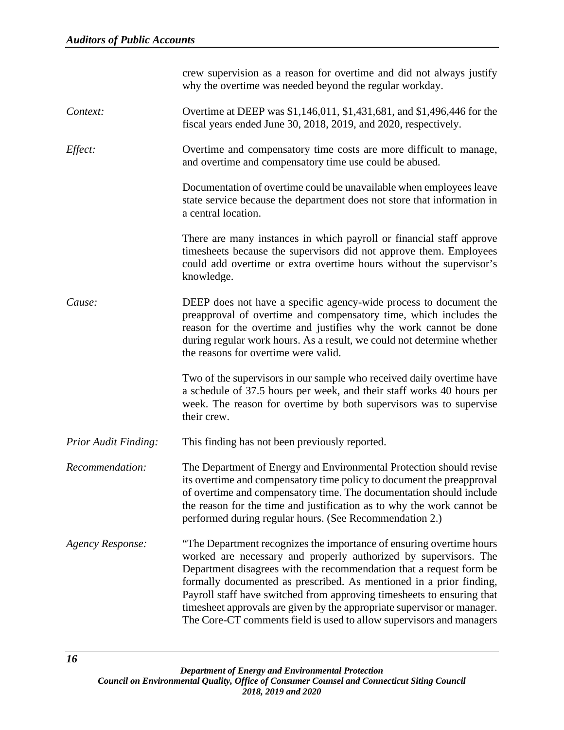crew supervision as a reason for overtime and did not always justify why the overtime was needed beyond the regular workday.

*Context:* Overtime at DEEP was $1,146,011, $1,431,681, and $1,496,446 for the fiscal years ended June 30, 2018, 2019, and 2020, respectively.

*Effect:* Overtime and compensatory time costs are more difficult to manage, and overtime and compensatory time use could be abused.

Documentation of overtime could be unavailable when employees leave state service because the department does not store that information in a central location.

There are many instances in which payroll or financial staff approve timesheets because the supervisors did not approve them. Employees could add overtime or extra overtime hours without the supervisor's knowledge.

*Cause:* DEEP does not have a specific agency-wide process to document the preapproval of overtime and compensatory time, which includes the reason for the overtime and justifies why the work cannot be done during regular work hours. As a result, we could not determine whether the reasons for overtime were valid.

Two of the supervisors in our sample who received daily overtime have a schedule of 37.5 hours per week, and their staff works 40 hours per week. The reason for overtime by both supervisors was to supervise their crew.

*Prior Audit Finding:* This finding has not been previously reported.

*Recommendation:* The Department of Energy and Environmental Protection should revise its overtime and compensatory time policy to document the preapproval of overtime and compensatory time. The documentation should include the reason for the time and justification as to why the work cannot be performed during regular hours. (See Recommendation 2.)

*Agency Response:* "The Department recognizes the importance of ensuring overtime hours worked are necessary and properly authorized by supervisors. The Department disagrees with the recommendation that a request form be formally documented as prescribed. As mentioned in a prior finding, Payroll staff have switched from approving timesheets to ensuring that timesheet approvals are given by the appropriate supervisor or manager. The Core-CT comments field is used to allow supervisors and managers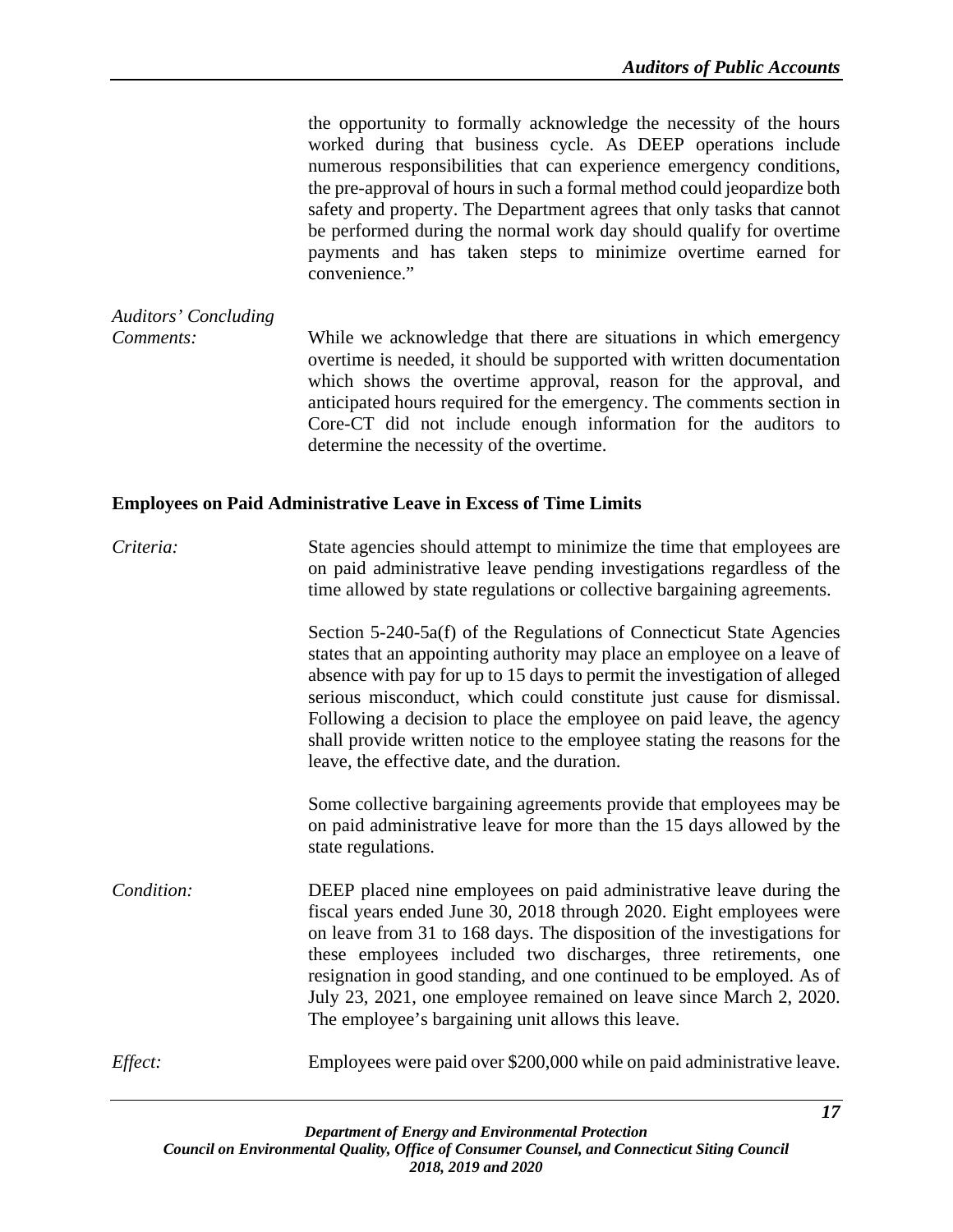the opportunity to formally acknowledge the necessity of the hours worked during that business cycle. As DEEP operations include numerous responsibilities that can experience emergency conditions, the pre-approval of hours in such a formal method could jeopardize both safety and property. The Department agrees that only tasks that cannot be performed during the normal work day should qualify for overtime payments and has taken steps to minimize overtime earned for convenience."

*Auditors' Concluding Comments:* While we acknowledge that there are situations in which emergency overtime is needed, it should be supported with written documentation which shows the overtime approval, reason for the approval, and anticipated hours required for the emergency. The comments section in Core-CT did not include enough information for the auditors to determine the necessity of the overtime.

**Employees on Paid Administrative Leave in Excess of Time Limits**

*Criteria:* State agencies should attempt to minimize the time that employees are on paid administrative leave pending investigations regardless of the time allowed by state regulations or collective bargaining agreements.

Section 5-240-5a(f) of the Regulations of Connecticut State Agencies states that an appointing authority may place an employee on a leave of absence with pay for up to 15 days to permit the investigation of alleged serious misconduct, which could constitute just cause for dismissal. Following a decision to place the employee on paid leave, the agency shall provide written notice to the employee stating the reasons for the leave, the effective date, and the duration.

Some collective bargaining agreements provide that employees may be on paid administrative leave for more than the 15 days allowed by the state regulations.

*Condition:* DEEP placed nine employees on paid administrative leave during the fiscal years ended June 30, 2018 through 2020. Eight employees were on leave from 31 to 168 days. The disposition of the investigations for these employees included two discharges, three retirements, one resignation in good standing, and one continued to be employed. As of July 23, 2021, one employee remained on leave since March 2, 2020. The employee's bargaining unit allows this leave.

*Effect:* Employees were paid over $200,000 while on paid administrative leave.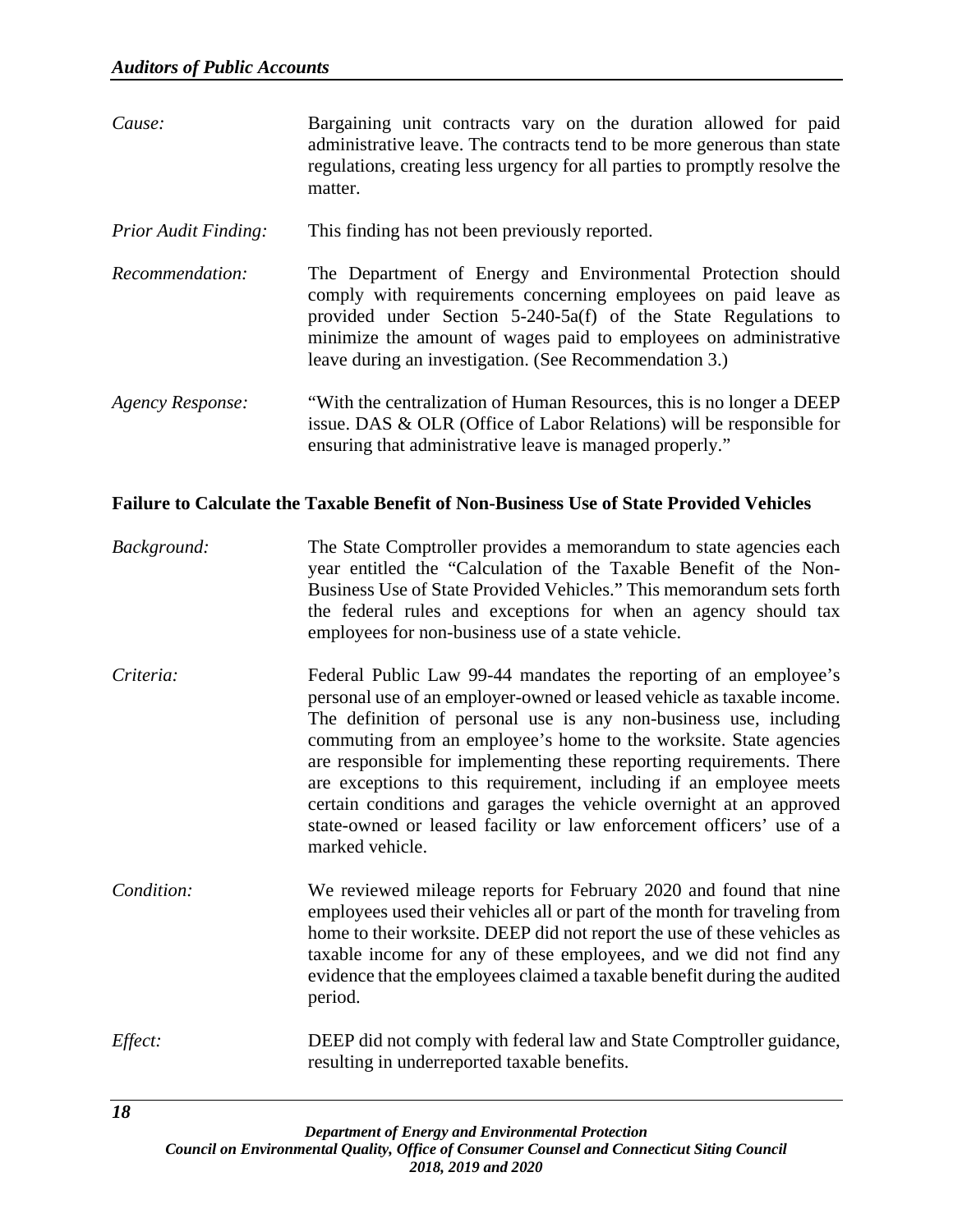*Cause:* Bargaining unit contracts vary on the duration allowed for paid administrative leave. The contracts tend to be more generous than state regulations, creating less urgency for all parties to promptly resolve the matter.

*Prior Audit Finding:* This finding has not been previously reported.

*Recommendation:* The Department of Energy and Environmental Protection should comply with requirements concerning employees on paid leave as provided under Section 5-240-5a(f) of the State Regulations to minimize the amount of wages paid to employees on administrative leave during an investigation. (See Recommendation 3.)

*Agency Response:* "With the centralization of Human Resources, this is no longer a DEEP issue. DAS & OLR (Office of Labor Relations) will be responsible for ensuring that administrative leave is managed properly."

**Failure to Calculate the Taxable Benefit of Non-Business Use of State Provided Vehicles**

*Background:* The State Comptroller provides a memorandum to state agencies each year entitled the "Calculation of the Taxable Benefit of the Non-Business Use of State Provided Vehicles." This memorandum sets forth the federal rules and exceptions for when an agency should tax employees for non-business use of a state vehicle.

*Criteria:* Federal Public Law 99-44 mandates the reporting of an employee's personal use of an employer-owned or leased vehicle as taxable income. The definition of personal use is any non-business use, including commuting from an employee's home to the worksite. State agencies are responsible for implementing these reporting requirements. There are exceptions to this requirement, including if an employee meets certain conditions and garages the vehicle overnight at an approved state-owned or leased facility or law enforcement officers' use of a marked vehicle.

*Condition:* We reviewed mileage reports for February 2020 and found that nine employees used their vehicles all or part of the month for traveling from home to their worksite. DEEP did not report the use of these vehicles as taxable income for any of these employees, and we did not find any evidence that the employees claimed a taxable benefit during the audited period.

*Effect:* DEEP did not comply with federal law and State Comptroller guidance, resulting in underreported taxable benefits.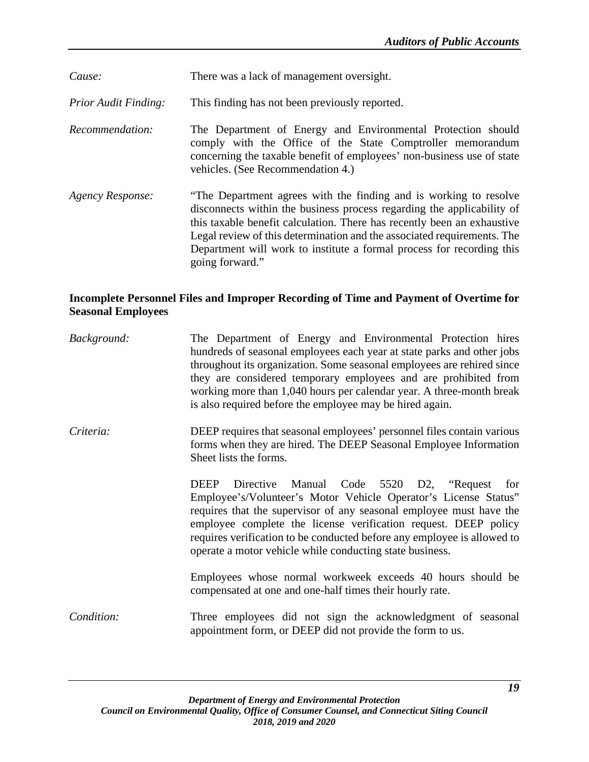*Cause:* There was a lack of management oversight.

*Prior Audit Finding:* This finding has not been previously reported.

*Recommendation:* The Department of Energy and Environmental Protection should comply with the Office of the State Comptroller memorandum concerning the taxable benefit of employees' non-business use of state vehicles. (See Recommendation 4.)

*Agency Response:* "The Department agrees with the finding and is working to resolve disconnects within the business process regarding the applicability of this taxable benefit calculation. There has recently been an exhaustive Legal review of this determination and the associated requirements. The Department will work to institute a formal process for recording this going forward."

**Incomplete Personnel Files and Improper Recording of Time and Payment of Overtime for Seasonal Employees**

*Background:* The Department of Energy and Environmental Protection hires hundreds of seasonal employees each year at state parks and other jobs throughout its organization. Some seasonal employees are rehired since they are considered temporary employees and are prohibited from working more than 1,040 hours per calendar year. A three-month break is also required before the employee may be hired again.

*Criteria:* DEEP requires that seasonal employees' personnel files contain various forms when they are hired. The DEEP Seasonal Employee Information Sheet lists the forms.

DEEP Directive Manual Code 5520 D2, "Request for Employee's/Volunteer's Motor Vehicle Operator's License Status" requires that the supervisor of any seasonal employee must have the employee complete the license verification request. DEEP policy requires verification to be conducted before any employee is allowed to operate a motor vehicle while conducting state business.

Employees whose normal workweek exceeds 40 hours should be compensated at one and one-half times their hourly rate.

*Condition:* Three employees did not sign the acknowledgment of seasonal appointment form, or DEEP did not provide the form to us.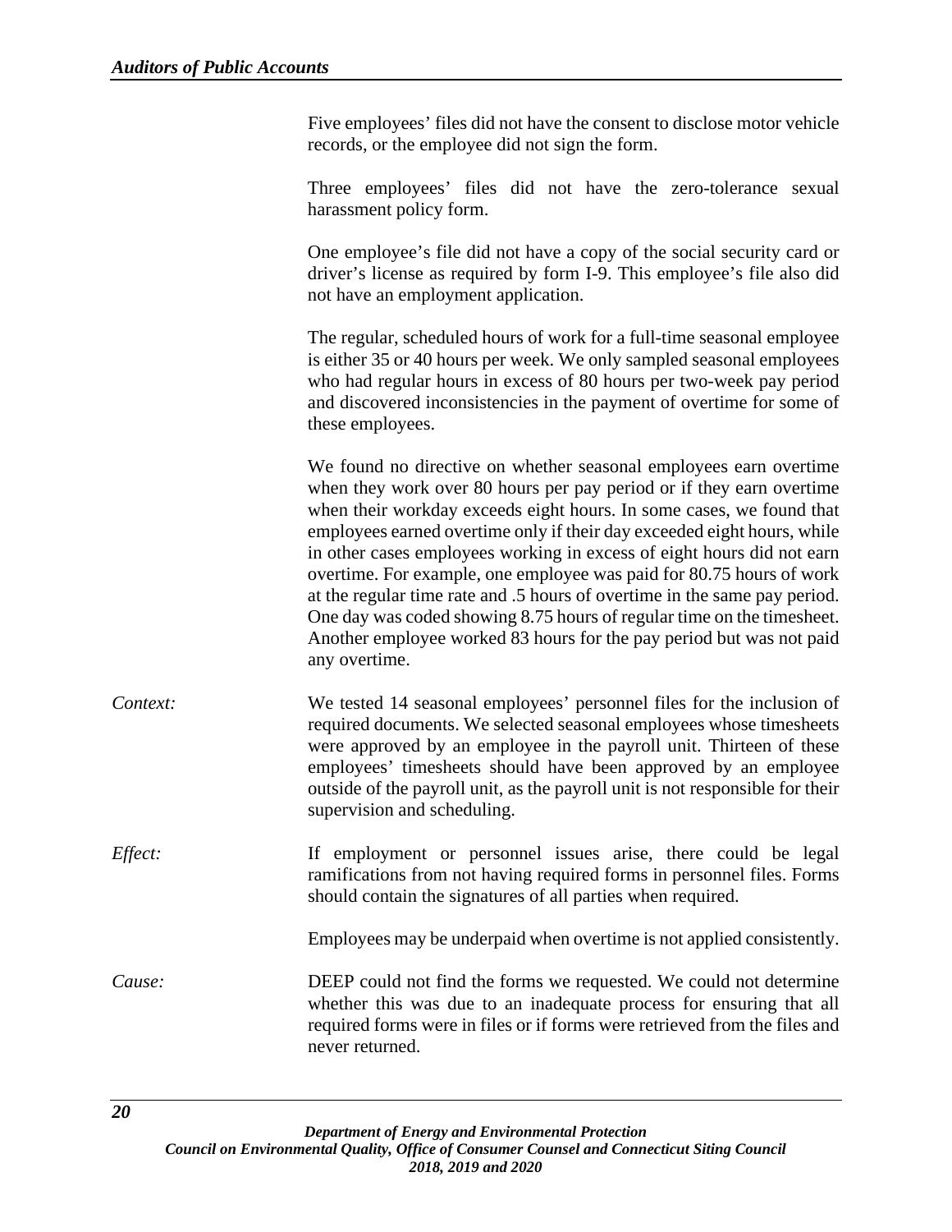Five employees' files did not have the consent to disclose motor vehicle records, or the employee did not sign the form.

Three employees' files did not have the zero-tolerance sexual harassment policy form.

One employee's file did not have a copy of the social security card or driver's license as required by form I-9. This employee's file also did not have an employment application.

The regular, scheduled hours of work for a full-time seasonal employee is either 35 or 40 hours per week. We only sampled seasonal employees who had regular hours in excess of 80 hours per two-week pay period and discovered inconsistencies in the payment of overtime for some of these employees.

We found no directive on whether seasonal employees earn overtime when they work over 80 hours per pay period or if they earn overtime when their workday exceeds eight hours. In some cases, we found that employees earned overtime only if their day exceeded eight hours, while in other cases employees working in excess of eight hours did not earn overtime. For example, one employee was paid for 80.75 hours of work at the regular time rate and .5 hours of overtime in the same pay period. One day was coded showing 8.75 hours of regular time on the timesheet. Another employee worked 83 hours for the pay period but was not paid any overtime.

*Context:* We tested 14 seasonal employees' personnel files for the inclusion of required documents. We selected seasonal employees whose timesheets were approved by an employee in the payroll unit. Thirteen of these employees' timesheets should have been approved by an employee outside of the payroll unit, as the payroll unit is not responsible for their supervision and scheduling.

*Effect:* If employment or personnel issues arise, there could be legal ramifications from not having required forms in personnel files. Forms should contain the signatures of all parties when required.

Employees may be underpaid when overtime is not applied consistently.

*Cause:* DEEP could not find the forms we requested. We could not determine whether this was due to an inadequate process for ensuring that all required forms were in files or if forms were retrieved from the files and never returned.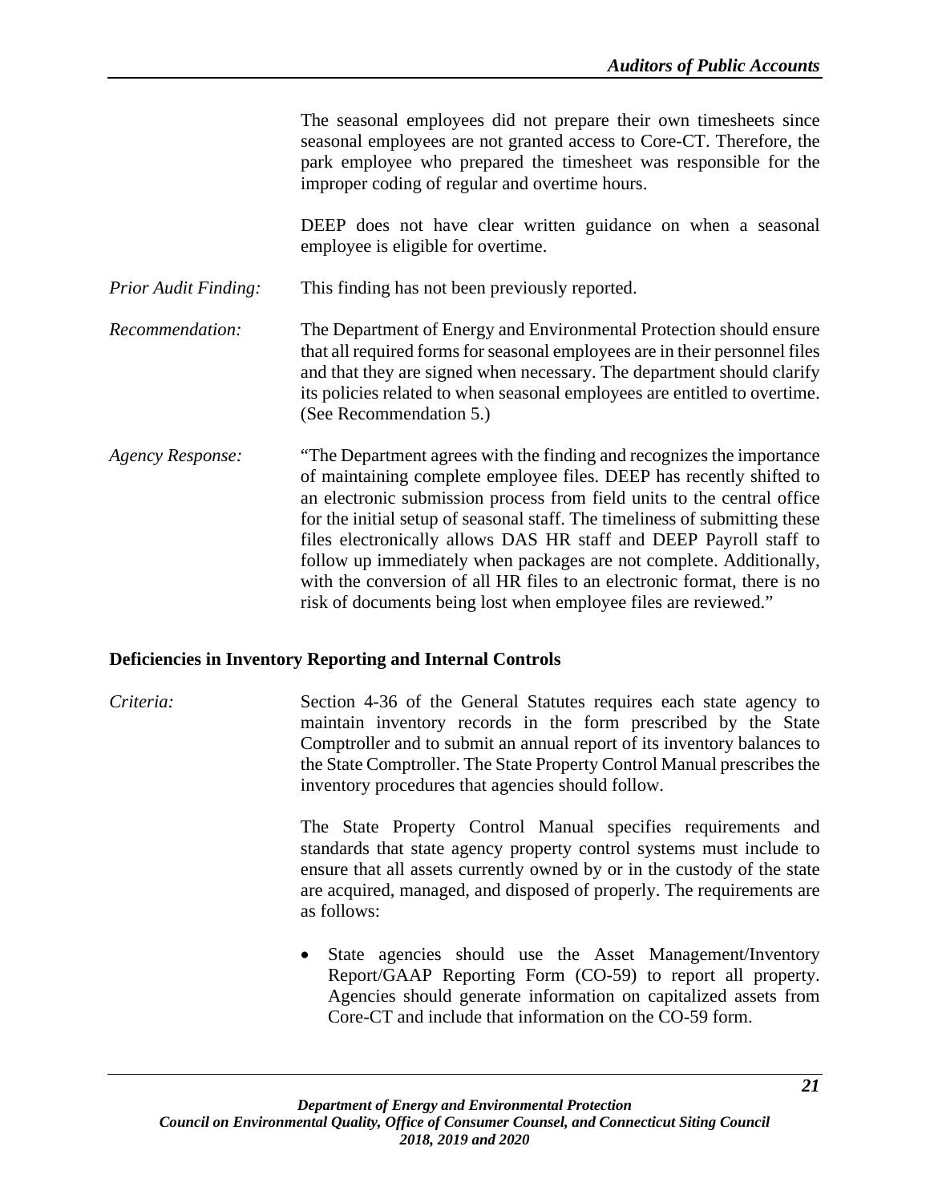The seasonal employees did not prepare their own timesheets since seasonal employees are not granted access to Core-CT. Therefore, the park employee who prepared the timesheet was responsible for the improper coding of regular and overtime hours.

DEEP does not have clear written guidance on when a seasonal employee is eligible for overtime.

*Prior Audit Finding:* This finding has not been previously reported.

*Recommendation:* The Department of Energy and Environmental Protection should ensure that all required forms for seasonal employees are in their personnel files and that they are signed when necessary. The department should clarify its policies related to when seasonal employees are entitled to overtime. (See Recommendation 5.)

*Agency Response:* "The Department agrees with the finding and recognizes the importance of maintaining complete employee files. DEEP has recently shifted to an electronic submission process from field units to the central office for the initial setup of seasonal staff. The timeliness of submitting these files electronically allows DAS HR staff and DEEP Payroll staff to follow up immediately when packages are not complete. Additionally, with the conversion of all HR files to an electronic format, there is no risk of documents being lost when employee files are reviewed."

**Deficiencies in Inventory Reporting and Internal Controls**

*Criteria:* Section 4-36 of the General Statutes requires each state agency to maintain inventory records in the form prescribed by the State Comptroller and to submit an annual report of its inventory balances to the State Comptroller. The State Property Control Manual prescribes the inventory procedures that agencies should follow.

The State Property Control Manual specifies requirements and standards that state agency property control systems must include to ensure that all assets currently owned by or in the custody of the state are acquired, managed, and disposed of properly. The requirements are as follows:

- State agencies should use the Asset Management/Inventory Report/GAAP Reporting Form (CO-59) to report all property. Agencies should generate information on capitalized assets from Core-CT and include that information on the CO-59 form.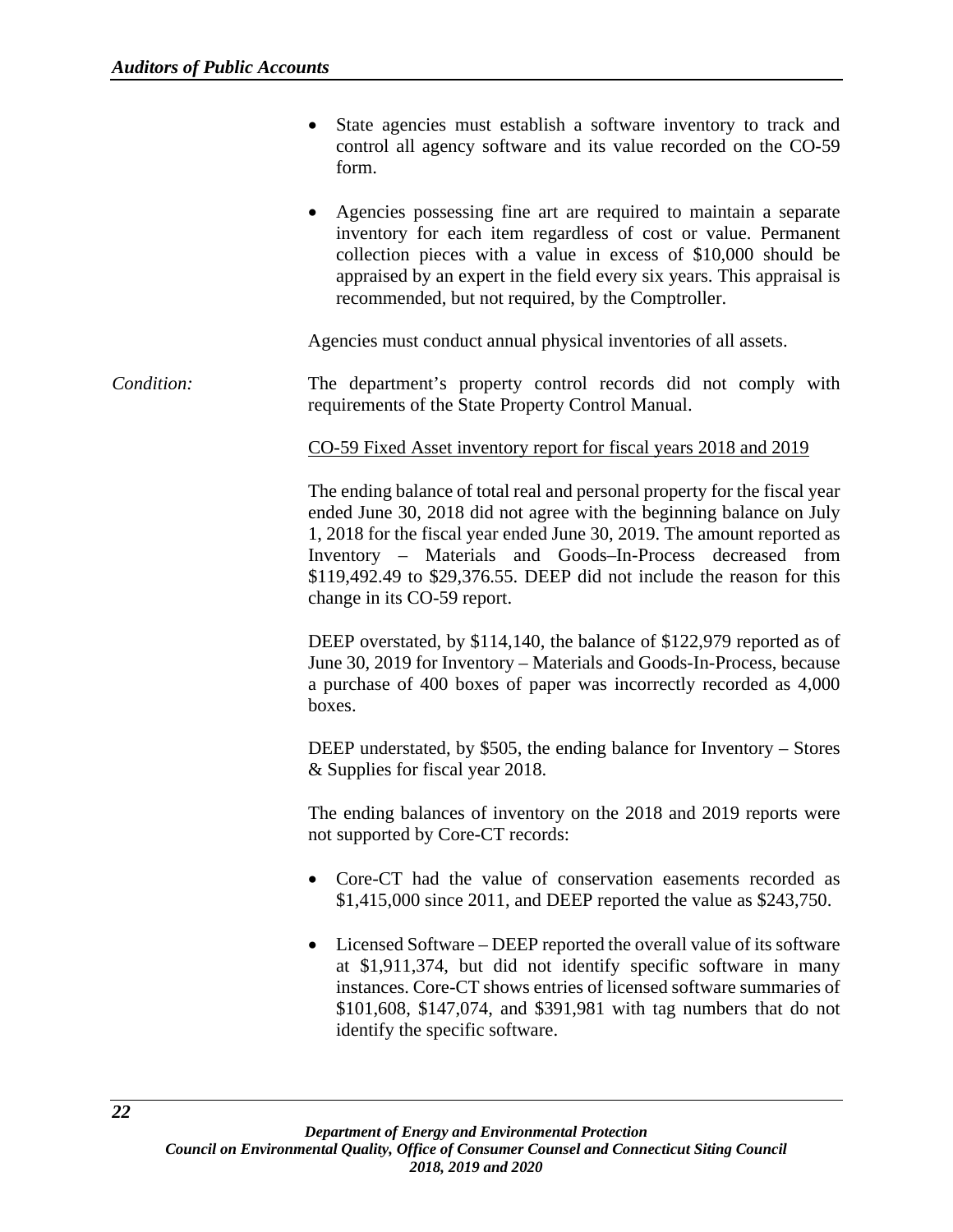- State agencies must establish a software inventory to track and control all agency software and its value recorded on the CO-59 form.

- Agencies possessing fine art are required to maintain a separate inventory for each item regardless of cost or value. Permanent collection pieces with a value in excess of $10,000 should be appraised by an expert in the field every six years. This appraisal is recommended, but not required, by the Comptroller.

Agencies must conduct annual physical inventories of all assets.

*Condition:* The department's property control records did not comply with requirements of the State Property Control Manual.

<u>CO-59 Fixed Asset inventory report for fiscal years 2018 and 2019</u>

The ending balance of total real and personal property for the fiscal year ended June 30, 2018 did not agree with the beginning balance on July 1, 2018 for the fiscal year ended June 30, 2019. The amount reported as Inventory – Materials and Goods–In-Process decreased from $119,492.49 to $29,376.55. DEEP did not include the reason for this change in its CO-59 report.

DEEP overstated, by $114,140, the balance of $122,979 reported as of June 30, 2019 for Inventory – Materials and Goods-In-Process, because a purchase of 400 boxes of paper was incorrectly recorded as 4,000 boxes.

DEEP understated, by $505, the ending balance for Inventory – Stores & Supplies for fiscal year 2018.

The ending balances of inventory on the 2018 and 2019 reports were not supported by Core-CT records:

- Core-CT had the value of conservation easements recorded as $1,415,000 since 2011, and DEEP reported the value as $243,750.

- Licensed Software – DEEP reported the overall value of its software at $1,911,374, but did not identify specific software in many instances. Core-CT shows entries of licensed software summaries of $101,608, $147,074, and $391,981 with tag numbers that do not identify the specific software.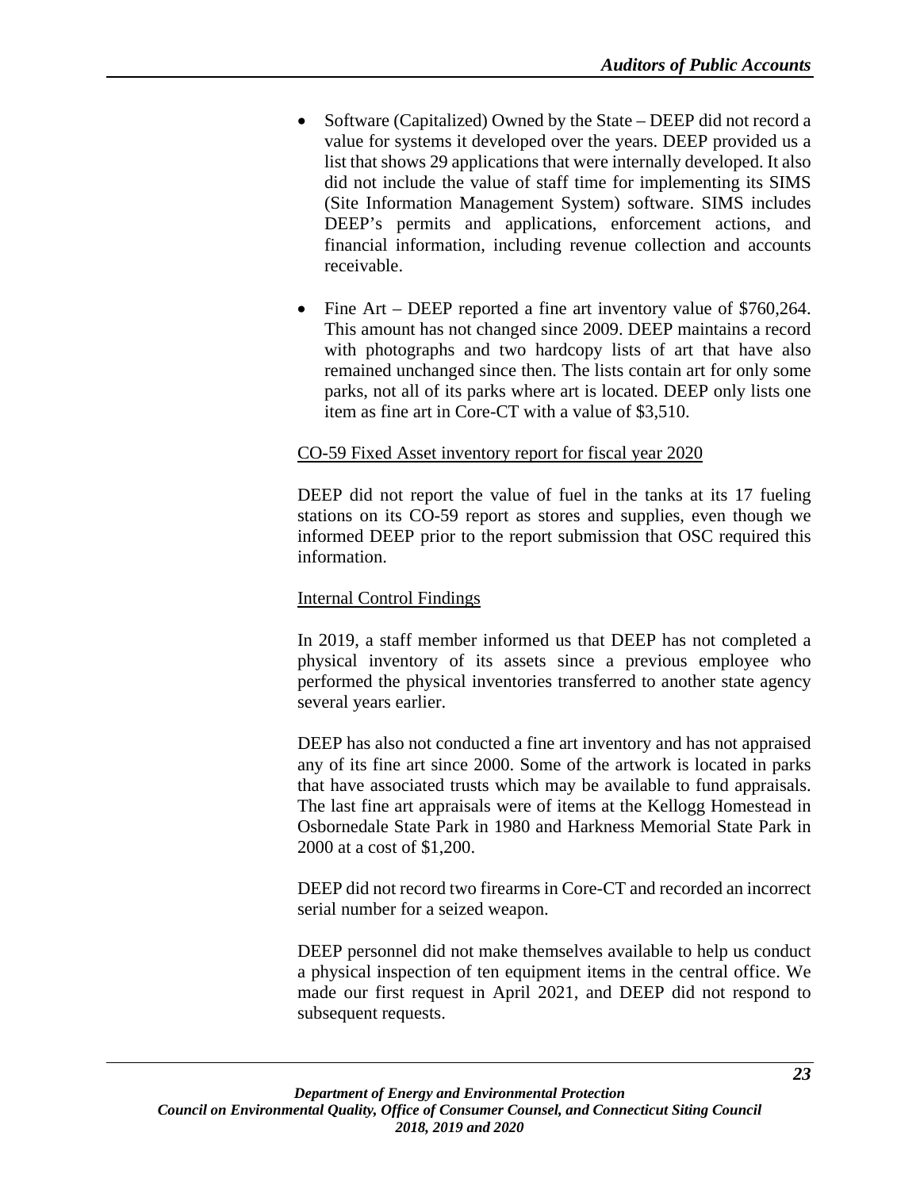- Software (Capitalized) Owned by the State – DEEP did not record a value for systems it developed over the years. DEEP provided us a list that shows 29 applications that were internally developed. It also did not include the value of staff time for implementing its SIMS (Site Information Management System) software. SIMS includes DEEP's permits and applications, enforcement actions, and financial information, including revenue collection and accounts receivable.

- Fine Art – DEEP reported a fine art inventory value of $760,264. This amount has not changed since 2009. DEEP maintains a record with photographs and two hardcopy lists of art that have also remained unchanged since then. The lists contain art for only some parks, not all of its parks where art is located. DEEP only lists one item as fine art in Core-CT with a value of $3,510.

<u>CO-59 Fixed Asset inventory report for fiscal year 2020</u>

DEEP did not report the value of fuel in the tanks at its 17 fueling stations on its CO-59 report as stores and supplies, even though we informed DEEP prior to the report submission that OSC required this information.

<u>Internal Control Findings</u>

In 2019, a staff member informed us that DEEP has not completed a physical inventory of its assets since a previous employee who performed the physical inventories transferred to another state agency several years earlier.

DEEP has also not conducted a fine art inventory and has not appraised any of its fine art since 2000. Some of the artwork is located in parks that have associated trusts which may be available to fund appraisals. The last fine art appraisals were of items at the Kellogg Homestead in Osbornedale State Park in 1980 and Harkness Memorial State Park in 2000 at a cost of $1,200.

DEEP did not record two firearms in Core-CT and recorded an incorrect serial number for a seized weapon.

DEEP personnel did not make themselves available to help us conduct a physical inspection of ten equipment items in the central office. We made our first request in April 2021, and DEEP did not respond to subsequent requests.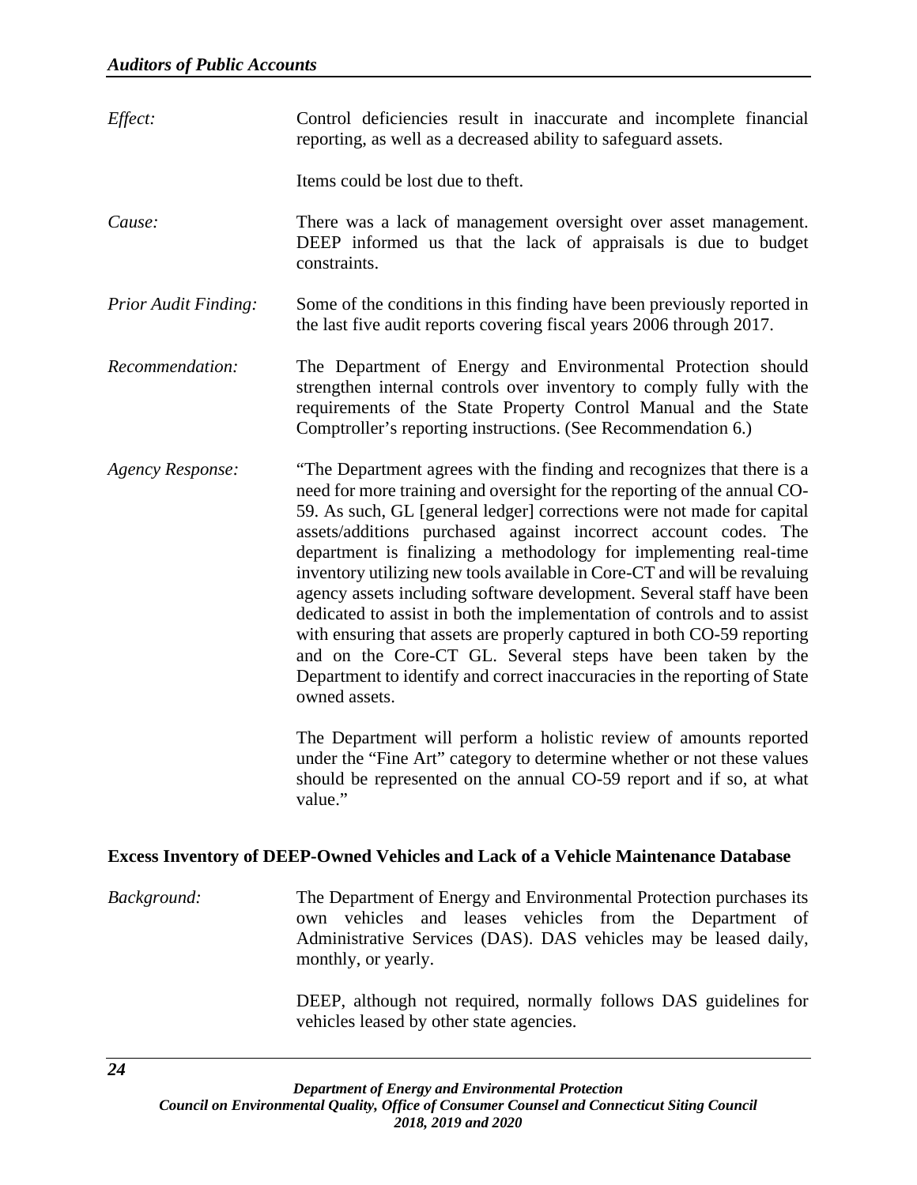*Effect:* Control deficiencies result in inaccurate and incomplete financial reporting, as well as a decreased ability to safeguard assets.

Items could be lost due to theft.

*Cause:* There was a lack of management oversight over asset management. DEEP informed us that the lack of appraisals is due to budget constraints.

*Prior Audit Finding:* Some of the conditions in this finding have been previously reported in the last five audit reports covering fiscal years 2006 through 2017.

*Recommendation:* The Department of Energy and Environmental Protection should strengthen internal controls over inventory to comply fully with the requirements of the State Property Control Manual and the State Comptroller's reporting instructions. (See Recommendation 6.)

*Agency Response:* "The Department agrees with the finding and recognizes that there is a need for more training and oversight for the reporting of the annual CO-59. As such, GL [general ledger] corrections were not made for capital assets/additions purchased against incorrect account codes. The department is finalizing a methodology for implementing real-time inventory utilizing new tools available in Core-CT and will be revaluing agency assets including software development. Several staff have been dedicated to assist in both the implementation of controls and to assist with ensuring that assets are properly captured in both CO-59 reporting and on the Core-CT GL. Several steps have been taken by the Department to identify and correct inaccuracies in the reporting of State owned assets.

The Department will perform a holistic review of amounts reported under the "Fine Art" category to determine whether or not these values should be represented on the annual CO-59 report and if so, at what value."

**Excess Inventory of DEEP-Owned Vehicles and Lack of a Vehicle Maintenance Database**

*Background:* The Department of Energy and Environmental Protection purchases its own vehicles and leases vehicles from the Department of Administrative Services (DAS). DAS vehicles may be leased daily, monthly, or yearly.

DEEP, although not required, normally follows DAS guidelines for vehicles leased by other state agencies.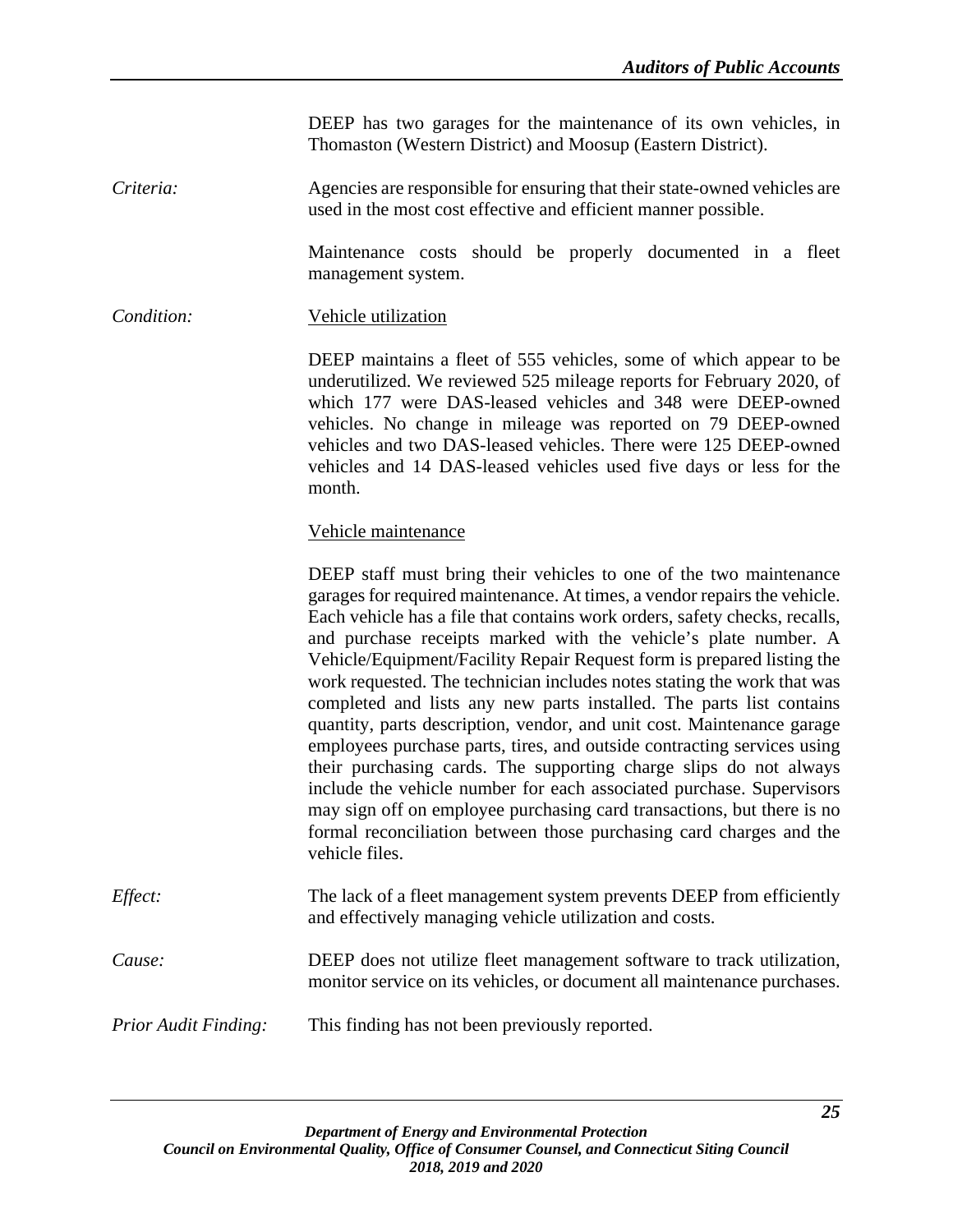DEEP has two garages for the maintenance of its own vehicles, in Thomaston (Western District) and Moosup (Eastern District).

*Criteria:* Agencies are responsible for ensuring that their state-owned vehicles are used in the most cost effective and efficient manner possible.

Maintenance costs should be properly documented in a fleet management system.

*Condition:* Vehicle utilization

DEEP maintains a fleet of 555 vehicles, some of which appear to be underutilized. We reviewed 525 mileage reports for February 2020, of which 177 were DAS-leased vehicles and 348 were DEEP-owned vehicles. No change in mileage was reported on 79 DEEP-owned vehicles and two DAS-leased vehicles. There were 125 DEEP-owned vehicles and 14 DAS-leased vehicles used five days or less for the month.

Vehicle maintenance

DEEP staff must bring their vehicles to one of the two maintenance garages for required maintenance. At times, a vendor repairs the vehicle. Each vehicle has a file that contains work orders, safety checks, recalls, and purchase receipts marked with the vehicle's plate number. A Vehicle/Equipment/Facility Repair Request form is prepared listing the work requested. The technician includes notes stating the work that was completed and lists any new parts installed. The parts list contains quantity, parts description, vendor, and unit cost. Maintenance garage employees purchase parts, tires, and outside contracting services using their purchasing cards. The supporting charge slips do not always include the vehicle number for each associated purchase. Supervisors may sign off on employee purchasing card transactions, but there is no formal reconciliation between those purchasing card charges and the vehicle files.

*Effect:* The lack of a fleet management system prevents DEEP from efficiently and effectively managing vehicle utilization and costs.

*Cause:* DEEP does not utilize fleet management software to track utilization, monitor service on its vehicles, or document all maintenance purchases.

*Prior Audit Finding:* This finding has not been previously reported.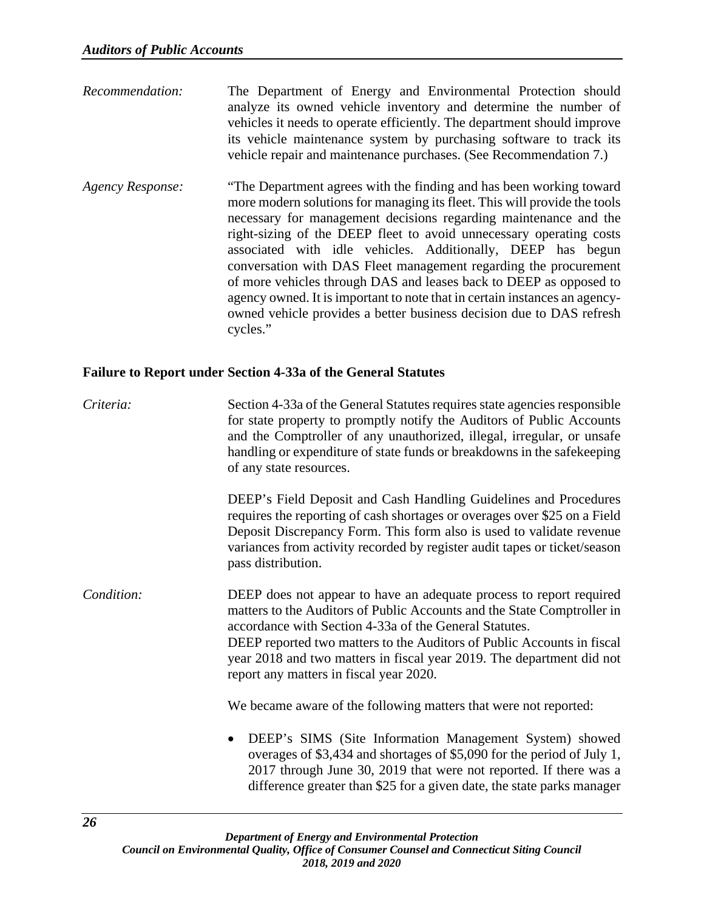*Recommendation:* The Department of Energy and Environmental Protection should analyze its owned vehicle inventory and determine the number of vehicles it needs to operate efficiently. The department should improve its vehicle maintenance system by purchasing software to track its vehicle repair and maintenance purchases. (See Recommendation 7.)

*Agency Response:* "The Department agrees with the finding and has been working toward more modern solutions for managing its fleet. This will provide the tools necessary for management decisions regarding maintenance and the right-sizing of the DEEP fleet to avoid unnecessary operating costs associated with idle vehicles. Additionally, DEEP has begun conversation with DAS Fleet management regarding the procurement of more vehicles through DAS and leases back to DEEP as opposed to agency owned. It is important to note that in certain instances an agency-owned vehicle provides a better business decision due to DAS refresh cycles."

**Failure to Report under Section 4-33a of the General Statutes**

*Criteria:* Section 4-33a of the General Statutes requires state agencies responsible for state property to promptly notify the Auditors of Public Accounts and the Comptroller of any unauthorized, illegal, irregular, or unsafe handling or expenditure of state funds or breakdowns in the safekeeping of any state resources.

DEEP's Field Deposit and Cash Handling Guidelines and Procedures requires the reporting of cash shortages or overages over $25 on a Field Deposit Discrepancy Form. This form also is used to validate revenue variances from activity recorded by register audit tapes or ticket/season pass distribution.

*Condition:* DEEP does not appear to have an adequate process to report required matters to the Auditors of Public Accounts and the State Comptroller in accordance with Section 4-33a of the General Statutes.
DEEP reported two matters to the Auditors of Public Accounts in fiscal year 2018 and two matters in fiscal year 2019. The department did not report any matters in fiscal year 2020.

We became aware of the following matters that were not reported:

- DEEP's SIMS (Site Information Management System) showed overages of $3,434 and shortages of $5,090 for the period of July 1, 2017 through June 30, 2019 that were not reported. If there was a difference greater than $25 for a given date, the state parks manager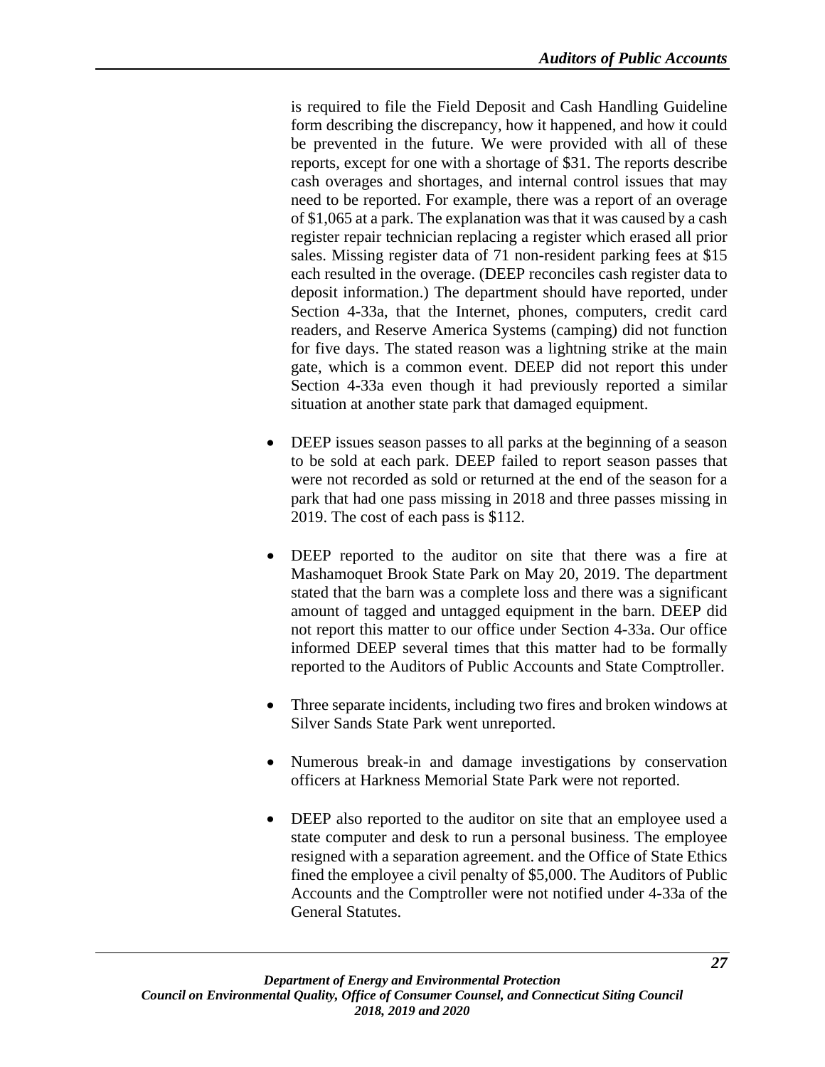is required to file the Field Deposit and Cash Handling Guideline form describing the discrepancy, how it happened, and how it could be prevented in the future. We were provided with all of these reports, except for one with a shortage of $31. The reports describe cash overages and shortages, and internal control issues that may need to be reported. For example, there was a report of an overage of $1,065 at a park. The explanation was that it was caused by a cash register repair technician replacing a register which erased all prior sales. Missing register data of 71 non-resident parking fees at $15 each resulted in the overage. (DEEP reconciles cash register data to deposit information.) The department should have reported, under Section 4-33a, that the Internet, phones, computers, credit card readers, and Reserve America Systems (camping) did not function for five days. The stated reason was a lightning strike at the main gate, which is a common event. DEEP did not report this under Section 4-33a even though it had previously reported a similar situation at another state park that damaged equipment.

- DEEP issues season passes to all parks at the beginning of a season to be sold at each park. DEEP failed to report season passes that were not recorded as sold or returned at the end of the season for a park that had one pass missing in 2018 and three passes missing in 2019. The cost of each pass is $112.

- DEEP reported to the auditor on site that there was a fire at Mashamoquet Brook State Park on May 20, 2019. The department stated that the barn was a complete loss and there was a significant amount of tagged and untagged equipment in the barn. DEEP did not report this matter to our office under Section 4-33a. Our office informed DEEP several times that this matter had to be formally reported to the Auditors of Public Accounts and State Comptroller.

- Three separate incidents, including two fires and broken windows at Silver Sands State Park went unreported.

- Numerous break-in and damage investigations by conservation officers at Harkness Memorial State Park were not reported.

- DEEP also reported to the auditor on site that an employee used a state computer and desk to run a personal business. The employee resigned with a separation agreement. and the Office of State Ethics fined the employee a civil penalty of $5,000. The Auditors of Public Accounts and the Comptroller were not notified under 4-33a of the General Statutes.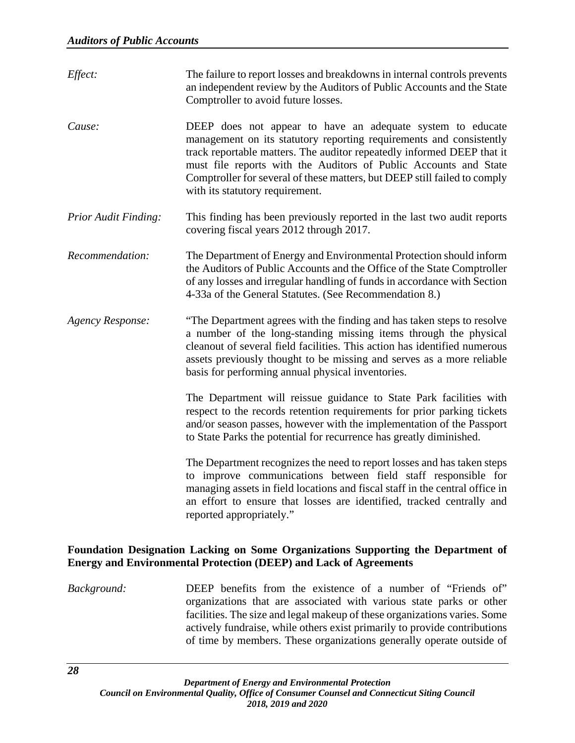*Effect:* The failure to report losses and breakdowns in internal controls prevents an independent review by the Auditors of Public Accounts and the State Comptroller to avoid future losses.

*Cause:* DEEP does not appear to have an adequate system to educate management on its statutory reporting requirements and consistently track reportable matters. The auditor repeatedly informed DEEP that it must file reports with the Auditors of Public Accounts and State Comptroller for several of these matters, but DEEP still failed to comply with its statutory requirement.

*Prior Audit Finding:* This finding has been previously reported in the last two audit reports covering fiscal years 2012 through 2017.

*Recommendation:* The Department of Energy and Environmental Protection should inform the Auditors of Public Accounts and the Office of the State Comptroller of any losses and irregular handling of funds in accordance with Section 4-33a of the General Statutes. (See Recommendation 8.)

*Agency Response:* "The Department agrees with the finding and has taken steps to resolve a number of the long-standing missing items through the physical cleanout of several field facilities. This action has identified numerous assets previously thought to be missing and serves as a more reliable basis for performing annual physical inventories.

The Department will reissue guidance to State Park facilities with respect to the records retention requirements for prior parking tickets and/or season passes, however with the implementation of the Passport to State Parks the potential for recurrence has greatly diminished.

The Department recognizes the need to report losses and has taken steps to improve communications between field staff responsible for managing assets in field locations and fiscal staff in the central office in an effort to ensure that losses are identified, tracked centrally and reported appropriately."

**Foundation Designation Lacking on Some Organizations Supporting the Department of Energy and Environmental Protection (DEEP) and Lack of Agreements**

*Background:* DEEP benefits from the existence of a number of "Friends of" organizations that are associated with various state parks or other facilities. The size and legal makeup of these organizations varies. Some actively fundraise, while others exist primarily to provide contributions of time by members. These organizations generally operate outside of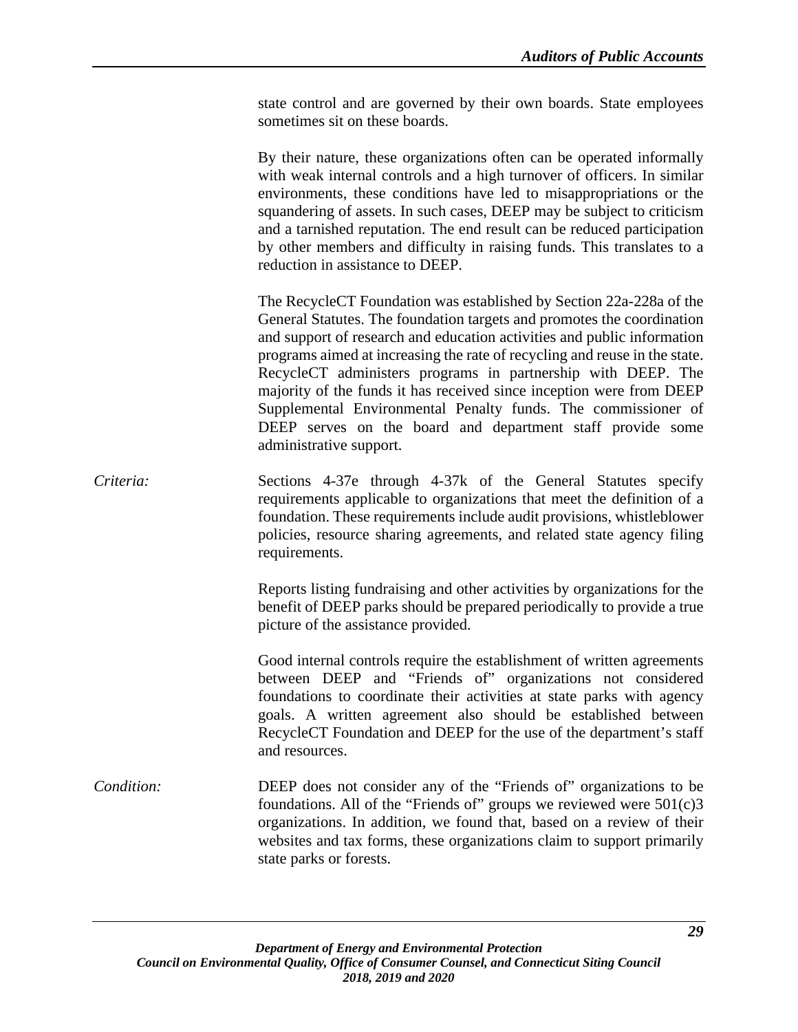state control and are governed by their own boards. State employees sometimes sit on these boards.

By their nature, these organizations often can be operated informally with weak internal controls and a high turnover of officers. In similar environments, these conditions have led to misappropriations or the squandering of assets. In such cases, DEEP may be subject to criticism and a tarnished reputation. The end result can be reduced participation by other members and difficulty in raising funds. This translates to a reduction in assistance to DEEP.

The RecycleCT Foundation was established by Section 22a-228a of the General Statutes. The foundation targets and promotes the coordination and support of research and education activities and public information programs aimed at increasing the rate of recycling and reuse in the state. RecycleCT administers programs in partnership with DEEP. The majority of the funds it has received since inception were from DEEP Supplemental Environmental Penalty funds. The commissioner of DEEP serves on the board and department staff provide some administrative support.

*Criteria:* Sections 4-37e through 4-37k of the General Statutes specify requirements applicable to organizations that meet the definition of a foundation. These requirements include audit provisions, whistleblower policies, resource sharing agreements, and related state agency filing requirements.

Reports listing fundraising and other activities by organizations for the benefit of DEEP parks should be prepared periodically to provide a true picture of the assistance provided.

Good internal controls require the establishment of written agreements between DEEP and "Friends of" organizations not considered foundations to coordinate their activities at state parks with agency goals. A written agreement also should be established between RecycleCT Foundation and DEEP for the use of the department's staff and resources.

*Condition:* DEEP does not consider any of the "Friends of" organizations to be foundations. All of the "Friends of" groups we reviewed were 501(c)3 organizations. In addition, we found that, based on a review of their websites and tax forms, these organizations claim to support primarily state parks or forests.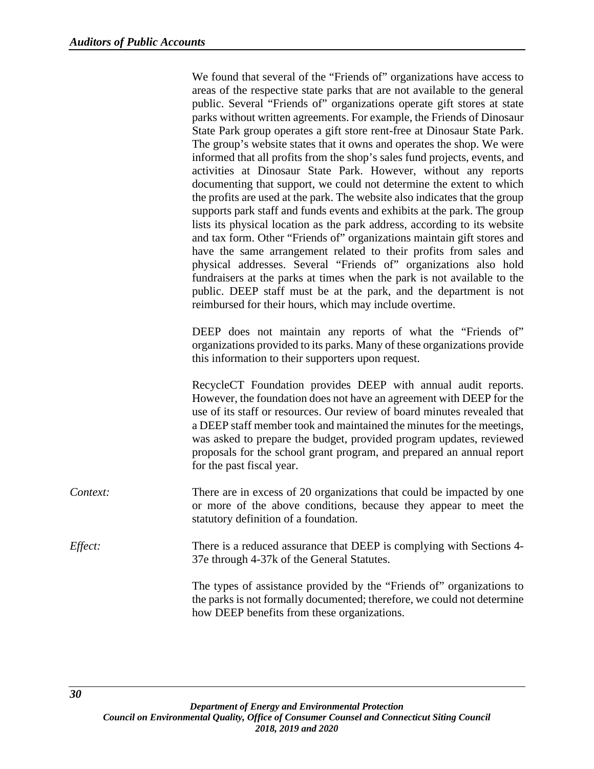We found that several of the "Friends of" organizations have access to areas of the respective state parks that are not available to the general public. Several "Friends of" organizations operate gift stores at state parks without written agreements. For example, the Friends of Dinosaur State Park group operates a gift store rent-free at Dinosaur State Park. The group's website states that it owns and operates the shop. We were informed that all profits from the shop's sales fund projects, events, and activities at Dinosaur State Park. However, without any reports documenting that support, we could not determine the extent to which the profits are used at the park. The website also indicates that the group supports park staff and funds events and exhibits at the park. The group lists its physical location as the park address, according to its website and tax form. Other "Friends of" organizations maintain gift stores and have the same arrangement related to their profits from sales and physical addresses. Several "Friends of" organizations also hold fundraisers at the parks at times when the park is not available to the public. DEEP staff must be at the park, and the department is not reimbursed for their hours, which may include overtime.

DEEP does not maintain any reports of what the "Friends of" organizations provided to its parks. Many of these organizations provide this information to their supporters upon request.

RecycleCT Foundation provides DEEP with annual audit reports. However, the foundation does not have an agreement with DEEP for the use of its staff or resources. Our review of board minutes revealed that a DEEP staff member took and maintained the minutes for the meetings, was asked to prepare the budget, provided program updates, reviewed proposals for the school grant program, and prepared an annual report for the past fiscal year.

*Context:* There are in excess of 20 organizations that could be impacted by one or more of the above conditions, because they appear to meet the statutory definition of a foundation.

*Effect:* There is a reduced assurance that DEEP is complying with Sections 4-37e through 4-37k of the General Statutes.

The types of assistance provided by the "Friends of" organizations to the parks is not formally documented; therefore, we could not determine how DEEP benefits from these organizations.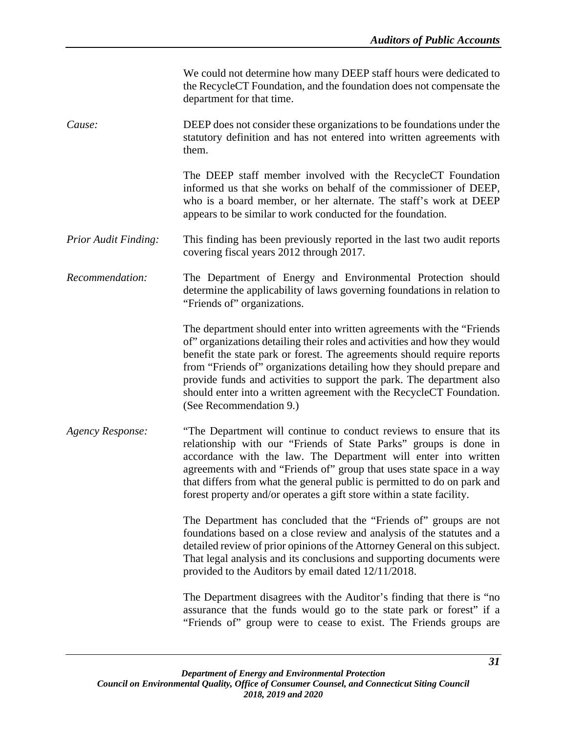We could not determine how many DEEP staff hours were dedicated to the RecycleCT Foundation, and the foundation does not compensate the department for that time.

*Cause:* DEEP does not consider these organizations to be foundations under the statutory definition and has not entered into written agreements with them.

The DEEP staff member involved with the RecycleCT Foundation informed us that she works on behalf of the commissioner of DEEP, who is a board member, or her alternate. The staff's work at DEEP appears to be similar to work conducted for the foundation.

*Prior Audit Finding:* This finding has been previously reported in the last two audit reports covering fiscal years 2012 through 2017.

*Recommendation:* The Department of Energy and Environmental Protection should determine the applicability of laws governing foundations in relation to "Friends of" organizations.

The department should enter into written agreements with the "Friends of" organizations detailing their roles and activities and how they would benefit the state park or forest. The agreements should require reports from "Friends of" organizations detailing how they should prepare and provide funds and activities to support the park. The department also should enter into a written agreement with the RecycleCT Foundation. (See Recommendation 9.)

*Agency Response:* "The Department will continue to conduct reviews to ensure that its relationship with our "Friends of State Parks" groups is done in accordance with the law. The Department will enter into written agreements with and "Friends of" group that uses state space in a way that differs from what the general public is permitted to do on park and forest property and/or operates a gift store within a state facility.

The Department has concluded that the "Friends of" groups are not foundations based on a close review and analysis of the statutes and a detailed review of prior opinions of the Attorney General on this subject. That legal analysis and its conclusions and supporting documents were provided to the Auditors by email dated 12/11/2018.

The Department disagrees with the Auditor's finding that there is "no assurance that the funds would go to the state park or forest" if a "Friends of" group were to cease to exist. The Friends groups are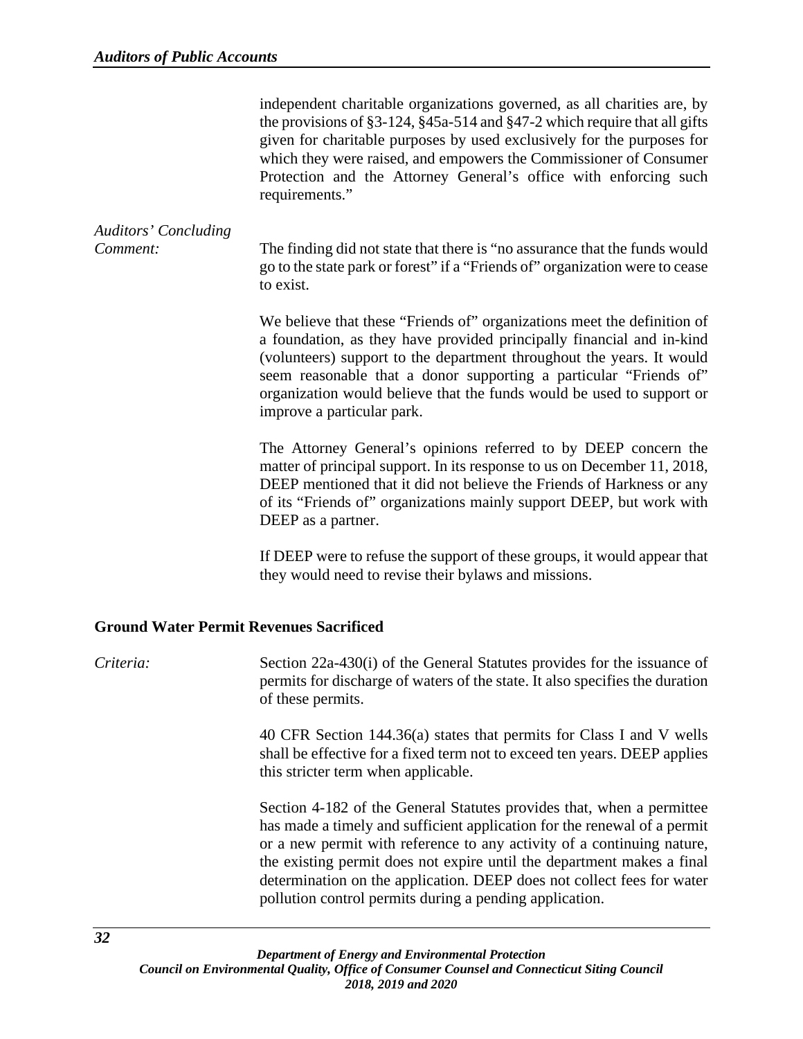independent charitable organizations governed, as all charities are, by the provisions of §3-124, §45a-514 and §47-2 which require that all gifts given for charitable purposes by used exclusively for the purposes for which they were raised, and empowers the Commissioner of Consumer Protection and the Attorney General's office with enforcing such requirements."

*Auditors' Concluding Comment:*

The finding did not state that there is "no assurance that the funds would go to the state park or forest" if a "Friends of" organization were to cease to exist.

We believe that these "Friends of" organizations meet the definition of a foundation, as they have provided principally financial and in-kind (volunteers) support to the department throughout the years. It would seem reasonable that a donor supporting a particular "Friends of" organization would believe that the funds would be used to support or improve a particular park.

The Attorney General's opinions referred to by DEEP concern the matter of principal support. In its response to us on December 11, 2018, DEEP mentioned that it did not believe the Friends of Harkness or any of its "Friends of" organizations mainly support DEEP, but work with DEEP as a partner.

If DEEP were to refuse the support of these groups, it would appear that they would need to revise their bylaws and missions.

## Ground Water Permit Revenues Sacrificed

*Criteria:*

Section 22a-430(i) of the General Statutes provides for the issuance of permits for discharge of waters of the state. It also specifies the duration of these permits.

40 CFR Section 144.36(a) states that permits for Class I and V wells shall be effective for a fixed term not to exceed ten years. DEEP applies this stricter term when applicable.

Section 4-182 of the General Statutes provides that, when a permittee has made a timely and sufficient application for the renewal of a permit or a new permit with reference to any activity of a continuing nature, the existing permit does not expire until the department makes a final determination on the application. DEEP does not collect fees for water pollution control permits during a pending application.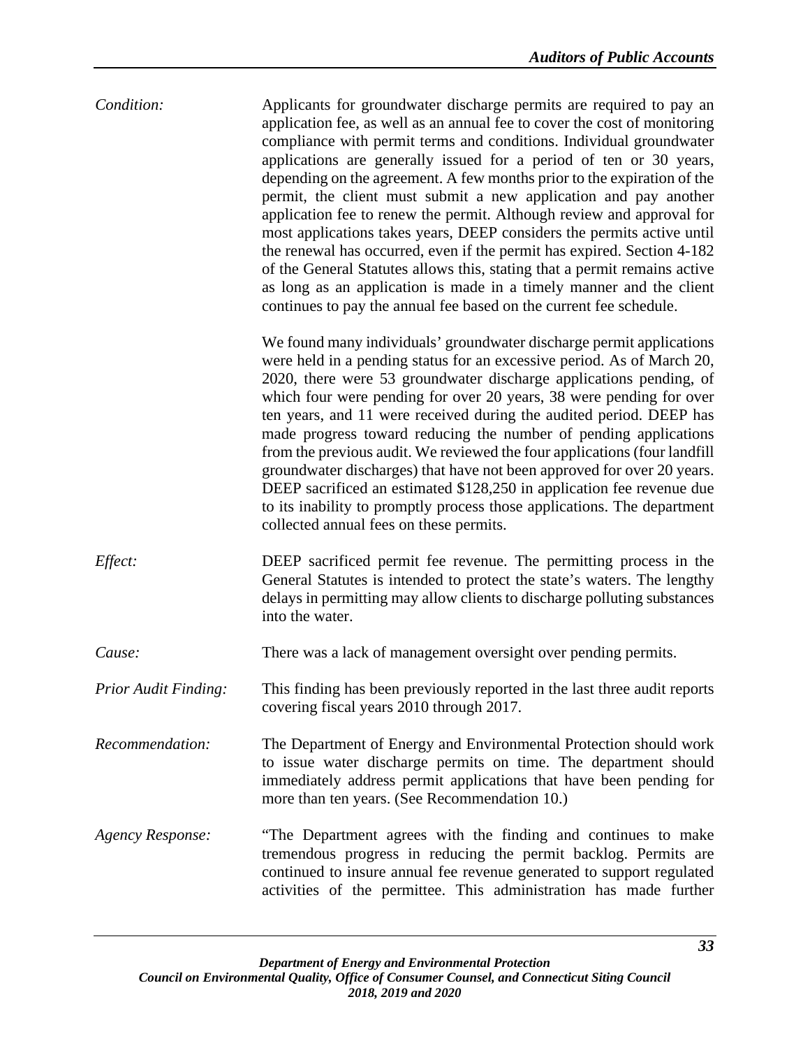*Condition:* Applicants for groundwater discharge permits are required to pay an application fee, as well as an annual fee to cover the cost of monitoring compliance with permit terms and conditions. Individual groundwater applications are generally issued for a period of ten or 30 years, depending on the agreement. A few months prior to the expiration of the permit, the client must submit a new application and pay another application fee to renew the permit. Although review and approval for most applications takes years, DEEP considers the permits active until the renewal has occurred, even if the permit has expired. Section 4-182 of the General Statutes allows this, stating that a permit remains active as long as an application is made in a timely manner and the client continues to pay the annual fee based on the current fee schedule.

We found many individuals' groundwater discharge permit applications were held in a pending status for an excessive period. As of March 20, 2020, there were 53 groundwater discharge applications pending, of which four were pending for over 20 years, 38 were pending for over ten years, and 11 were received during the audited period. DEEP has made progress toward reducing the number of pending applications from the previous audit. We reviewed the four applications (four landfill groundwater discharges) that have not been approved for over 20 years. DEEP sacrificed an estimated $128,250 in application fee revenue due to its inability to promptly process those applications. The department collected annual fees on these permits.

*Effect:* DEEP sacrificed permit fee revenue. The permitting process in the General Statutes is intended to protect the state's waters. The lengthy delays in permitting may allow clients to discharge polluting substances into the water.

*Cause:* There was a lack of management oversight over pending permits.

*Prior Audit Finding:* This finding has been previously reported in the last three audit reports covering fiscal years 2010 through 2017.

*Recommendation:* The Department of Energy and Environmental Protection should work to issue water discharge permits on time. The department should immediately address permit applications that have been pending for more than ten years. (See Recommendation 10.)

*Agency Response:* "The Department agrees with the finding and continues to make tremendous progress in reducing the permit backlog. Permits are continued to insure annual fee revenue generated to support regulated activities of the permittee. This administration has made further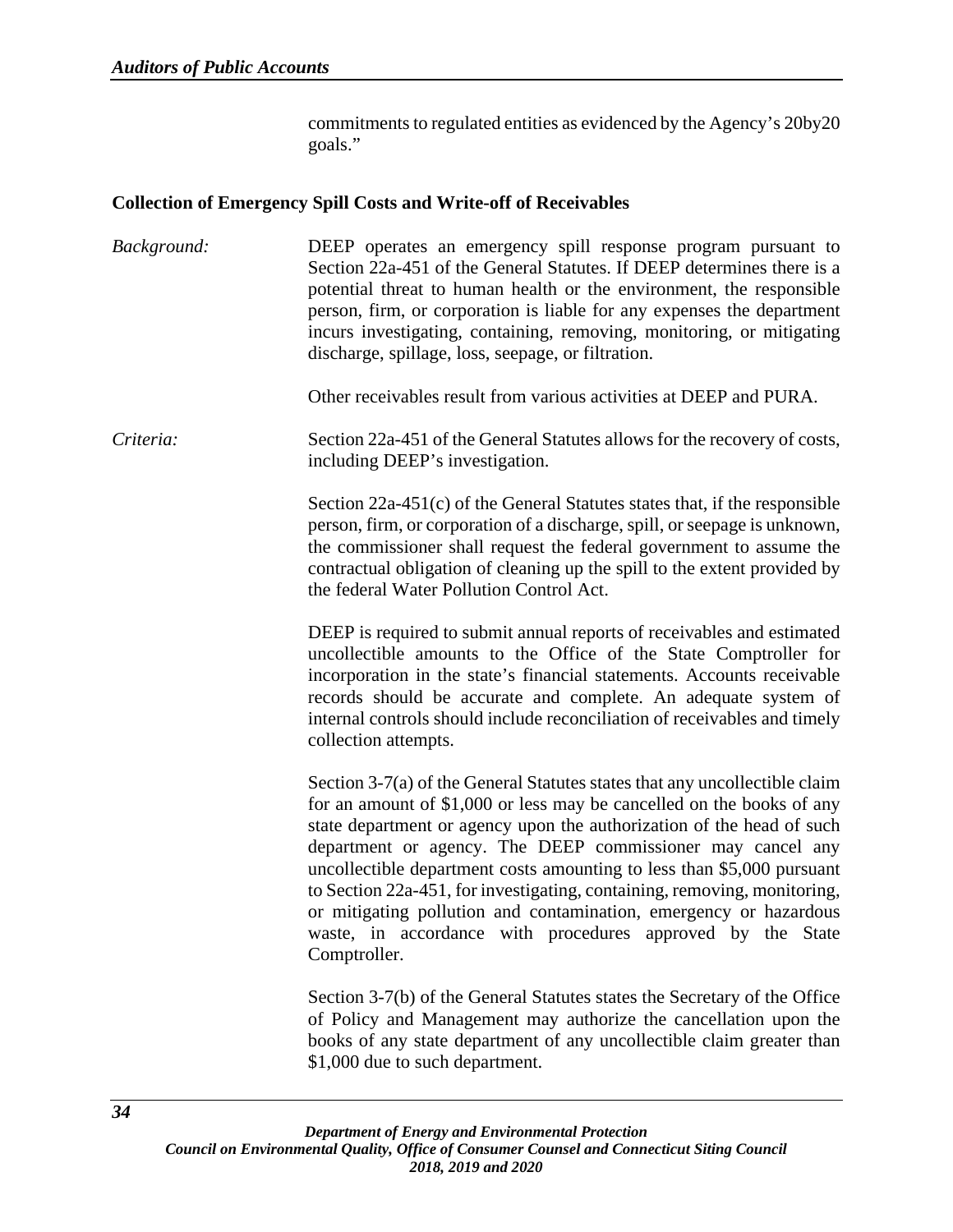commitments to regulated entities as evidenced by the Agency's 20by20 goals."

**Collection of Emergency Spill Costs and Write-off of Receivables**

*Background:* DEEP operates an emergency spill response program pursuant to Section 22a-451 of the General Statutes. If DEEP determines there is a potential threat to human health or the environment, the responsible person, firm, or corporation is liable for any expenses the department incurs investigating, containing, removing, monitoring, or mitigating discharge, spillage, loss, seepage, or filtration.

Other receivables result from various activities at DEEP and PURA.

*Criteria:* Section 22a-451 of the General Statutes allows for the recovery of costs, including DEEP's investigation.

Section 22a-451(c) of the General Statutes states that, if the responsible person, firm, or corporation of a discharge, spill, or seepage is unknown, the commissioner shall request the federal government to assume the contractual obligation of cleaning up the spill to the extent provided by the federal Water Pollution Control Act.

DEEP is required to submit annual reports of receivables and estimated uncollectible amounts to the Office of the State Comptroller for incorporation in the state's financial statements. Accounts receivable records should be accurate and complete. An adequate system of internal controls should include reconciliation of receivables and timely collection attempts.

Section 3-7(a) of the General Statutes states that any uncollectible claim for an amount of $1,000 or less may be cancelled on the books of any state department or agency upon the authorization of the head of such department or agency. The DEEP commissioner may cancel any uncollectible department costs amounting to less than $5,000 pursuant to Section 22a-451, for investigating, containing, removing, monitoring, or mitigating pollution and contamination, emergency or hazardous waste, in accordance with procedures approved by the State Comptroller.

Section 3-7(b) of the General Statutes states the Secretary of the Office of Policy and Management may authorize the cancellation upon the books of any state department of any uncollectible claim greater than $1,000 due to such department.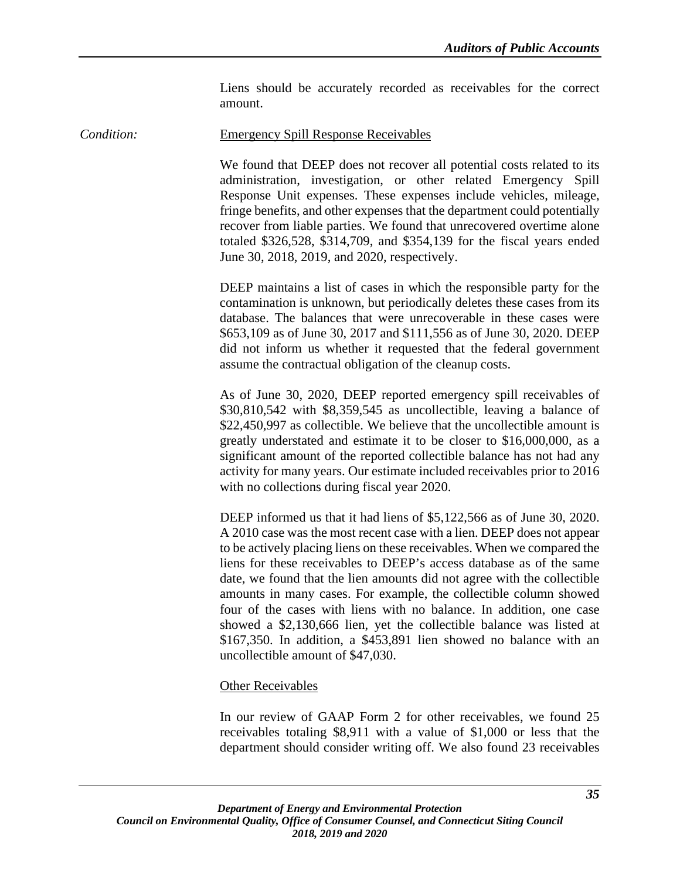Liens should be accurately recorded as receivables for the correct amount.

*Condition:* Emergency Spill Response Receivables

We found that DEEP does not recover all potential costs related to its administration, investigation, or other related Emergency Spill Response Unit expenses. These expenses include vehicles, mileage, fringe benefits, and other expenses that the department could potentially recover from liable parties. We found that unrecovered overtime alone totaled $326,528, $314,709, and $354,139 for the fiscal years ended June 30, 2018, 2019, and 2020, respectively.

DEEP maintains a list of cases in which the responsible party for the contamination is unknown, but periodically deletes these cases from its database. The balances that were unrecoverable in these cases were $653,109 as of June 30, 2017 and $111,556 as of June 30, 2020. DEEP did not inform us whether it requested that the federal government assume the contractual obligation of the cleanup costs.

As of June 30, 2020, DEEP reported emergency spill receivables of $30,810,542 with $8,359,545 as uncollectible, leaving a balance of $22,450,997 as collectible. We believe that the uncollectible amount is greatly understated and estimate it to be closer to $16,000,000, as a significant amount of the reported collectible balance has not had any activity for many years. Our estimate included receivables prior to 2016 with no collections during fiscal year 2020.

DEEP informed us that it had liens of $5,122,566 as of June 30, 2020. A 2010 case was the most recent case with a lien. DEEP does not appear to be actively placing liens on these receivables. When we compared the liens for these receivables to DEEP's access database as of the same date, we found that the lien amounts did not agree with the collectible amounts in many cases. For example, the collectible column showed four of the cases with liens with no balance. In addition, one case showed a $2,130,666 lien, yet the collectible balance was listed at $167,350. In addition, a $453,891 lien showed no balance with an uncollectible amount of $47,030.

Other Receivables

In our review of GAAP Form 2 for other receivables, we found 25 receivables totaling $8,911 with a value of $1,000 or less that the department should consider writing off. We also found 23 receivables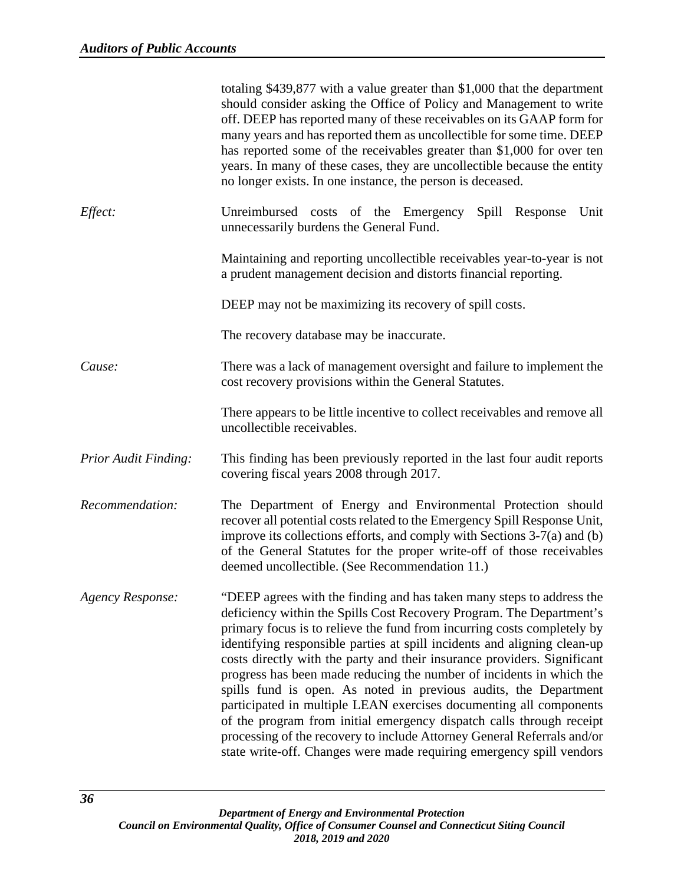totaling $439,877 with a value greater than $1,000 that the department should consider asking the Office of Policy and Management to write off. DEEP has reported many of these receivables on its GAAP form for many years and has reported them as uncollectible for some time. DEEP has reported some of the receivables greater than $1,000 for over ten years. In many of these cases, they are uncollectible because the entity no longer exists. In one instance, the person is deceased.

*Effect:* Unreimbursed costs of the Emergency Spill Response Unit unnecessarily burdens the General Fund.

Maintaining and reporting uncollectible receivables year-to-year is not a prudent management decision and distorts financial reporting.

DEEP may not be maximizing its recovery of spill costs.

The recovery database may be inaccurate.

*Cause:* There was a lack of management oversight and failure to implement the cost recovery provisions within the General Statutes.

There appears to be little incentive to collect receivables and remove all uncollectible receivables.

*Prior Audit Finding:* This finding has been previously reported in the last four audit reports covering fiscal years 2008 through 2017.

*Recommendation:* The Department of Energy and Environmental Protection should recover all potential costs related to the Emergency Spill Response Unit, improve its collections efforts, and comply with Sections 3-7(a) and (b) of the General Statutes for the proper write-off of those receivables deemed uncollectible. (See Recommendation 11.)

*Agency Response:* "DEEP agrees with the finding and has taken many steps to address the deficiency within the Spills Cost Recovery Program. The Department's primary focus is to relieve the fund from incurring costs completely by identifying responsible parties at spill incidents and aligning clean-up costs directly with the party and their insurance providers. Significant progress has been made reducing the number of incidents in which the spills fund is open. As noted in previous audits, the Department participated in multiple LEAN exercises documenting all components of the program from initial emergency dispatch calls through receipt processing of the recovery to include Attorney General Referrals and/or state write-off. Changes were made requiring emergency spill vendors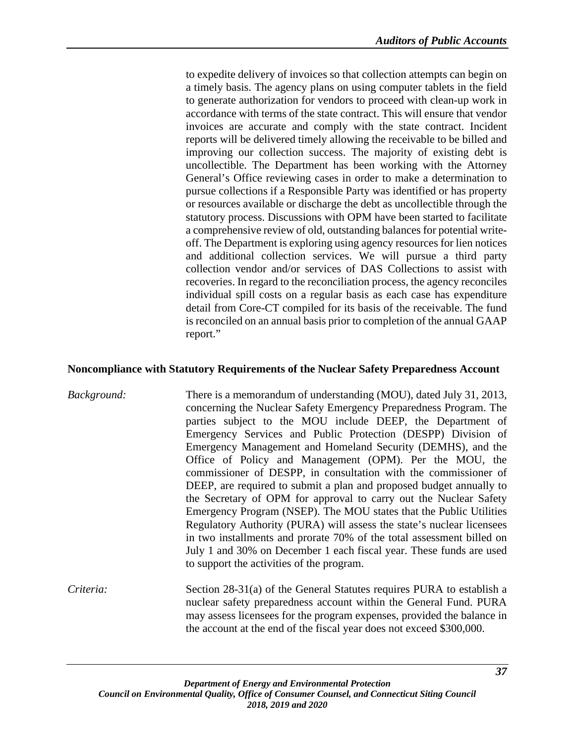to expedite delivery of invoices so that collection attempts can begin on a timely basis. The agency plans on using computer tablets in the field to generate authorization for vendors to proceed with clean-up work in accordance with terms of the state contract. This will ensure that vendor invoices are accurate and comply with the state contract. Incident reports will be delivered timely allowing the receivable to be billed and improving our collection success. The majority of existing debt is uncollectible. The Department has been working with the Attorney General's Office reviewing cases in order to make a determination to pursue collections if a Responsible Party was identified or has property or resources available or discharge the debt as uncollectible through the statutory process. Discussions with OPM have been started to facilitate a comprehensive review of old, outstanding balances for potential write-off. The Department is exploring using agency resources for lien notices and additional collection services. We will pursue a third party collection vendor and/or services of DAS Collections to assist with recoveries. In regard to the reconciliation process, the agency reconciles individual spill costs on a regular basis as each case has expenditure detail from Core-CT compiled for its basis of the receivable. The fund is reconciled on an annual basis prior to completion of the annual GAAP report."

**Noncompliance with Statutory Requirements of the Nuclear Safety Preparedness Account**

*Background:* There is a memorandum of understanding (MOU), dated July 31, 2013, concerning the Nuclear Safety Emergency Preparedness Program. The parties subject to the MOU include DEEP, the Department of Emergency Services and Public Protection (DESPP) Division of Emergency Management and Homeland Security (DEMHS), and the Office of Policy and Management (OPM). Per the MOU, the commissioner of DESPP, in consultation with the commissioner of DEEP, are required to submit a plan and proposed budget annually to the Secretary of OPM for approval to carry out the Nuclear Safety Emergency Program (NSEP). The MOU states that the Public Utilities Regulatory Authority (PURA) will assess the state's nuclear licensees in two installments and prorate 70% of the total assessment billed on July 1 and 30% on December 1 each fiscal year. These funds are used to support the activities of the program.

*Criteria:* Section 28-31(a) of the General Statutes requires PURA to establish a nuclear safety preparedness account within the General Fund. PURA may assess licensees for the program expenses, provided the balance in the account at the end of the fiscal year does not exceed $300,000.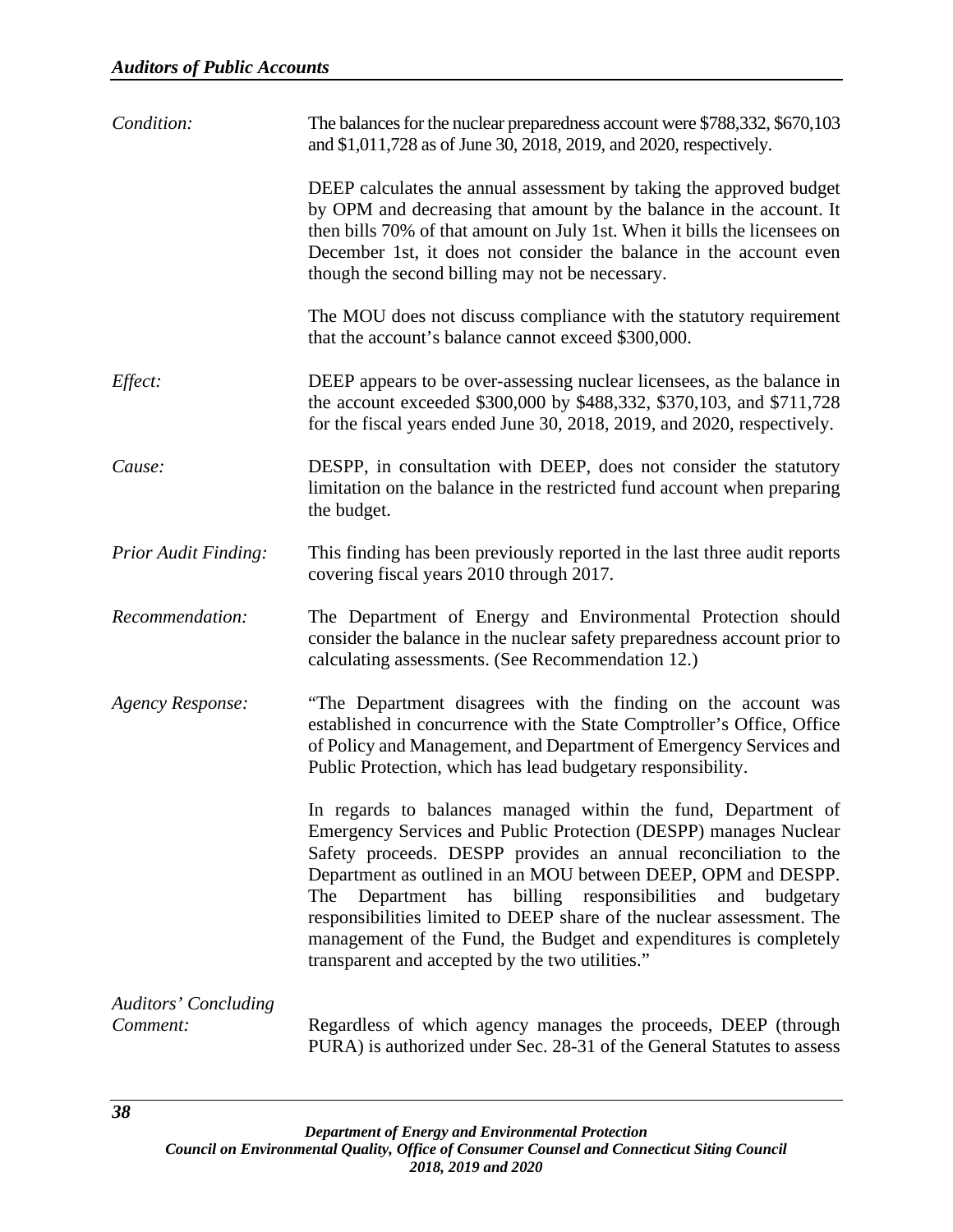*Condition:* The balances for the nuclear preparedness account were \$788,332, \$670,103 and \$1,011,728 as of June 30, 2018, 2019, and 2020, respectively.

DEEP calculates the annual assessment by taking the approved budget by OPM and decreasing that amount by the balance in the account. It then bills 70% of that amount on July 1st. When it bills the licensees on December 1st, it does not consider the balance in the account even though the second billing may not be necessary.

The MOU does not discuss compliance with the statutory requirement that the account's balance cannot exceed \$300,000.

*Effect:* DEEP appears to be over-assessing nuclear licensees, as the balance in the account exceeded \$300,000 by \$488,332, \$370,103, and \$711,728 for the fiscal years ended June 30, 2018, 2019, and 2020, respectively.

*Cause:* DESPP, in consultation with DEEP, does not consider the statutory limitation on the balance in the restricted fund account when preparing the budget.

*Prior Audit Finding:* This finding has been previously reported in the last three audit reports covering fiscal years 2010 through 2017.

*Recommendation:* The Department of Energy and Environmental Protection should consider the balance in the nuclear safety preparedness account prior to calculating assessments. (See Recommendation 12.)

*Agency Response:* "The Department disagrees with the finding on the account was established in concurrence with the State Comptroller's Office, Office of Policy and Management, and Department of Emergency Services and Public Protection, which has lead budgetary responsibility.

In regards to balances managed within the fund, Department of Emergency Services and Public Protection (DESPP) manages Nuclear Safety proceeds. DESPP provides an annual reconciliation to the Department as outlined in an MOU between DEEP, OPM and DESPP. The Department has billing responsibilities and budgetary responsibilities limited to DEEP share of the nuclear assessment. The management of the Fund, the Budget and expenditures is completely transparent and accepted by the two utilities."

*Auditors' Concluding Comment:* Regardless of which agency manages the proceeds, DEEP (through PURA) is authorized under Sec. 28-31 of the General Statutes to assess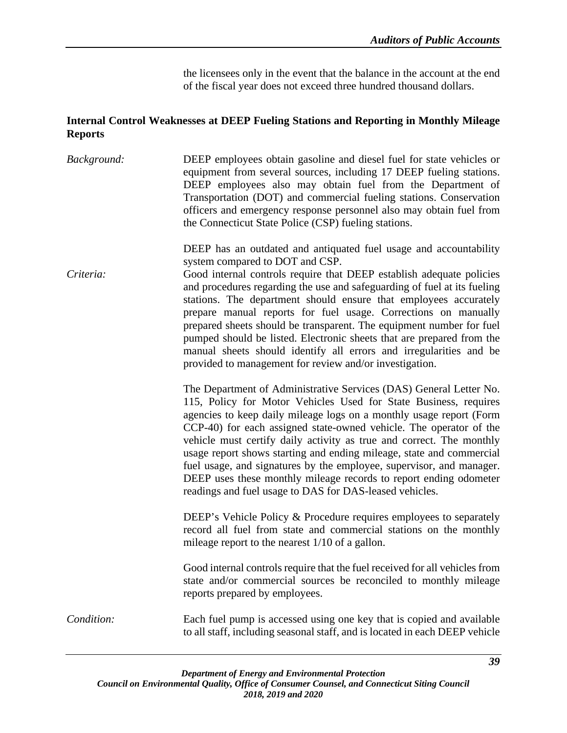the licensees only in the event that the balance in the account at the end of the fiscal year does not exceed three hundred thousand dollars.

**Internal Control Weaknesses at DEEP Fueling Stations and Reporting in Monthly Mileage Reports**

*Background:* DEEP employees obtain gasoline and diesel fuel for state vehicles or equipment from several sources, including 17 DEEP fueling stations. DEEP employees also may obtain fuel from the Department of Transportation (DOT) and commercial fueling stations. Conservation officers and emergency response personnel also may obtain fuel from the Connecticut State Police (CSP) fueling stations.

DEEP has an outdated and antiquated fuel usage and accountability system compared to DOT and CSP.

*Criteria:* Good internal controls require that DEEP establish adequate policies and procedures regarding the use and safeguarding of fuel at its fueling stations. The department should ensure that employees accurately prepare manual reports for fuel usage. Corrections on manually prepared sheets should be transparent. The equipment number for fuel pumped should be listed. Electronic sheets that are prepared from the manual sheets should identify all errors and irregularities and be provided to management for review and/or investigation.

The Department of Administrative Services (DAS) General Letter No. 115, Policy for Motor Vehicles Used for State Business, requires agencies to keep daily mileage logs on a monthly usage report (Form CCP-40) for each assigned state-owned vehicle. The operator of the vehicle must certify daily activity as true and correct. The monthly usage report shows starting and ending mileage, state and commercial fuel usage, and signatures by the employee, supervisor, and manager. DEEP uses these monthly mileage records to report ending odometer readings and fuel usage to DAS for DAS-leased vehicles.

DEEP's Vehicle Policy & Procedure requires employees to separately record all fuel from state and commercial stations on the monthly mileage report to the nearest 1/10 of a gallon.

Good internal controls require that the fuel received for all vehicles from state and/or commercial sources be reconciled to monthly mileage reports prepared by employees.

*Condition:* Each fuel pump is accessed using one key that is copied and available to all staff, including seasonal staff, and is located in each DEEP vehicle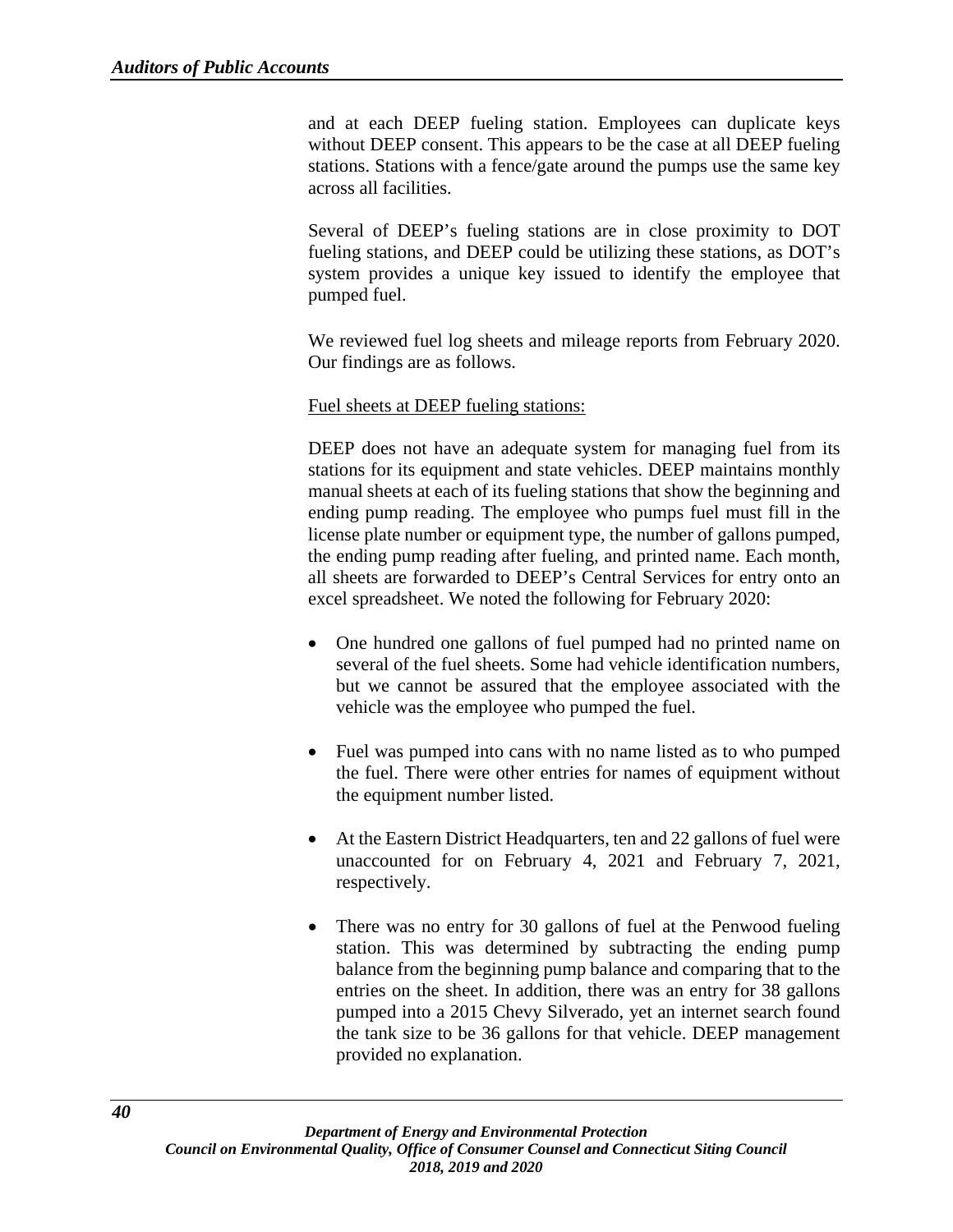and at each DEEP fueling station. Employees can duplicate keys without DEEP consent. This appears to be the case at all DEEP fueling stations. Stations with a fence/gate around the pumps use the same key across all facilities.

Several of DEEP's fueling stations are in close proximity to DOT fueling stations, and DEEP could be utilizing these stations, as DOT's system provides a unique key issued to identify the employee that pumped fuel.

We reviewed fuel log sheets and mileage reports from February 2020. Our findings are as follows.

Fuel sheets at DEEP fueling stations:

DEEP does not have an adequate system for managing fuel from its stations for its equipment and state vehicles. DEEP maintains monthly manual sheets at each of its fueling stations that show the beginning and ending pump reading. The employee who pumps fuel must fill in the license plate number or equipment type, the number of gallons pumped, the ending pump reading after fueling, and printed name. Each month, all sheets are forwarded to DEEP's Central Services for entry onto an excel spreadsheet. We noted the following for February 2020:

- One hundred one gallons of fuel pumped had no printed name on several of the fuel sheets. Some had vehicle identification numbers, but we cannot be assured that the employee associated with the vehicle was the employee who pumped the fuel.

- Fuel was pumped into cans with no name listed as to who pumped the fuel. There were other entries for names of equipment without the equipment number listed.

- At the Eastern District Headquarters, ten and 22 gallons of fuel were unaccounted for on February 4, 2021 and February 7, 2021, respectively.

- There was no entry for 30 gallons of fuel at the Penwood fueling station. This was determined by subtracting the ending pump balance from the beginning pump balance and comparing that to the entries on the sheet. In addition, there was an entry for 38 gallons pumped into a 2015 Chevy Silverado, yet an internet search found the tank size to be 36 gallons for that vehicle. DEEP management provided no explanation.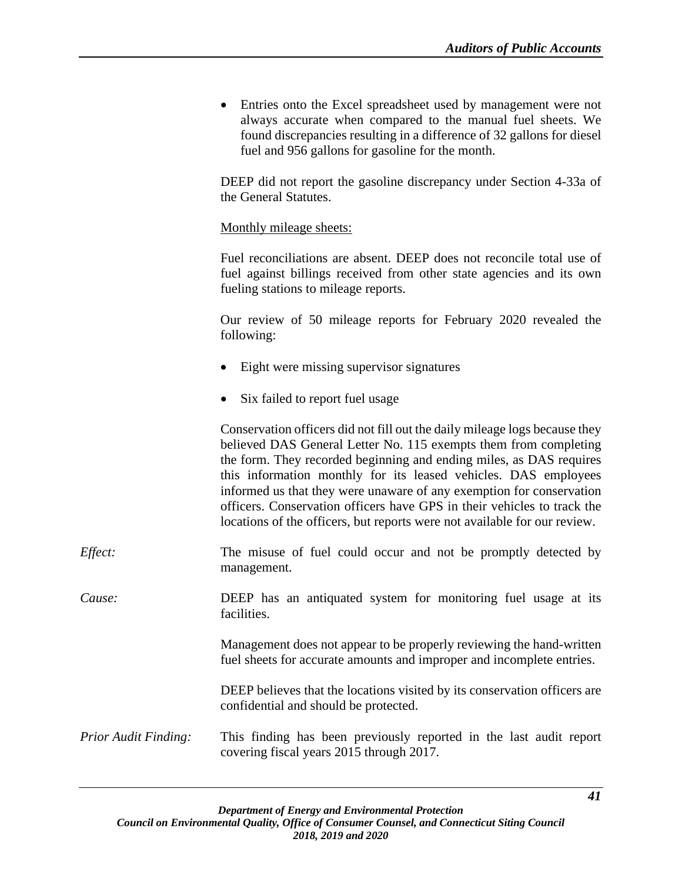- Entries onto the Excel spreadsheet used by management were not always accurate when compared to the manual fuel sheets. We found discrepancies resulting in a difference of 32 gallons for diesel fuel and 956 gallons for gasoline for the month.

DEEP did not report the gasoline discrepancy under Section 4-33a of the General Statutes.

Monthly mileage sheets:

Fuel reconciliations are absent. DEEP does not reconcile total use of fuel against billings received from other state agencies and its own fueling stations to mileage reports.

Our review of 50 mileage reports for February 2020 revealed the following:

- Eight were missing supervisor signatures
- Six failed to report fuel usage

Conservation officers did not fill out the daily mileage logs because they believed DAS General Letter No. 115 exempts them from completing the form. They recorded beginning and ending miles, as DAS requires this information monthly for its leased vehicles. DAS employees informed us that they were unaware of any exemption for conservation officers. Conservation officers have GPS in their vehicles to track the locations of the officers, but reports were not available for our review.

*Effect:* The misuse of fuel could occur and not be promptly detected by management.

*Cause:* DEEP has an antiquated system for monitoring fuel usage at its facilities.

Management does not appear to be properly reviewing the hand-written fuel sheets for accurate amounts and improper and incomplete entries.

DEEP believes that the locations visited by its conservation officers are confidential and should be protected.

*Prior Audit Finding:* This finding has been previously reported in the last audit report covering fiscal years 2015 through 2017.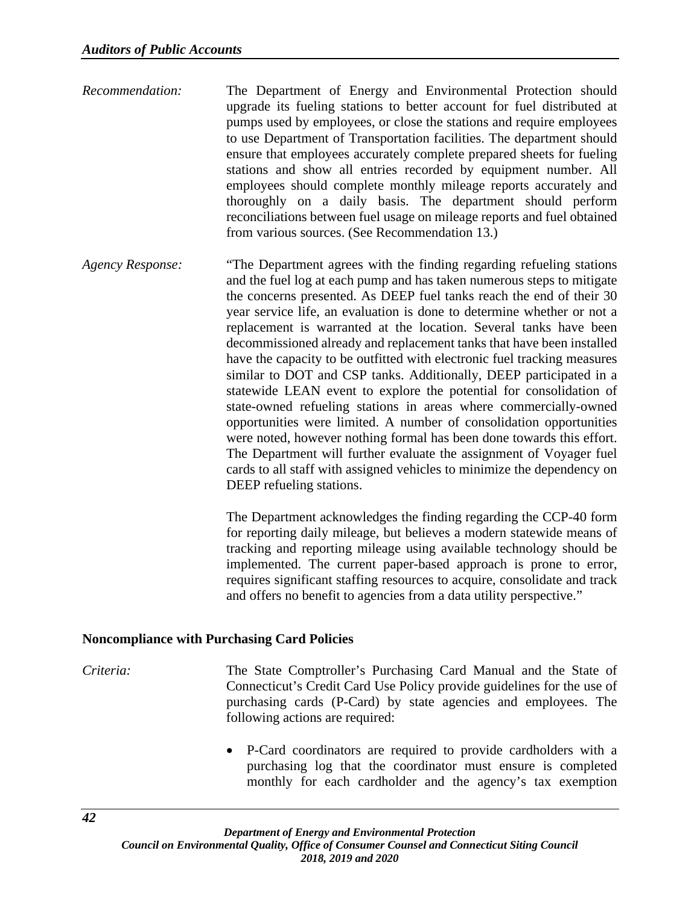*Recommendation:* The Department of Energy and Environmental Protection should upgrade its fueling stations to better account for fuel distributed at pumps used by employees, or close the stations and require employees to use Department of Transportation facilities. The department should ensure that employees accurately complete prepared sheets for fueling stations and show all entries recorded by equipment number. All employees should complete monthly mileage reports accurately and thoroughly on a daily basis. The department should perform reconciliations between fuel usage on mileage reports and fuel obtained from various sources. (See Recommendation 13.)

*Agency Response:* "The Department agrees with the finding regarding refueling stations and the fuel log at each pump and has taken numerous steps to mitigate the concerns presented. As DEEP fuel tanks reach the end of their 30 year service life, an evaluation is done to determine whether or not a replacement is warranted at the location. Several tanks have been decommissioned already and replacement tanks that have been installed have the capacity to be outfitted with electronic fuel tracking measures similar to DOT and CSP tanks. Additionally, DEEP participated in a statewide LEAN event to explore the potential for consolidation of state-owned refueling stations in areas where commercially-owned opportunities were limited. A number of consolidation opportunities were noted, however nothing formal has been done towards this effort. The Department will further evaluate the assignment of Voyager fuel cards to all staff with assigned vehicles to minimize the dependency on DEEP refueling stations.

The Department acknowledges the finding regarding the CCP-40 form for reporting daily mileage, but believes a modern statewide means of tracking and reporting mileage using available technology should be implemented. The current paper-based approach is prone to error, requires significant staffing resources to acquire, consolidate and track and offers no benefit to agencies from a data utility perspective."

**Noncompliance with Purchasing Card Policies**

*Criteria:* The State Comptroller's Purchasing Card Manual and the State of Connecticut's Credit Card Use Policy provide guidelines for the use of purchasing cards (P-Card) by state agencies and employees. The following actions are required:

- P-Card coordinators are required to provide cardholders with a purchasing log that the coordinator must ensure is completed monthly for each cardholder and the agency's tax exemption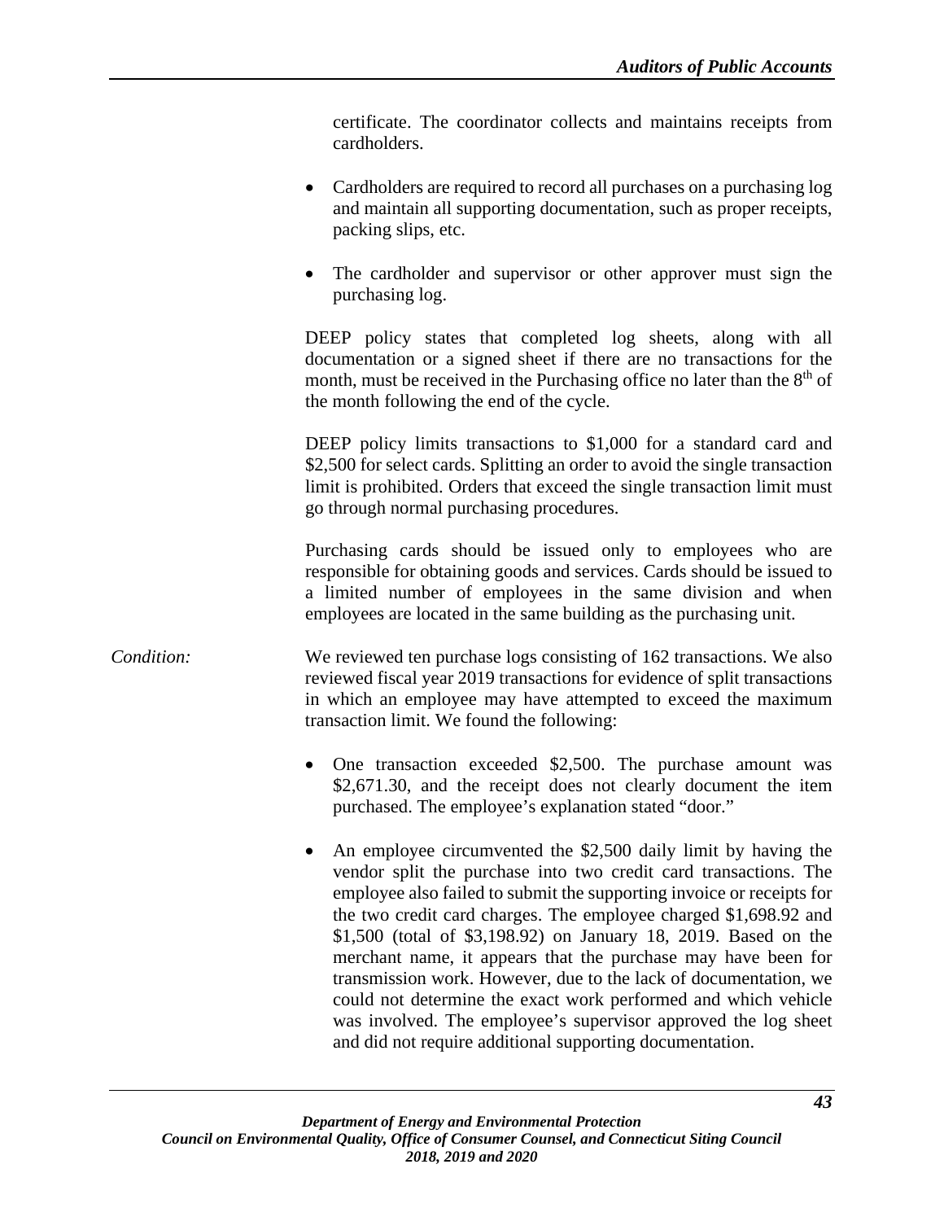certificate. The coordinator collects and maintains receipts from cardholders.

- Cardholders are required to record all purchases on a purchasing log and maintain all supporting documentation, such as proper receipts, packing slips, etc.
- The cardholder and supervisor or other approver must sign the purchasing log.

DEEP policy states that completed log sheets, along with all documentation or a signed sheet if there are no transactions for the month, must be received in the Purchasing office no later than the 8th of the month following the end of the cycle.

DEEP policy limits transactions to $1,000 for a standard card and $2,500 for select cards. Splitting an order to avoid the single transaction limit is prohibited. Orders that exceed the single transaction limit must go through normal purchasing procedures.

Purchasing cards should be issued only to employees who are responsible for obtaining goods and services. Cards should be issued to a limited number of employees in the same division and when employees are located in the same building as the purchasing unit.

*Condition:* We reviewed ten purchase logs consisting of 162 transactions. We also reviewed fiscal year 2019 transactions for evidence of split transactions in which an employee may have attempted to exceed the maximum transaction limit. We found the following:

- One transaction exceeded $2,500. The purchase amount was $2,671.30, and the receipt does not clearly document the item purchased. The employee's explanation stated "door."
- An employee circumvented the $2,500 daily limit by having the vendor split the purchase into two credit card transactions. The employee also failed to submit the supporting invoice or receipts for the two credit card charges. The employee charged $1,698.92 and $1,500 (total of $3,198.92) on January 18, 2019. Based on the merchant name, it appears that the purchase may have been for transmission work. However, due to the lack of documentation, we could not determine the exact work performed and which vehicle was involved. The employee's supervisor approved the log sheet and did not require additional supporting documentation.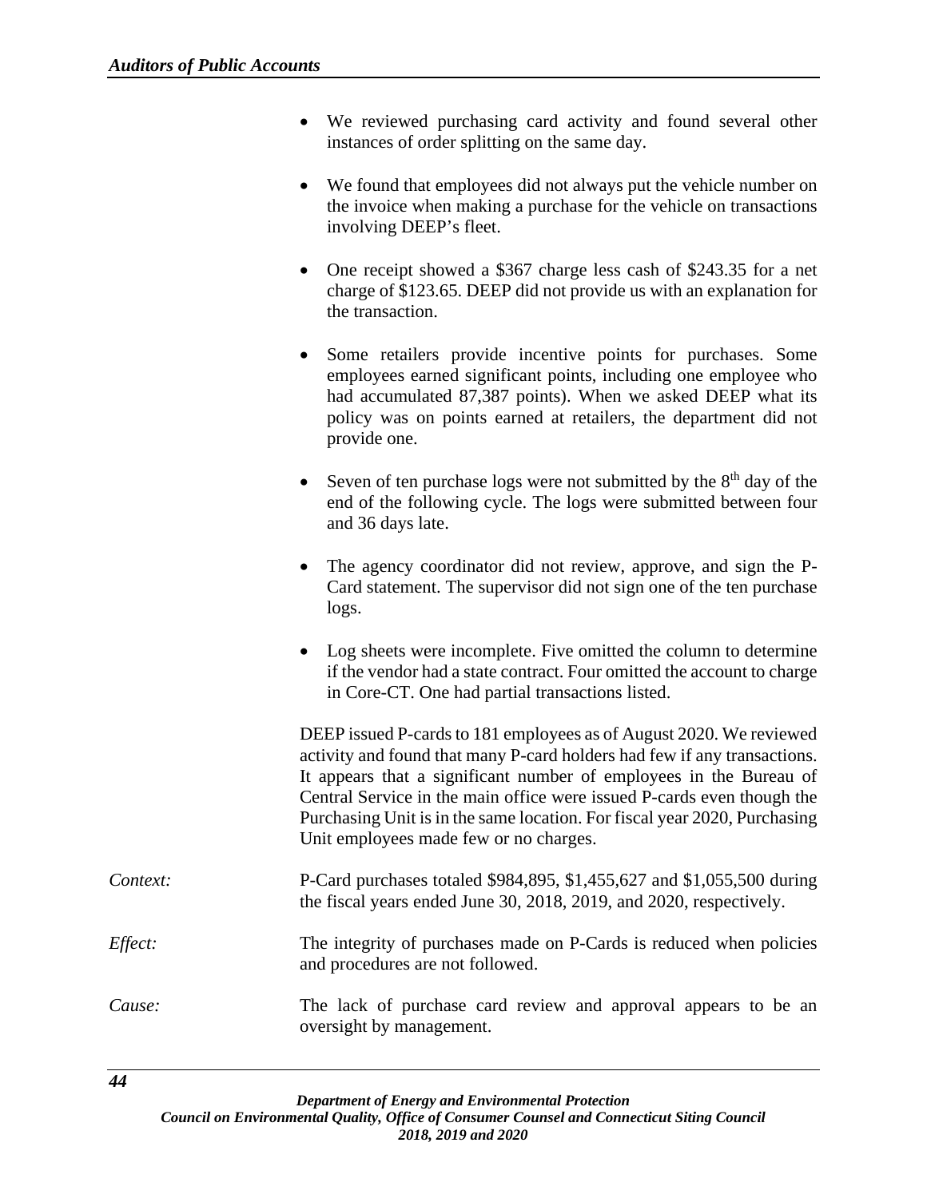- We reviewed purchasing card activity and found several other instances of order splitting on the same day.
- We found that employees did not always put the vehicle number on the invoice when making a purchase for the vehicle on transactions involving DEEP's fleet.
- One receipt showed a $367 charge less cash of $243.35 for a net charge of $123.65. DEEP did not provide us with an explanation for the transaction.
- Some retailers provide incentive points for purchases. Some employees earned significant points, including one employee who had accumulated 87,387 points). When we asked DEEP what its policy was on points earned at retailers, the department did not provide one.
- Seven of ten purchase logs were not submitted by the 8th day of the end of the following cycle. The logs were submitted between four and 36 days late.
- The agency coordinator did not review, approve, and sign the P-Card statement. The supervisor did not sign one of the ten purchase logs.
- Log sheets were incomplete. Five omitted the column to determine if the vendor had a state contract. Four omitted the account to charge in Core-CT. One had partial transactions listed.

DEEP issued P-cards to 181 employees as of August 2020. We reviewed activity and found that many P-card holders had few if any transactions. It appears that a significant number of employees in the Bureau of Central Service in the main office were issued P-cards even though the Purchasing Unit is in the same location. For fiscal year 2020, Purchasing Unit employees made few or no charges.

*Context:* P-Card purchases totaled $984,895, $1,455,627 and $1,055,500 during the fiscal years ended June 30, 2018, 2019, and 2020, respectively.

*Effect:* The integrity of purchases made on P-Cards is reduced when policies and procedures are not followed.

*Cause:* The lack of purchase card review and approval appears to be an oversight by management.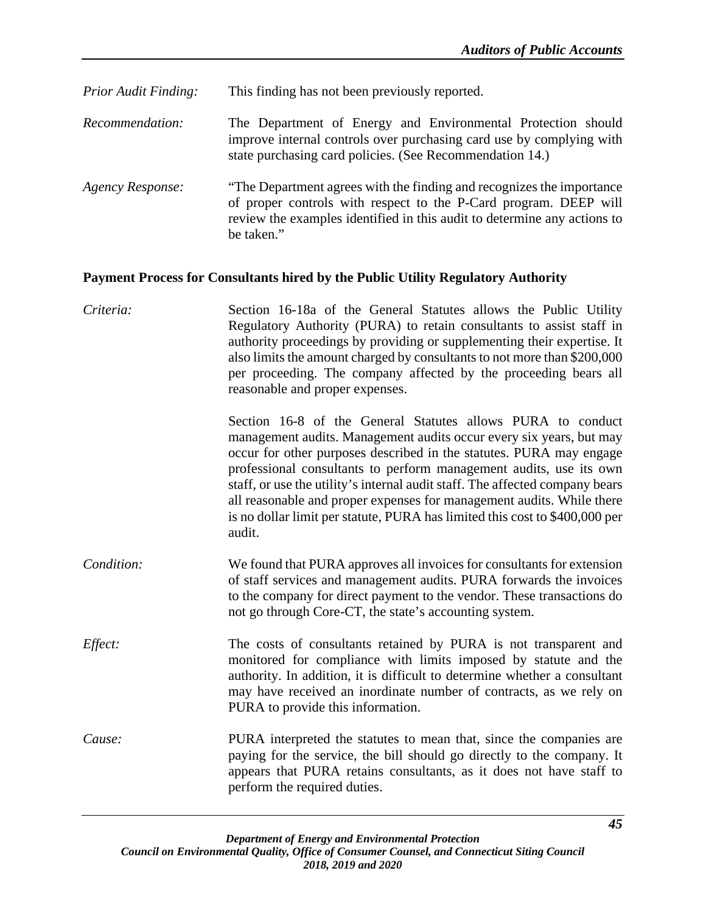*Prior Audit Finding:* This finding has not been previously reported.

*Recommendation:* The Department of Energy and Environmental Protection should improve internal controls over purchasing card use by complying with state purchasing card policies. (See Recommendation 14.)

*Agency Response:* "The Department agrees with the finding and recognizes the importance of proper controls with respect to the P-Card program. DEEP will review the examples identified in this audit to determine any actions to be taken."

**Payment Process for Consultants hired by the Public Utility Regulatory Authority**

*Criteria:* Section 16-18a of the General Statutes allows the Public Utility Regulatory Authority (PURA) to retain consultants to assist staff in authority proceedings by providing or supplementing their expertise. It also limits the amount charged by consultants to not more than $200,000 per proceeding. The company affected by the proceeding bears all reasonable and proper expenses.

Section 16-8 of the General Statutes allows PURA to conduct management audits. Management audits occur every six years, but may occur for other purposes described in the statutes. PURA may engage professional consultants to perform management audits, use its own staff, or use the utility's internal audit staff. The affected company bears all reasonable and proper expenses for management audits. While there is no dollar limit per statute, PURA has limited this cost to $400,000 per audit.

*Condition:* We found that PURA approves all invoices for consultants for extension of staff services and management audits. PURA forwards the invoices to the company for direct payment to the vendor. These transactions do not go through Core-CT, the state's accounting system.

*Effect:* The costs of consultants retained by PURA is not transparent and monitored for compliance with limits imposed by statute and the authority. In addition, it is difficult to determine whether a consultant may have received an inordinate number of contracts, as we rely on PURA to provide this information.

*Cause:* PURA interpreted the statutes to mean that, since the companies are paying for the service, the bill should go directly to the company. It appears that PURA retains consultants, as it does not have staff to perform the required duties.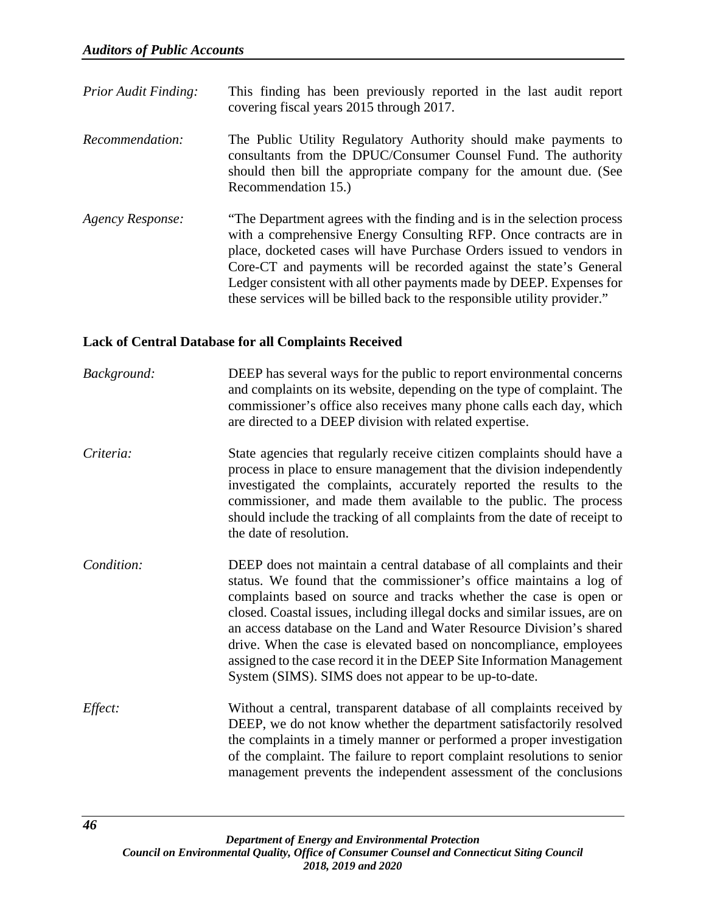*Prior Audit Finding:* This finding has been previously reported in the last audit report covering fiscal years 2015 through 2017.

*Recommendation:* The Public Utility Regulatory Authority should make payments to consultants from the DPUC/Consumer Counsel Fund. The authority should then bill the appropriate company for the amount due. (See Recommendation 15.)

*Agency Response:* "The Department agrees with the finding and is in the selection process with a comprehensive Energy Consulting RFP. Once contracts are in place, docketed cases will have Purchase Orders issued to vendors in Core-CT and payments will be recorded against the state's General Ledger consistent with all other payments made by DEEP. Expenses for these services will be billed back to the responsible utility provider."

**Lack of Central Database for all Complaints Received**

*Background:* DEEP has several ways for the public to report environmental concerns and complaints on its website, depending on the type of complaint. The commissioner's office also receives many phone calls each day, which are directed to a DEEP division with related expertise.

*Criteria:* State agencies that regularly receive citizen complaints should have a process in place to ensure management that the division independently investigated the complaints, accurately reported the results to the commissioner, and made them available to the public. The process should include the tracking of all complaints from the date of receipt to the date of resolution.

*Condition:* DEEP does not maintain a central database of all complaints and their status. We found that the commissioner's office maintains a log of complaints based on source and tracks whether the case is open or closed. Coastal issues, including illegal docks and similar issues, are on an access database on the Land and Water Resource Division's shared drive. When the case is elevated based on noncompliance, employees assigned to the case record it in the DEEP Site Information Management System (SIMS). SIMS does not appear to be up-to-date.

*Effect:* Without a central, transparent database of all complaints received by DEEP, we do not know whether the department satisfactorily resolved the complaints in a timely manner or performed a proper investigation of the complaint. The failure to report complaint resolutions to senior management prevents the independent assessment of the conclusions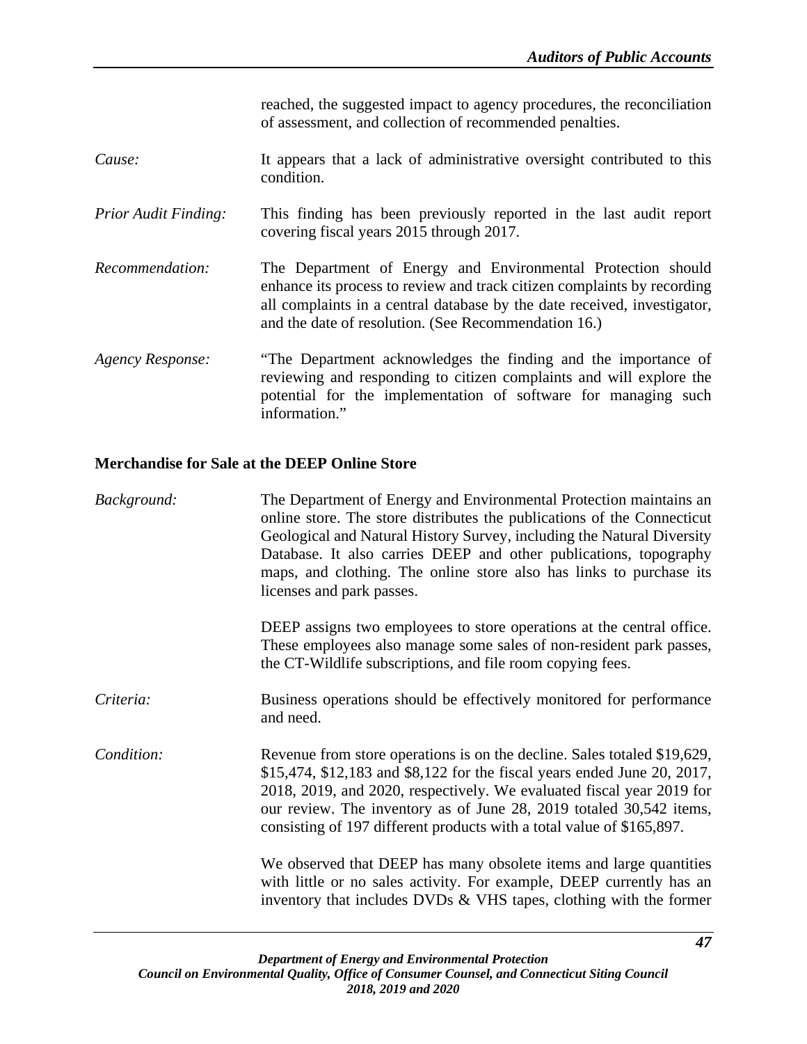reached, the suggested impact to agency procedures, the reconciliation of assessment, and collection of recommended penalties.

*Cause:* It appears that a lack of administrative oversight contributed to this condition.

*Prior Audit Finding:* This finding has been previously reported in the last audit report covering fiscal years 2015 through 2017.

*Recommendation:* The Department of Energy and Environmental Protection should enhance its process to review and track citizen complaints by recording all complaints in a central database by the date received, investigator, and the date of resolution. (See Recommendation 16.)

*Agency Response:* "The Department acknowledges the finding and the importance of reviewing and responding to citizen complaints and will explore the potential for the implementation of software for managing such information."

**Merchandise for Sale at the DEEP Online Store**

*Background:* The Department of Energy and Environmental Protection maintains an online store. The store distributes the publications of the Connecticut Geological and Natural History Survey, including the Natural Diversity Database. It also carries DEEP and other publications, topography maps, and clothing. The online store also has links to purchase its licenses and park passes.

DEEP assigns two employees to store operations at the central office. These employees also manage some sales of non-resident park passes, the CT-Wildlife subscriptions, and file room copying fees.

*Criteria:* Business operations should be effectively monitored for performance and need.

*Condition:* Revenue from store operations is on the decline. Sales totaled $19,629, $15,474, $12,183 and $8,122 for the fiscal years ended June 20, 2017, 2018, 2019, and 2020, respectively. We evaluated fiscal year 2019 for our review. The inventory as of June 28, 2019 totaled 30,542 items, consisting of 197 different products with a total value of $165,897.

We observed that DEEP has many obsolete items and large quantities with little or no sales activity. For example, DEEP currently has an inventory that includes DVDs & VHS tapes, clothing with the former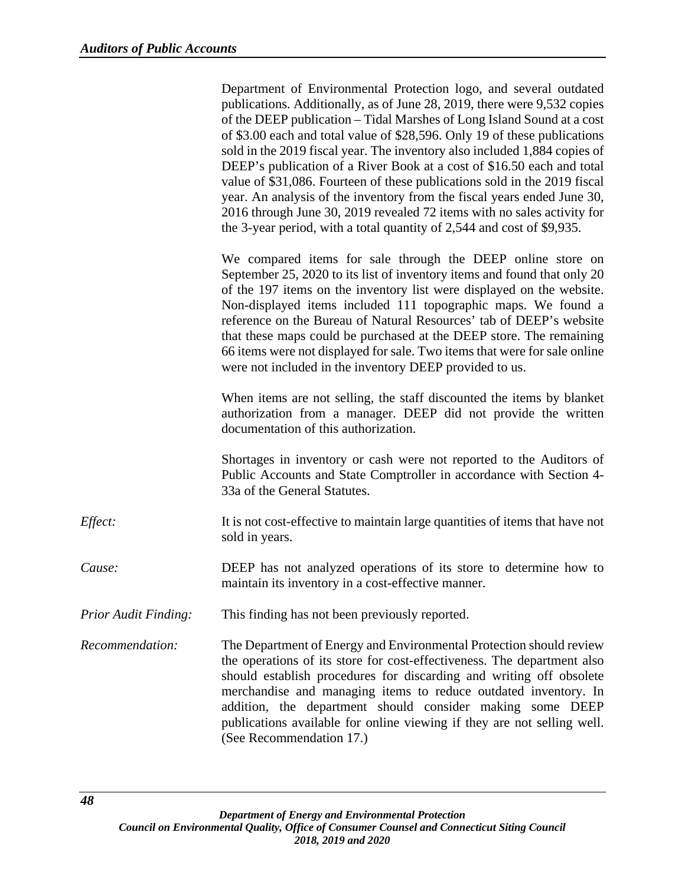Department of Environmental Protection logo, and several outdated publications. Additionally, as of June 28, 2019, there were 9,532 copies of the DEEP publication – Tidal Marshes of Long Island Sound at a cost of $3.00 each and total value of $28,596. Only 19 of these publications sold in the 2019 fiscal year. The inventory also included 1,884 copies of DEEP's publication of a River Book at a cost of $16.50 each and total value of $31,086. Fourteen of these publications sold in the 2019 fiscal year. An analysis of the inventory from the fiscal years ended June 30, 2016 through June 30, 2019 revealed 72 items with no sales activity for the 3-year period, with a total quantity of 2,544 and cost of $9,935.

We compared items for sale through the DEEP online store on September 25, 2020 to its list of inventory items and found that only 20 of the 197 items on the inventory list were displayed on the website. Non-displayed items included 111 topographic maps. We found a reference on the Bureau of Natural Resources' tab of DEEP's website that these maps could be purchased at the DEEP store. The remaining 66 items were not displayed for sale. Two items that were for sale online were not included in the inventory DEEP provided to us.

When items are not selling, the staff discounted the items by blanket authorization from a manager. DEEP did not provide the written documentation of this authorization.

Shortages in inventory or cash were not reported to the Auditors of Public Accounts and State Comptroller in accordance with Section 4-33a of the General Statutes.

*Effect:* It is not cost-effective to maintain large quantities of items that have not sold in years.

*Cause:* DEEP has not analyzed operations of its store to determine how to maintain its inventory in a cost-effective manner.

*Prior Audit Finding:* This finding has not been previously reported.

*Recommendation:* The Department of Energy and Environmental Protection should review the operations of its store for cost-effectiveness. The department also should establish procedures for discarding and writing off obsolete merchandise and managing items to reduce outdated inventory. In addition, the department should consider making some DEEP publications available for online viewing if they are not selling well. (See Recommendation 17.)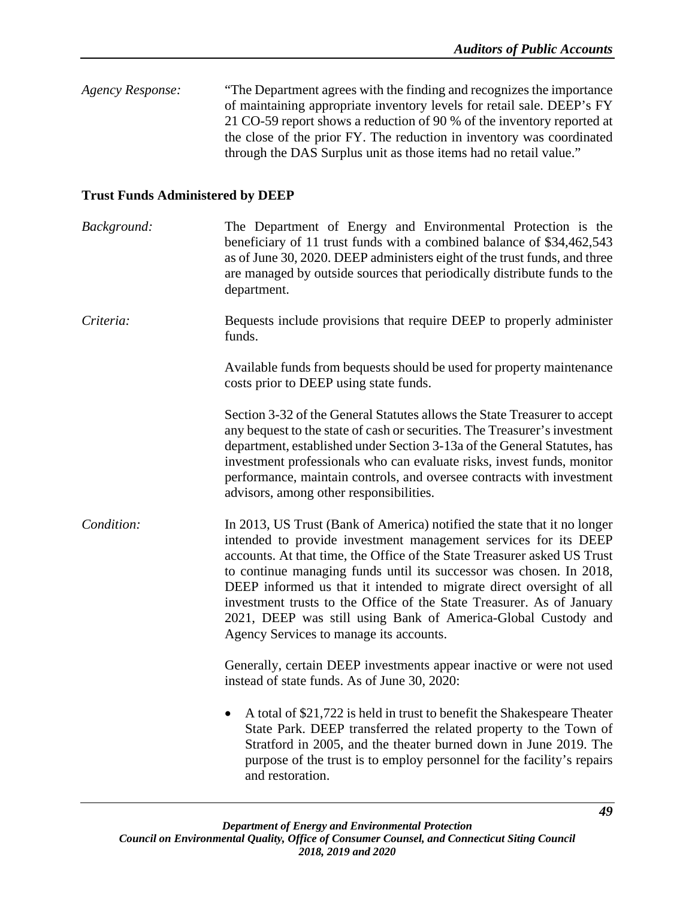*Agency Response:* "The Department agrees with the finding and recognizes the importance of maintaining appropriate inventory levels for retail sale. DEEP's FY 21 CO-59 report shows a reduction of 90 % of the inventory reported at the close of the prior FY. The reduction in inventory was coordinated through the DAS Surplus unit as those items had no retail value."

**Trust Funds Administered by DEEP**

*Background:* The Department of Energy and Environmental Protection is the beneficiary of 11 trust funds with a combined balance of $34,462,543 as of June 30, 2020. DEEP administers eight of the trust funds, and three are managed by outside sources that periodically distribute funds to the department.

*Criteria:* Bequests include provisions that require DEEP to properly administer funds.

Available funds from bequests should be used for property maintenance costs prior to DEEP using state funds.

Section 3-32 of the General Statutes allows the State Treasurer to accept any bequest to the state of cash or securities. The Treasurer's investment department, established under Section 3-13a of the General Statutes, has investment professionals who can evaluate risks, invest funds, monitor performance, maintain controls, and oversee contracts with investment advisors, among other responsibilities.

*Condition:* In 2013, US Trust (Bank of America) notified the state that it no longer intended to provide investment management services for its DEEP accounts. At that time, the Office of the State Treasurer asked US Trust to continue managing funds until its successor was chosen. In 2018, DEEP informed us that it intended to migrate direct oversight of all investment trusts to the Office of the State Treasurer. As of January 2021, DEEP was still using Bank of America-Global Custody and Agency Services to manage its accounts.

Generally, certain DEEP investments appear inactive or were not used instead of state funds. As of June 30, 2020:

- A total of $21,722 is held in trust to benefit the Shakespeare Theater State Park. DEEP transferred the related property to the Town of Stratford in 2005, and the theater burned down in June 2019. The purpose of the trust is to employ personnel for the facility's repairs and restoration.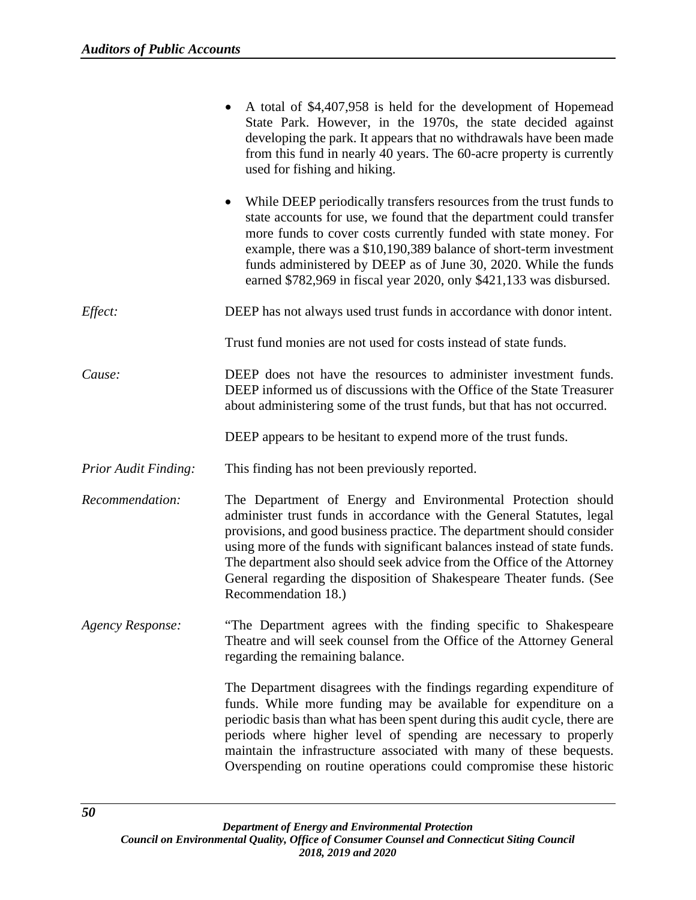- A total of $4,407,958 is held for the development of Hopemead State Park. However, in the 1970s, the state decided against developing the park. It appears that no withdrawals have been made from this fund in nearly 40 years. The 60-acre property is currently used for fishing and hiking.

- While DEEP periodically transfers resources from the trust funds to state accounts for use, we found that the department could transfer more funds to cover costs currently funded with state money. For example, there was a $10,190,389 balance of short-term investment funds administered by DEEP as of June 30, 2020. While the funds earned $782,969 in fiscal year 2020, only $421,133 was disbursed.

*Effect:* DEEP has not always used trust funds in accordance with donor intent.

Trust fund monies are not used for costs instead of state funds.

*Cause:* DEEP does not have the resources to administer investment funds. DEEP informed us of discussions with the Office of the State Treasurer about administering some of the trust funds, but that has not occurred.

DEEP appears to be hesitant to expend more of the trust funds.

*Prior Audit Finding:* This finding has not been previously reported.

*Recommendation:* The Department of Energy and Environmental Protection should administer trust funds in accordance with the General Statutes, legal provisions, and good business practice. The department should consider using more of the funds with significant balances instead of state funds. The department also should seek advice from the Office of the Attorney General regarding the disposition of Shakespeare Theater funds. (See Recommendation 18.)

*Agency Response:* "The Department agrees with the finding specific to Shakespeare Theatre and will seek counsel from the Office of the Attorney General regarding the remaining balance.

The Department disagrees with the findings regarding expenditure of funds. While more funding may be available for expenditure on a periodic basis than what has been spent during this audit cycle, there are periods where higher level of spending are necessary to properly maintain the infrastructure associated with many of these bequests. Overspending on routine operations could compromise these historic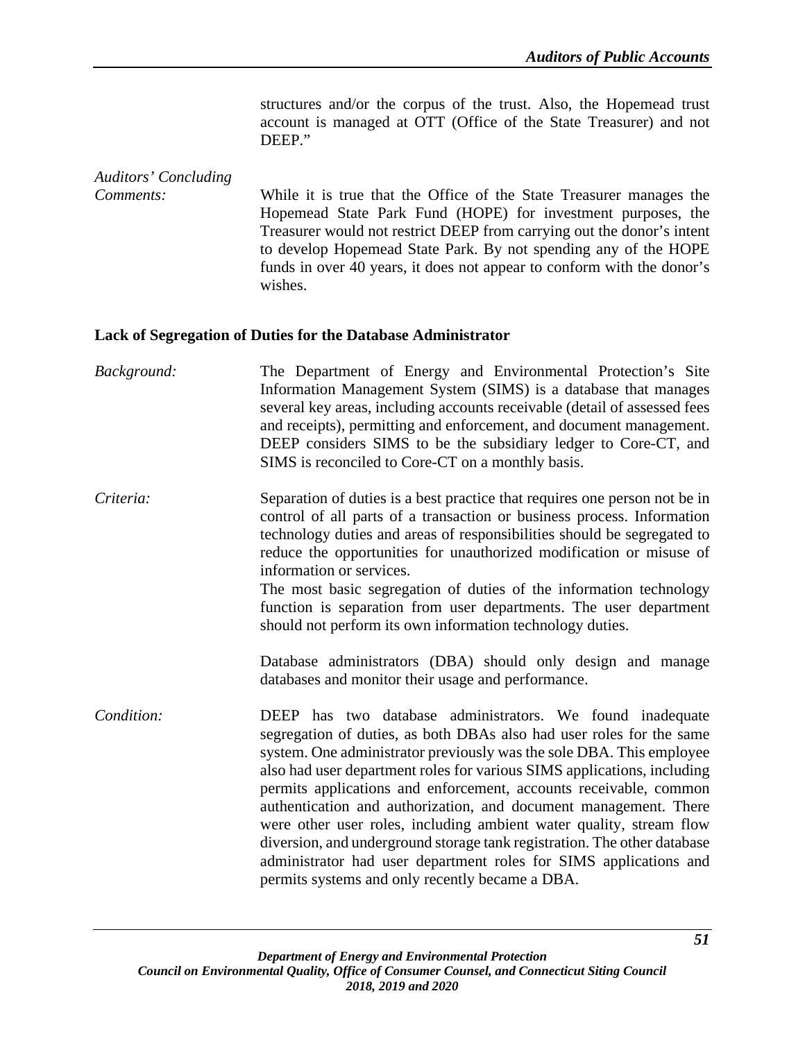structures and/or the corpus of the trust. Also, the Hopemead trust account is managed at OTT (Office of the State Treasurer) and not DEEP."

*Auditors' Concluding Comments:*

While it is true that the Office of the State Treasurer manages the Hopemead State Park Fund (HOPE) for investment purposes, the Treasurer would not restrict DEEP from carrying out the donor's intent to develop Hopemead State Park. By not spending any of the HOPE funds in over 40 years, it does not appear to conform with the donor's wishes.

**Lack of Segregation of Duties for the Database Administrator**

*Background:*

The Department of Energy and Environmental Protection's Site Information Management System (SIMS) is a database that manages several key areas, including accounts receivable (detail of assessed fees and receipts), permitting and enforcement, and document management. DEEP considers SIMS to be the subsidiary ledger to Core-CT, and SIMS is reconciled to Core-CT on a monthly basis.

*Criteria:*

Separation of duties is a best practice that requires one person not be in control of all parts of a transaction or business process. Information technology duties and areas of responsibilities should be segregated to reduce the opportunities for unauthorized modification or misuse of information or services.

The most basic segregation of duties of the information technology function is separation from user departments. The user department should not perform its own information technology duties.

Database administrators (DBA) should only design and manage databases and monitor their usage and performance.

*Condition:*

DEEP has two database administrators. We found inadequate segregation of duties, as both DBAs also had user roles for the same system. One administrator previously was the sole DBA. This employee also had user department roles for various SIMS applications, including permits applications and enforcement, accounts receivable, common authentication and authorization, and document management. There were other user roles, including ambient water quality, stream flow diversion, and underground storage tank registration. The other database administrator had user department roles for SIMS applications and permits systems and only recently became a DBA.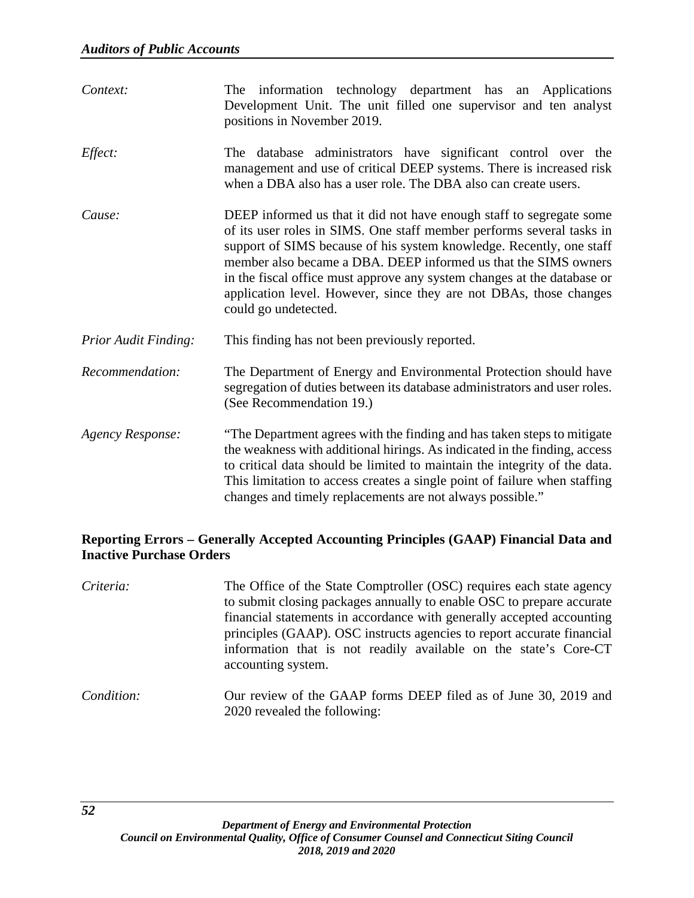*Context:* The information technology department has an Applications Development Unit. The unit filled one supervisor and ten analyst positions in November 2019.

*Effect:* The database administrators have significant control over the management and use of critical DEEP systems. There is increased risk when a DBA also has a user role. The DBA also can create users.

*Cause:* DEEP informed us that it did not have enough staff to segregate some of its user roles in SIMS. One staff member performs several tasks in support of SIMS because of his system knowledge. Recently, one staff member also became a DBA. DEEP informed us that the SIMS owners in the fiscal office must approve any system changes at the database or application level. However, since they are not DBAs, those changes could go undetected.

*Prior Audit Finding:* This finding has not been previously reported.

*Recommendation:* The Department of Energy and Environmental Protection should have segregation of duties between its database administrators and user roles. (See Recommendation 19.)

*Agency Response:* "The Department agrees with the finding and has taken steps to mitigate the weakness with additional hirings. As indicated in the finding, access to critical data should be limited to maintain the integrity of the data. This limitation to access creates a single point of failure when staffing changes and timely replacements are not always possible."

**Reporting Errors – Generally Accepted Accounting Principles (GAAP) Financial Data and Inactive Purchase Orders**

*Criteria:* The Office of the State Comptroller (OSC) requires each state agency to submit closing packages annually to enable OSC to prepare accurate financial statements in accordance with generally accepted accounting principles (GAAP). OSC instructs agencies to report accurate financial information that is not readily available on the state's Core-CT accounting system.

*Condition:* Our review of the GAAP forms DEEP filed as of June 30, 2019 and 2020 revealed the following: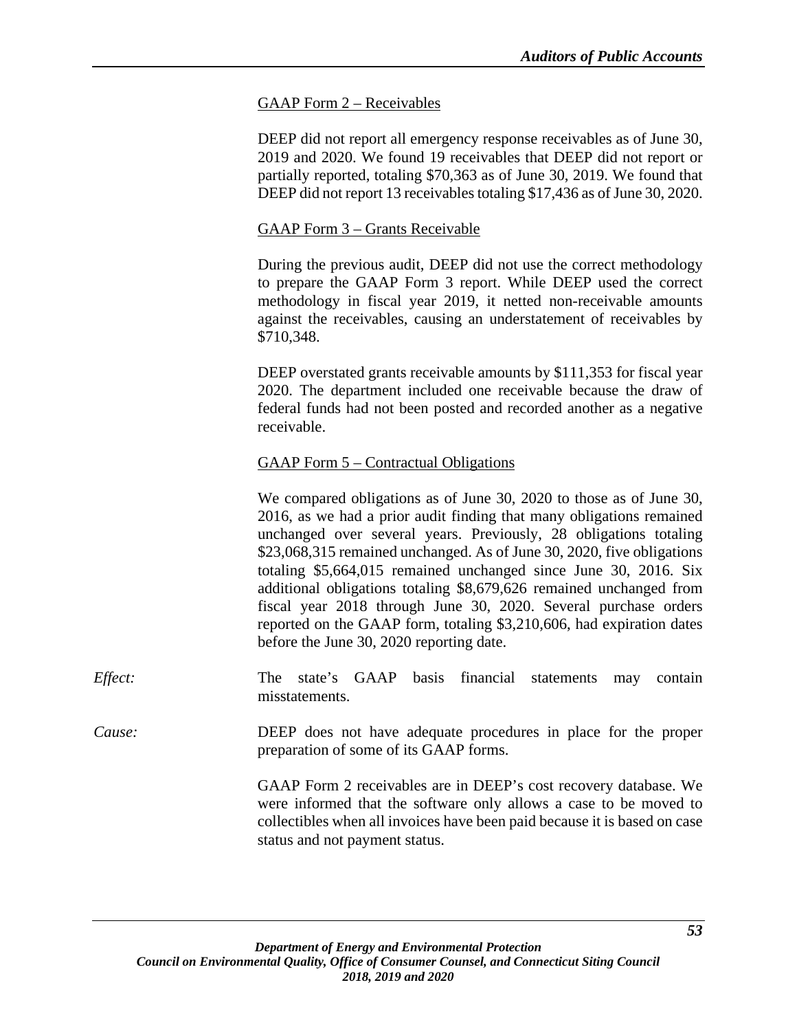GAAP Form 2 – Receivables

DEEP did not report all emergency response receivables as of June 30, 2019 and 2020. We found 19 receivables that DEEP did not report or partially reported, totaling $70,363 as of June 30, 2019. We found that DEEP did not report 13 receivables totaling $17,436 as of June 30, 2020.

GAAP Form 3 – Grants Receivable

During the previous audit, DEEP did not use the correct methodology to prepare the GAAP Form 3 report. While DEEP used the correct methodology in fiscal year 2019, it netted non-receivable amounts against the receivables, causing an understatement of receivables by $710,348.

DEEP overstated grants receivable amounts by $111,353 for fiscal year 2020. The department included one receivable because the draw of federal funds had not been posted and recorded another as a negative receivable.

GAAP Form 5 – Contractual Obligations

We compared obligations as of June 30, 2020 to those as of June 30, 2016, as we had a prior audit finding that many obligations remained unchanged over several years. Previously, 28 obligations totaling $23,068,315 remained unchanged. As of June 30, 2020, five obligations totaling $5,664,015 remained unchanged since June 30, 2016. Six additional obligations totaling $8,679,626 remained unchanged from fiscal year 2018 through June 30, 2020. Several purchase orders reported on the GAAP form, totaling $3,210,606, had expiration dates before the June 30, 2020 reporting date.

*Effect:* The state's GAAP basis financial statements may contain misstatements.

*Cause:* DEEP does not have adequate procedures in place for the proper preparation of some of its GAAP forms.

GAAP Form 2 receivables are in DEEP's cost recovery database. We were informed that the software only allows a case to be moved to collectibles when all invoices have been paid because it is based on case status and not payment status.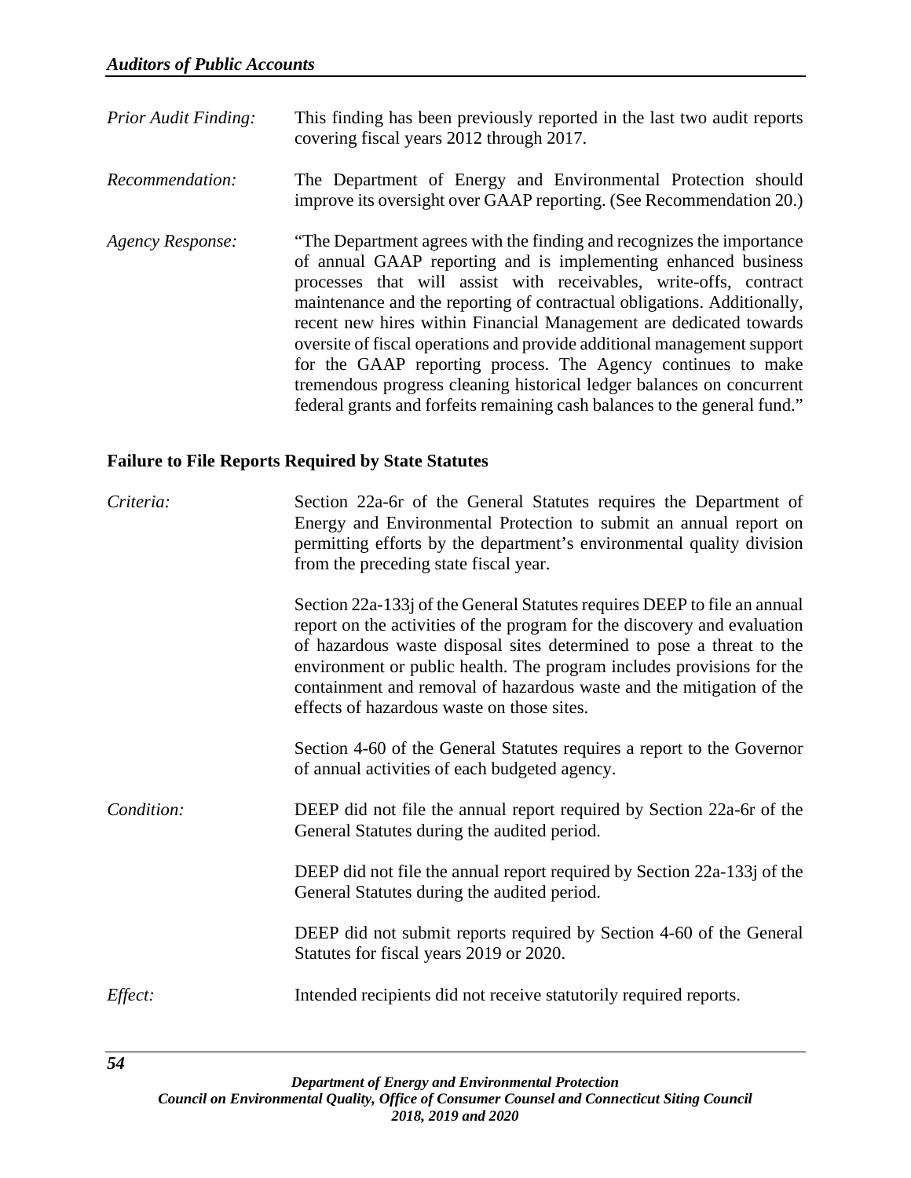*Prior Audit Finding:* This finding has been previously reported in the last two audit reports covering fiscal years 2012 through 2017.

*Recommendation:* The Department of Energy and Environmental Protection should improve its oversight over GAAP reporting. (See Recommendation 20.)

*Agency Response:* "The Department agrees with the finding and recognizes the importance of annual GAAP reporting and is implementing enhanced business processes that will assist with receivables, write-offs, contract maintenance and the reporting of contractual obligations. Additionally, recent new hires within Financial Management are dedicated towards oversite of fiscal operations and provide additional management support for the GAAP reporting process. The Agency continues to make tremendous progress cleaning historical ledger balances on concurrent federal grants and forfeits remaining cash balances to the general fund."

**Failure to File Reports Required by State Statutes**

*Criteria:* Section 22a-6r of the General Statutes requires the Department of Energy and Environmental Protection to submit an annual report on permitting efforts by the department's environmental quality division from the preceding state fiscal year.

Section 22a-133j of the General Statutes requires DEEP to file an annual report on the activities of the program for the discovery and evaluation of hazardous waste disposal sites determined to pose a threat to the environment or public health. The program includes provisions for the containment and removal of hazardous waste and the mitigation of the effects of hazardous waste on those sites.

Section 4-60 of the General Statutes requires a report to the Governor of annual activities of each budgeted agency.

*Condition:* DEEP did not file the annual report required by Section 22a-6r of the General Statutes during the audited period.

DEEP did not file the annual report required by Section 22a-133j of the General Statutes during the audited period.

DEEP did not submit reports required by Section 4-60 of the General Statutes for fiscal years 2019 or 2020.

*Effect:* Intended recipients did not receive statutorily required reports.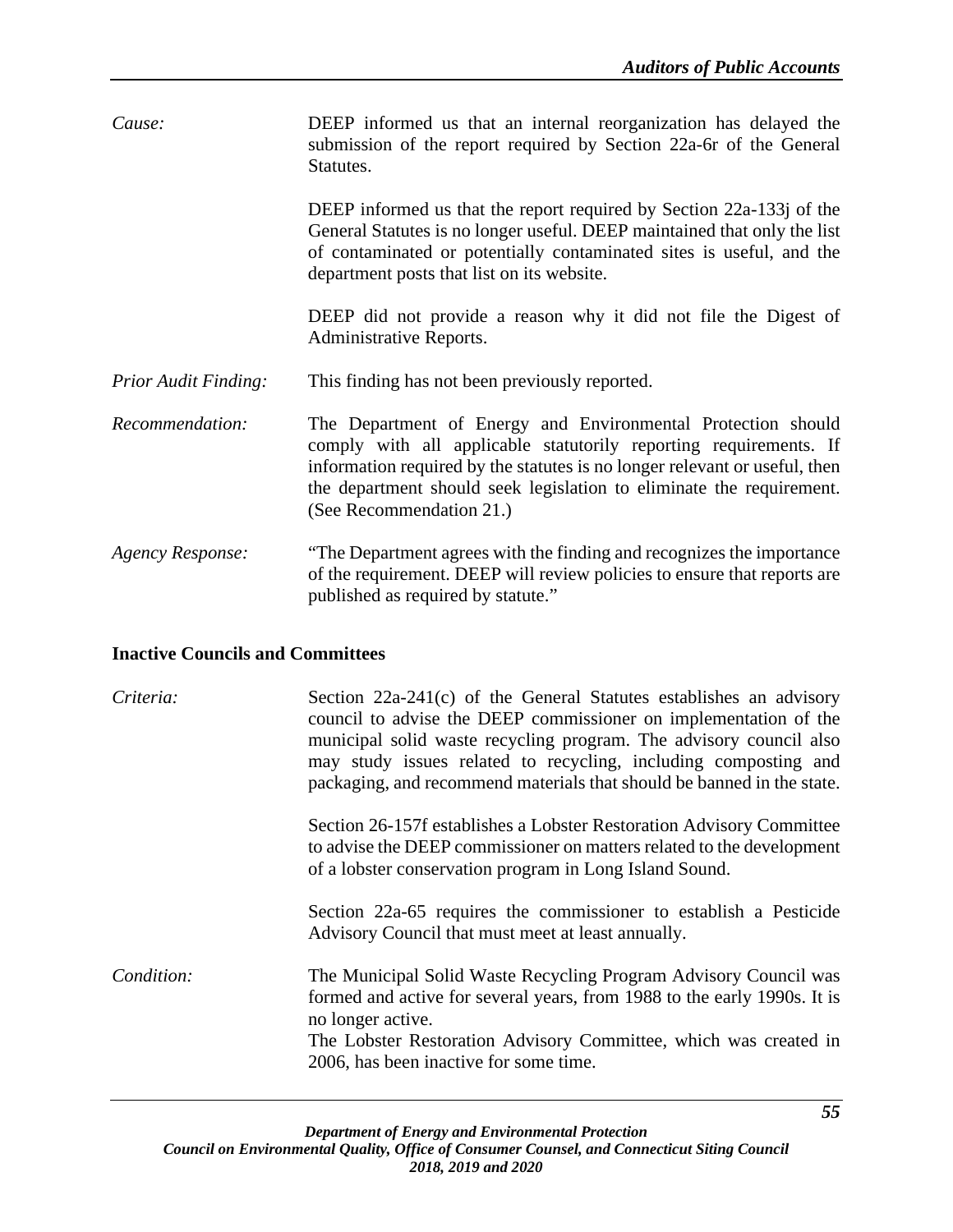*Cause:* DEEP informed us that an internal reorganization has delayed the submission of the report required by Section 22a-6r of the General Statutes.

DEEP informed us that the report required by Section 22a-133j of the General Statutes is no longer useful. DEEP maintained that only the list of contaminated or potentially contaminated sites is useful, and the department posts that list on its website.

DEEP did not provide a reason why it did not file the Digest of Administrative Reports.

*Prior Audit Finding:* This finding has not been previously reported.

*Recommendation:* The Department of Energy and Environmental Protection should comply with all applicable statutorily reporting requirements. If information required by the statutes is no longer relevant or useful, then the department should seek legislation to eliminate the requirement. (See Recommendation 21.)

*Agency Response:* "The Department agrees with the finding and recognizes the importance of the requirement. DEEP will review policies to ensure that reports are published as required by statute."

**Inactive Councils and Committees**

*Criteria:* Section 22a-241(c) of the General Statutes establishes an advisory council to advise the DEEP commissioner on implementation of the municipal solid waste recycling program. The advisory council also may study issues related to recycling, including composting and packaging, and recommend materials that should be banned in the state.

Section 26-157f establishes a Lobster Restoration Advisory Committee to advise the DEEP commissioner on matters related to the development of a lobster conservation program in Long Island Sound.

Section 22a-65 requires the commissioner to establish a Pesticide Advisory Council that must meet at least annually.

*Condition:* The Municipal Solid Waste Recycling Program Advisory Council was formed and active for several years, from 1988 to the early 1990s. It is no longer active.
The Lobster Restoration Advisory Committee, which was created in 2006, has been inactive for some time.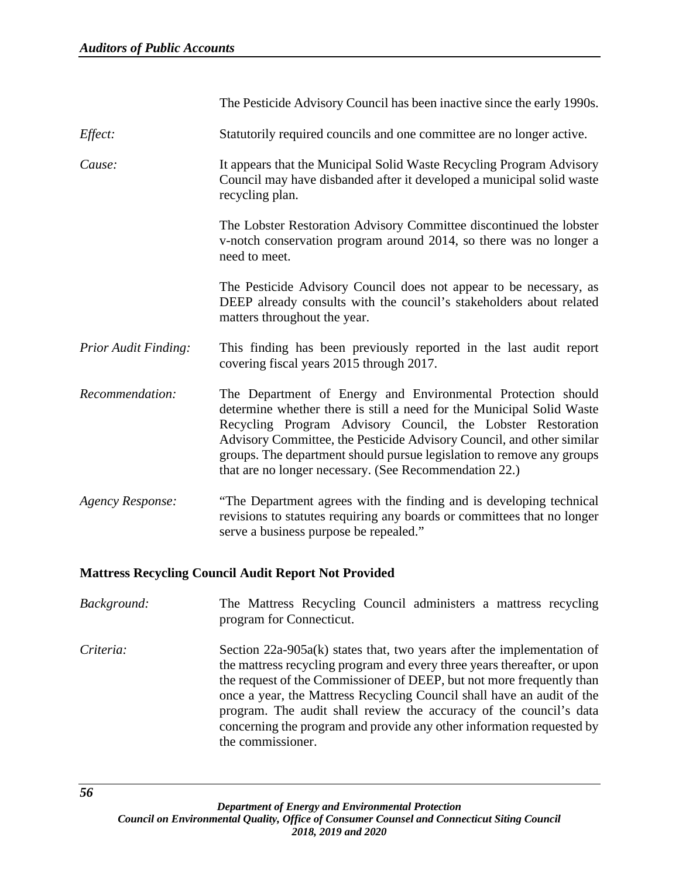The Pesticide Advisory Council has been inactive since the early 1990s.

*Effect:* Statutorily required councils and one committee are no longer active.

*Cause:* It appears that the Municipal Solid Waste Recycling Program Advisory Council may have disbanded after it developed a municipal solid waste recycling plan.

The Lobster Restoration Advisory Committee discontinued the lobster v-notch conservation program around 2014, so there was no longer a need to meet.

The Pesticide Advisory Council does not appear to be necessary, as DEEP already consults with the council's stakeholders about related matters throughout the year.

*Prior Audit Finding:* This finding has been previously reported in the last audit report covering fiscal years 2015 through 2017.

*Recommendation:* The Department of Energy and Environmental Protection should determine whether there is still a need for the Municipal Solid Waste Recycling Program Advisory Council, the Lobster Restoration Advisory Committee, the Pesticide Advisory Council, and other similar groups. The department should pursue legislation to remove any groups that are no longer necessary. (See Recommendation 22.)

*Agency Response:* "The Department agrees with the finding and is developing technical revisions to statutes requiring any boards or committees that no longer serve a business purpose be repealed."

### Mattress Recycling Council Audit Report Not Provided

*Background:* The Mattress Recycling Council administers a mattress recycling program for Connecticut.

*Criteria:* Section 22a-905a(k) states that, two years after the implementation of the mattress recycling program and every three years thereafter, or upon the request of the Commissioner of DEEP, but not more frequently than once a year, the Mattress Recycling Council shall have an audit of the program. The audit shall review the accuracy of the council's data concerning the program and provide any other information requested by the commissioner.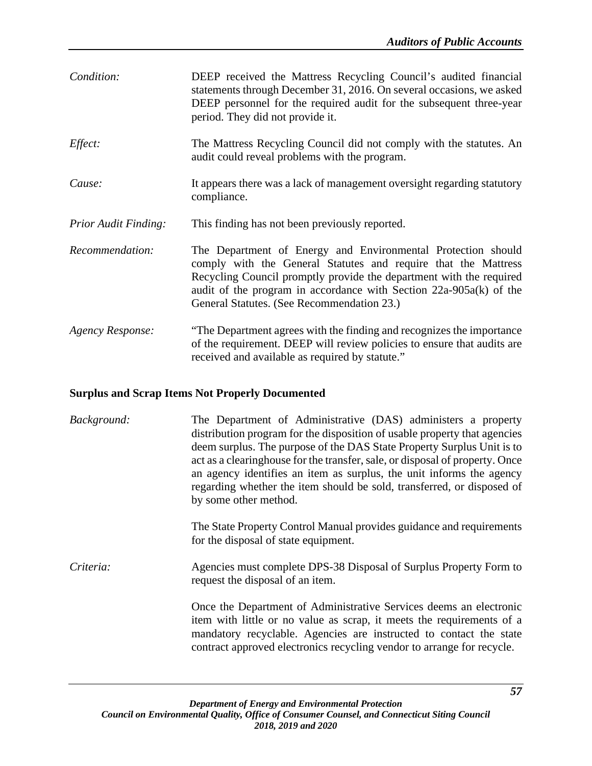*Condition:* DEEP received the Mattress Recycling Council's audited financial statements through December 31, 2016. On several occasions, we asked DEEP personnel for the required audit for the subsequent three-year period. They did not provide it.

*Effect:* The Mattress Recycling Council did not comply with the statutes. An audit could reveal problems with the program.

*Cause:* It appears there was a lack of management oversight regarding statutory compliance.

*Prior Audit Finding:* This finding has not been previously reported.

*Recommendation:* The Department of Energy and Environmental Protection should comply with the General Statutes and require that the Mattress Recycling Council promptly provide the department with the required audit of the program in accordance with Section 22a-905a(k) of the General Statutes. (See Recommendation 23.)

*Agency Response:* "The Department agrees with the finding and recognizes the importance of the requirement. DEEP will review policies to ensure that audits are received and available as required by statute."

**Surplus and Scrap Items Not Properly Documented**

*Background:* The Department of Administrative (DAS) administers a property distribution program for the disposition of usable property that agencies deem surplus. The purpose of the DAS State Property Surplus Unit is to act as a clearinghouse for the transfer, sale, or disposal of property. Once an agency identifies an item as surplus, the unit informs the agency regarding whether the item should be sold, transferred, or disposed of by some other method.

The State Property Control Manual provides guidance and requirements for the disposal of state equipment.

*Criteria:* Agencies must complete DPS-38 Disposal of Surplus Property Form to request the disposal of an item.

Once the Department of Administrative Services deems an electronic item with little or no value as scrap, it meets the requirements of a mandatory recyclable. Agencies are instructed to contact the state contract approved electronics recycling vendor to arrange for recycle.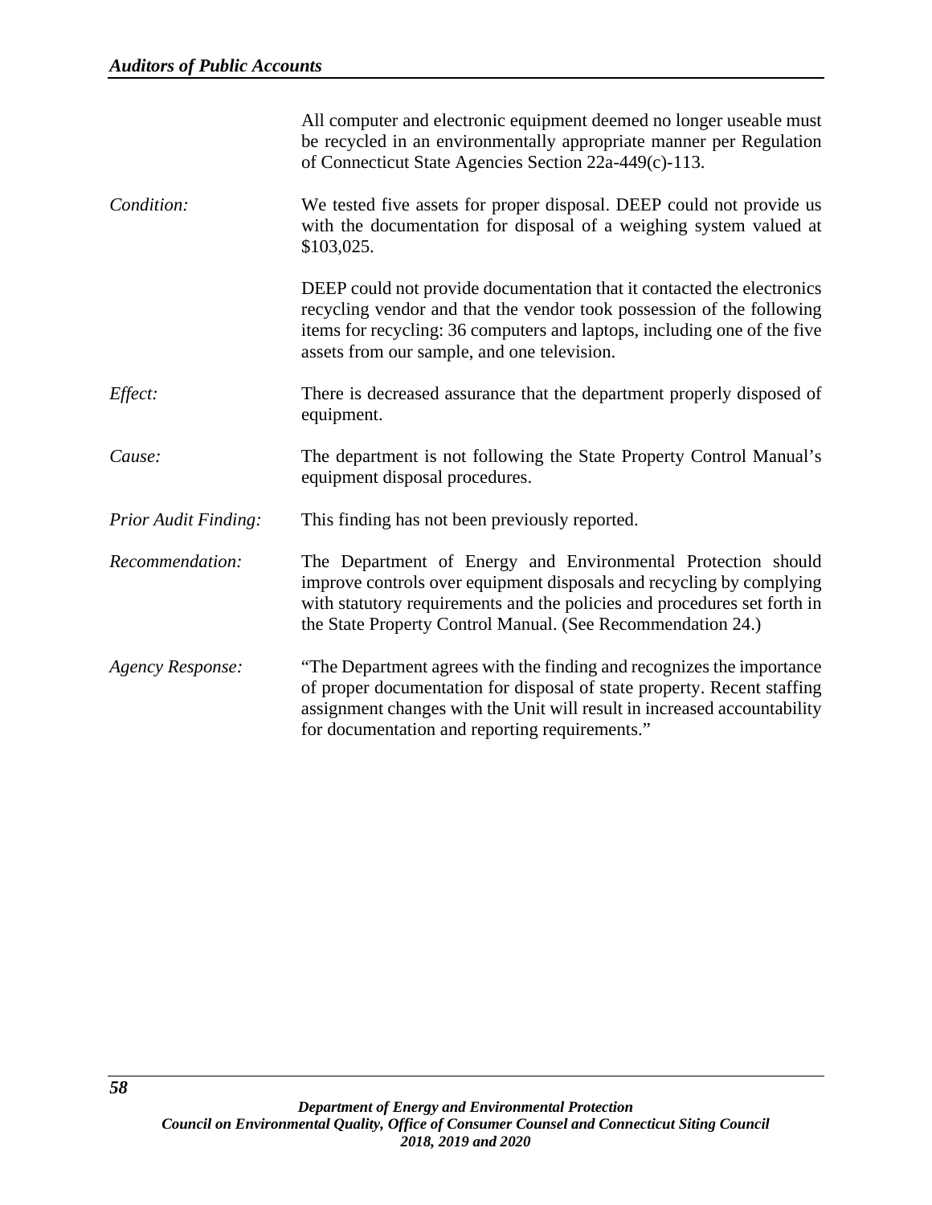All computer and electronic equipment deemed no longer useable must be recycled in an environmentally appropriate manner per Regulation of Connecticut State Agencies Section 22a-449(c)-113.

*Condition:* We tested five assets for proper disposal. DEEP could not provide us with the documentation for disposal of a weighing system valued at $103,025.

DEEP could not provide documentation that it contacted the electronics recycling vendor and that the vendor took possession of the following items for recycling: 36 computers and laptops, including one of the five assets from our sample, and one television.

*Effect:* There is decreased assurance that the department properly disposed of equipment.

*Cause:* The department is not following the State Property Control Manual's equipment disposal procedures.

*Prior Audit Finding:* This finding has not been previously reported.

*Recommendation:* The Department of Energy and Environmental Protection should improve controls over equipment disposals and recycling by complying with statutory requirements and the policies and procedures set forth in the State Property Control Manual. (See Recommendation 24.)

*Agency Response:* "The Department agrees with the finding and recognizes the importance of proper documentation for disposal of state property. Recent staffing assignment changes with the Unit will result in increased accountability for documentation and reporting requirements."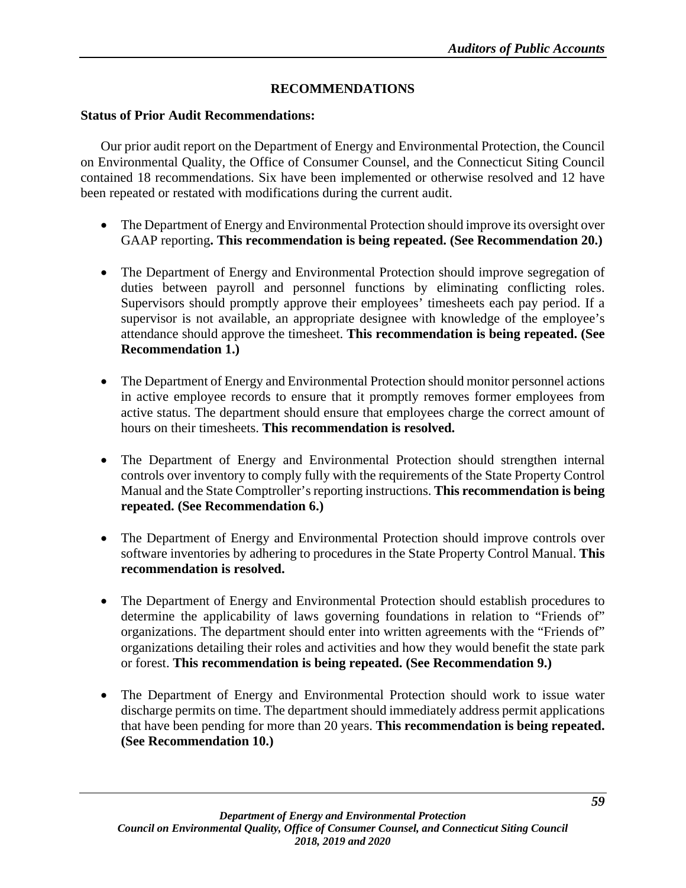## RECOMMENDATIONS

**Status of Prior Audit Recommendations:**

Our prior audit report on the Department of Energy and Environmental Protection, the Council on Environmental Quality, the Office of Consumer Counsel, and the Connecticut Siting Council contained 18 recommendations. Six have been implemented or otherwise resolved and 12 have been repeated or restated with modifications during the current audit.

- The Department of Energy and Environmental Protection should improve its oversight over GAAP reporting**. This recommendation is being repeated. (See Recommendation 20.)**

- The Department of Energy and Environmental Protection should improve segregation of duties between payroll and personnel functions by eliminating conflicting roles. Supervisors should promptly approve their employees' timesheets each pay period. If a supervisor is not available, an appropriate designee with knowledge of the employee's attendance should approve the timesheet. **This recommendation is being repeated. (See Recommendation 1.)**

- The Department of Energy and Environmental Protection should monitor personnel actions in active employee records to ensure that it promptly removes former employees from active status. The department should ensure that employees charge the correct amount of hours on their timesheets. **This recommendation is resolved.**

- The Department of Energy and Environmental Protection should strengthen internal controls over inventory to comply fully with the requirements of the State Property Control Manual and the State Comptroller's reporting instructions. **This recommendation is being repeated. (See Recommendation 6.)**

- The Department of Energy and Environmental Protection should improve controls over software inventories by adhering to procedures in the State Property Control Manual. **This recommendation is resolved.**

- The Department of Energy and Environmental Protection should establish procedures to determine the applicability of laws governing foundations in relation to "Friends of" organizations. The department should enter into written agreements with the "Friends of" organizations detailing their roles and activities and how they would benefit the state park or forest. **This recommendation is being repeated. (See Recommendation 9.)**

- The Department of Energy and Environmental Protection should work to issue water discharge permits on time. The department should immediately address permit applications that have been pending for more than 20 years. **This recommendation is being repeated. (See Recommendation 10.)**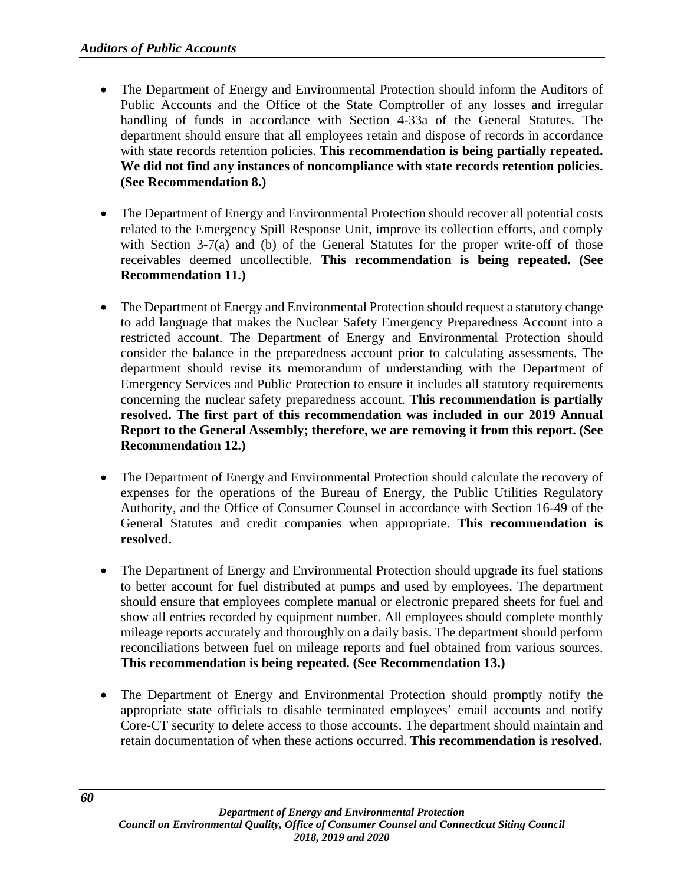- The Department of Energy and Environmental Protection should inform the Auditors of Public Accounts and the Office of the State Comptroller of any losses and irregular handling of funds in accordance with Section 4-33a of the General Statutes. The department should ensure that all employees retain and dispose of records in accordance with state records retention policies. **This recommendation is being partially repeated. We did not find any instances of noncompliance with state records retention policies. (See Recommendation 8.)**

- The Department of Energy and Environmental Protection should recover all potential costs related to the Emergency Spill Response Unit, improve its collection efforts, and comply with Section 3-7(a) and (b) of the General Statutes for the proper write-off of those receivables deemed uncollectible. **This recommendation is being repeated. (See Recommendation 11.)**

- The Department of Energy and Environmental Protection should request a statutory change to add language that makes the Nuclear Safety Emergency Preparedness Account into a restricted account. The Department of Energy and Environmental Protection should consider the balance in the preparedness account prior to calculating assessments. The department should revise its memorandum of understanding with the Department of Emergency Services and Public Protection to ensure it includes all statutory requirements concerning the nuclear safety preparedness account. **This recommendation is partially resolved. The first part of this recommendation was included in our 2019 Annual Report to the General Assembly; therefore, we are removing it from this report. (See Recommendation 12.)**

- The Department of Energy and Environmental Protection should calculate the recovery of expenses for the operations of the Bureau of Energy, the Public Utilities Regulatory Authority, and the Office of Consumer Counsel in accordance with Section 16-49 of the General Statutes and credit companies when appropriate. **This recommendation is resolved.**

- The Department of Energy and Environmental Protection should upgrade its fuel stations to better account for fuel distributed at pumps and used by employees. The department should ensure that employees complete manual or electronic prepared sheets for fuel and show all entries recorded by equipment number. All employees should complete monthly mileage reports accurately and thoroughly on a daily basis. The department should perform reconciliations between fuel on mileage reports and fuel obtained from various sources. **This recommendation is being repeated. (See Recommendation 13.)**

- The Department of Energy and Environmental Protection should promptly notify the appropriate state officials to disable terminated employees' email accounts and notify Core-CT security to delete access to those accounts. The department should maintain and retain documentation of when these actions occurred. **This recommendation is resolved.**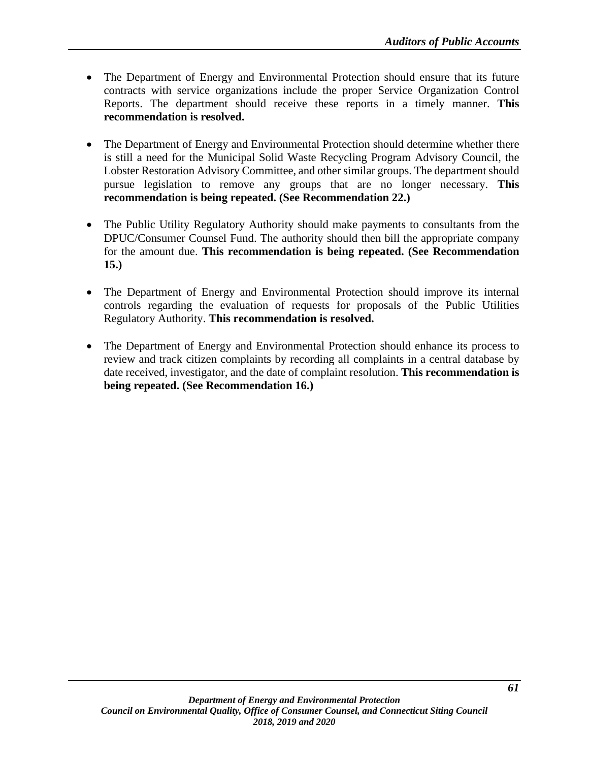- The Department of Energy and Environmental Protection should ensure that its future contracts with service organizations include the proper Service Organization Control Reports. The department should receive these reports in a timely manner. **This recommendation is resolved.**

- The Department of Energy and Environmental Protection should determine whether there is still a need for the Municipal Solid Waste Recycling Program Advisory Council, the Lobster Restoration Advisory Committee, and other similar groups. The department should pursue legislation to remove any groups that are no longer necessary. **This recommendation is being repeated. (See Recommendation 22.)**

- The Public Utility Regulatory Authority should make payments to consultants from the DPUC/Consumer Counsel Fund. The authority should then bill the appropriate company for the amount due. **This recommendation is being repeated. (See Recommendation 15.)**

- The Department of Energy and Environmental Protection should improve its internal controls regarding the evaluation of requests for proposals of the Public Utilities Regulatory Authority. **This recommendation is resolved.**

- The Department of Energy and Environmental Protection should enhance its process to review and track citizen complaints by recording all complaints in a central database by date received, investigator, and the date of complaint resolution. **This recommendation is being repeated. (See Recommendation 16.)**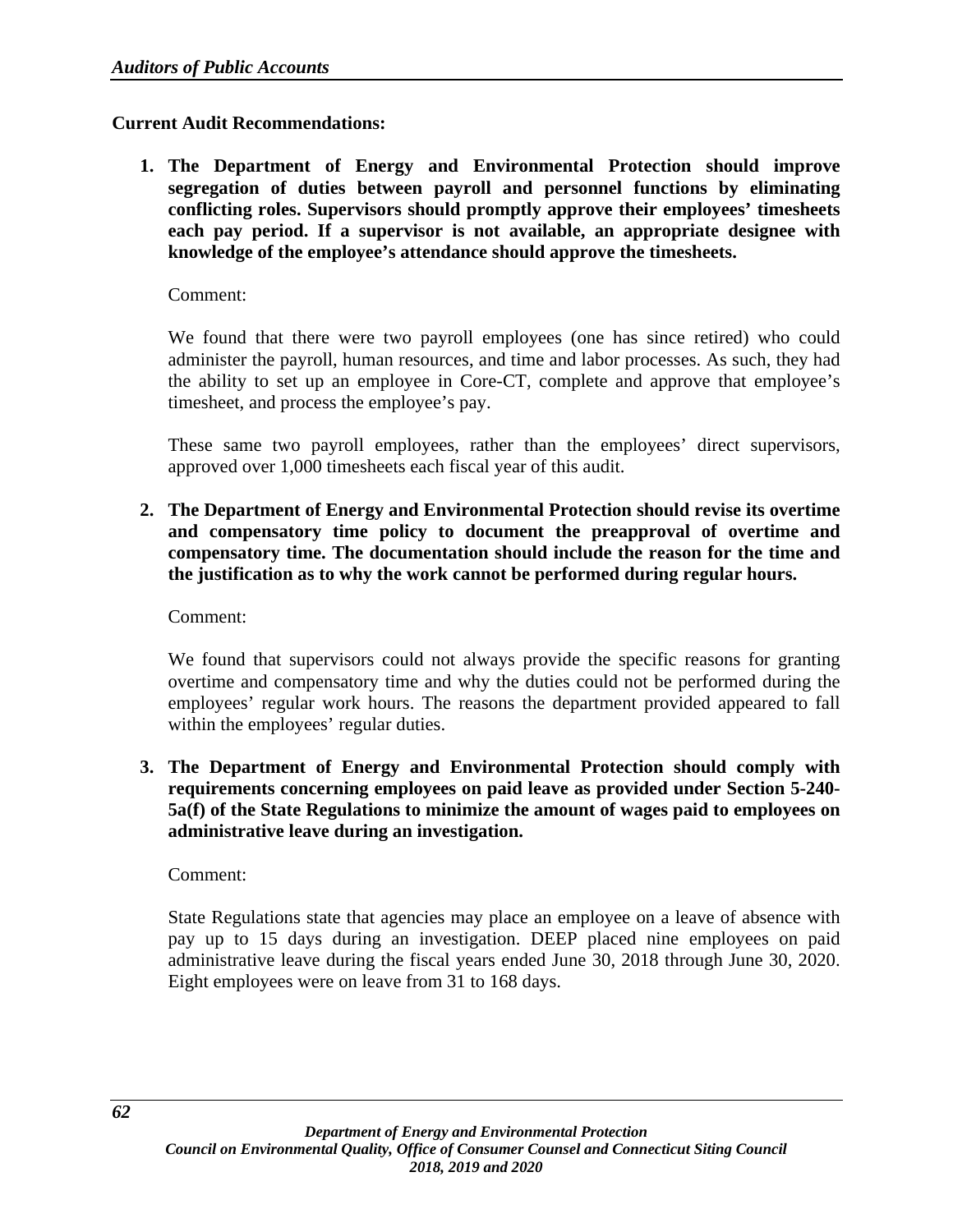**Current Audit Recommendations:**

1. **The Department of Energy and Environmental Protection should improve segregation of duties between payroll and personnel functions by eliminating conflicting roles. Supervisors should promptly approve their employees' timesheets each pay period. If a supervisor is not available, an appropriate designee with knowledge of the employee's attendance should approve the timesheets.**

   Comment:

   We found that there were two payroll employees (one has since retired) who could administer the payroll, human resources, and time and labor processes. As such, they had the ability to set up an employee in Core-CT, complete and approve that employee's timesheet, and process the employee's pay.

   These same two payroll employees, rather than the employees' direct supervisors, approved over 1,000 timesheets each fiscal year of this audit.

2. **The Department of Energy and Environmental Protection should revise its overtime and compensatory time policy to document the preapproval of overtime and compensatory time. The documentation should include the reason for the time and the justification as to why the work cannot be performed during regular hours.**

   Comment:

   We found that supervisors could not always provide the specific reasons for granting overtime and compensatory time and why the duties could not be performed during the employees' regular work hours. The reasons the department provided appeared to fall within the employees' regular duties.

3. **The Department of Energy and Environmental Protection should comply with requirements concerning employees on paid leave as provided under Section 5-240-5a(f) of the State Regulations to minimize the amount of wages paid to employees on administrative leave during an investigation.**

   Comment:

   State Regulations state that agencies may place an employee on a leave of absence with pay up to 15 days during an investigation. DEEP placed nine employees on paid administrative leave during the fiscal years ended June 30, 2018 through June 30, 2020. Eight employees were on leave from 31 to 168 days.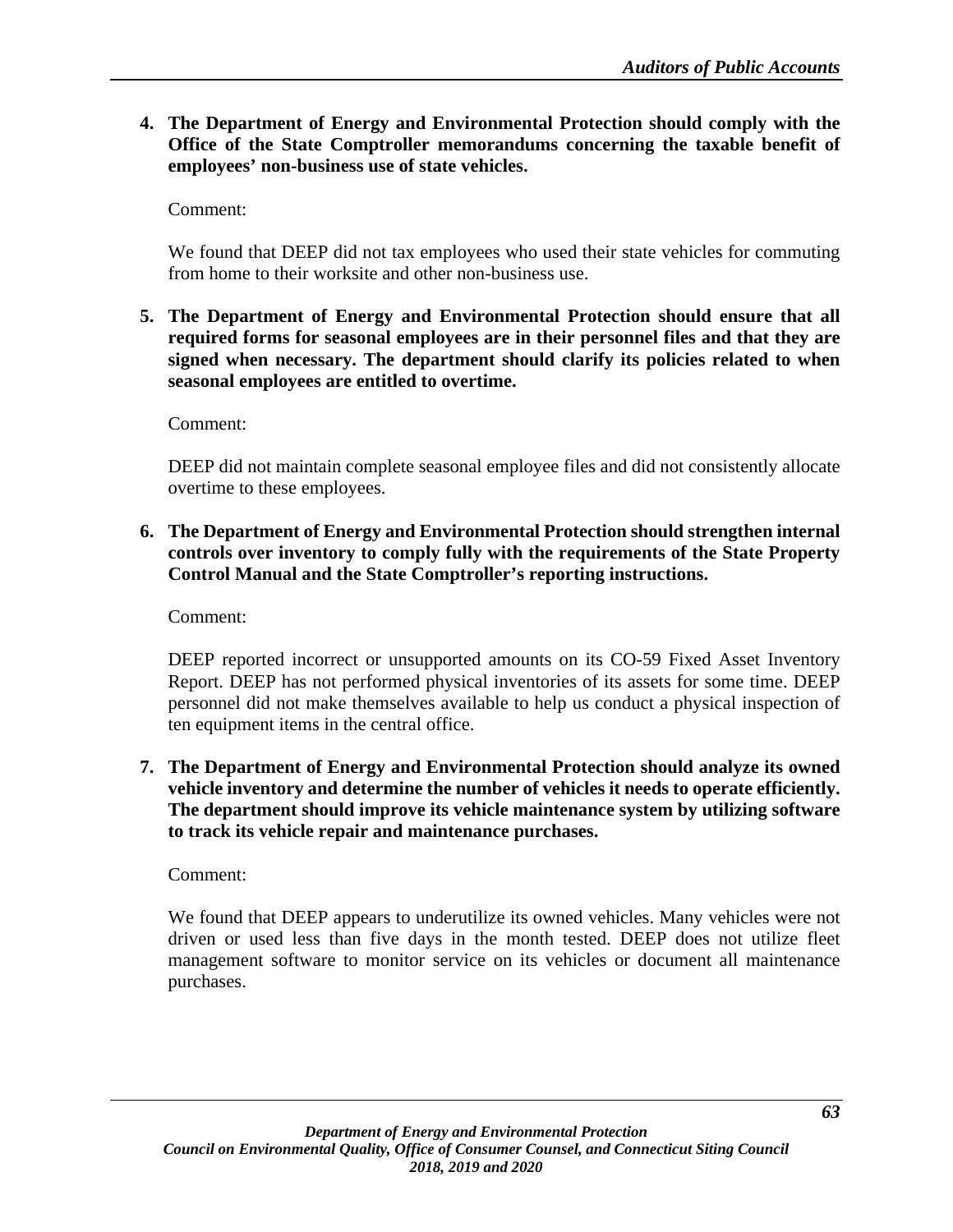4. **The Department of Energy and Environmental Protection should comply with the Office of the State Comptroller memorandums concerning the taxable benefit of employees' non-business use of state vehicles.**

   Comment:

   We found that DEEP did not tax employees who used their state vehicles for commuting from home to their worksite and other non-business use.

5. **The Department of Energy and Environmental Protection should ensure that all required forms for seasonal employees are in their personnel files and that they are signed when necessary. The department should clarify its policies related to when seasonal employees are entitled to overtime.**

   Comment:

   DEEP did not maintain complete seasonal employee files and did not consistently allocate overtime to these employees.

6. **The Department of Energy and Environmental Protection should strengthen internal controls over inventory to comply fully with the requirements of the State Property Control Manual and the State Comptroller's reporting instructions.**

   Comment:

   DEEP reported incorrect or unsupported amounts on its CO-59 Fixed Asset Inventory Report. DEEP has not performed physical inventories of its assets for some time. DEEP personnel did not make themselves available to help us conduct a physical inspection of ten equipment items in the central office.

7. **The Department of Energy and Environmental Protection should analyze its owned vehicle inventory and determine the number of vehicles it needs to operate efficiently. The department should improve its vehicle maintenance system by utilizing software to track its vehicle repair and maintenance purchases.**

   Comment:

   We found that DEEP appears to underutilize its owned vehicles. Many vehicles were not driven or used less than five days in the month tested. DEEP does not utilize fleet management software to monitor service on its vehicles or document all maintenance purchases.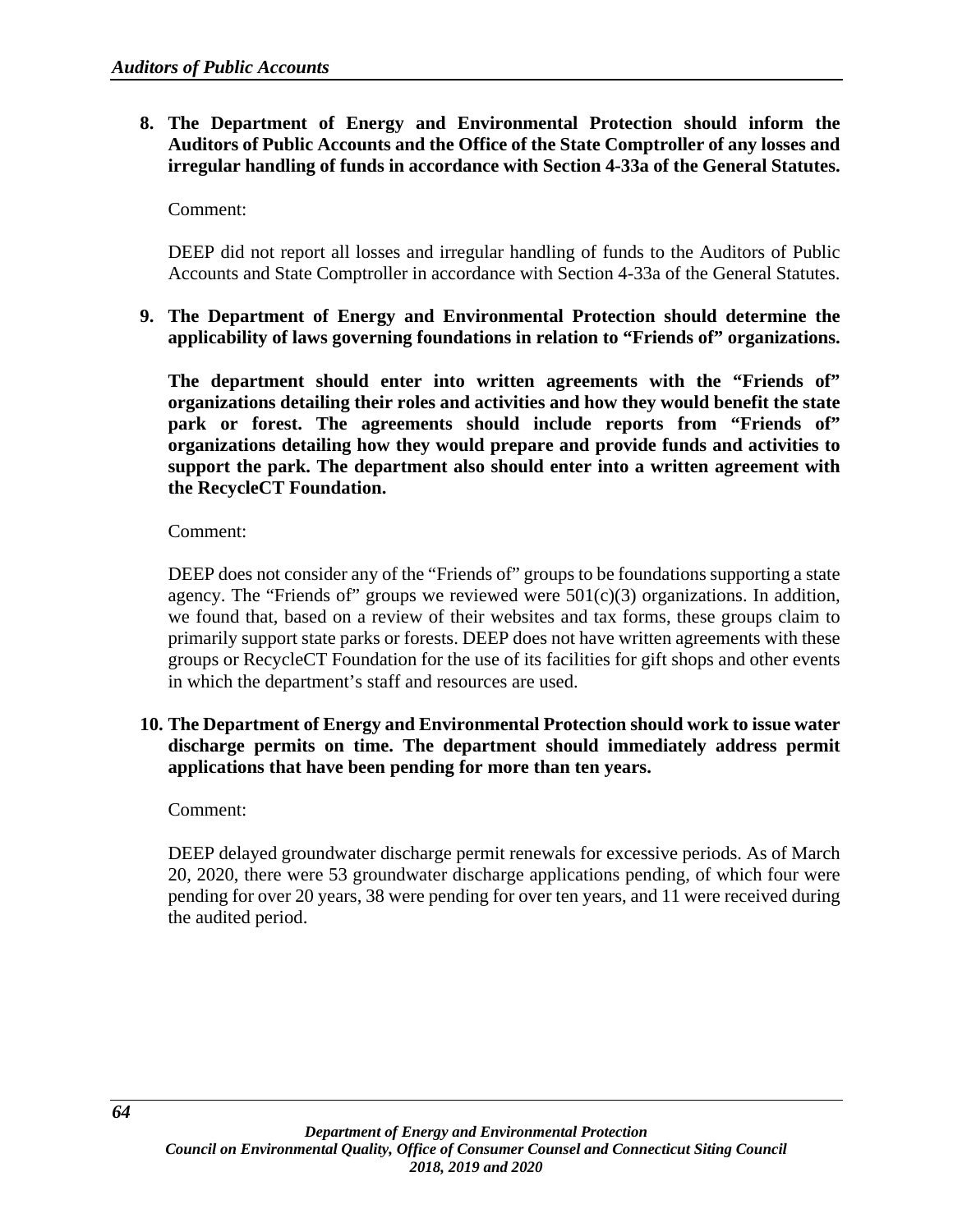8. **The Department of Energy and Environmental Protection should inform the Auditors of Public Accounts and the Office of the State Comptroller of any losses and irregular handling of funds in accordance with Section 4-33a of the General Statutes.**

   Comment:

   DEEP did not report all losses and irregular handling of funds to the Auditors of Public Accounts and State Comptroller in accordance with Section 4-33a of the General Statutes.

9. **The Department of Energy and Environmental Protection should determine the applicability of laws governing foundations in relation to "Friends of" organizations.**

   **The department should enter into written agreements with the "Friends of" organizations detailing their roles and activities and how they would benefit the state park or forest. The agreements should include reports from "Friends of" organizations detailing how they would prepare and provide funds and activities to support the park. The department also should enter into a written agreement with the RecycleCT Foundation.**

   Comment:

   DEEP does not consider any of the "Friends of" groups to be foundations supporting a state agency. The "Friends of" groups we reviewed were 501(c)(3) organizations. In addition, we found that, based on a review of their websites and tax forms, these groups claim to primarily support state parks or forests. DEEP does not have written agreements with these groups or RecycleCT Foundation for the use of its facilities for gift shops and other events in which the department's staff and resources are used.

10. **The Department of Energy and Environmental Protection should work to issue water discharge permits on time. The department should immediately address permit applications that have been pending for more than ten years.**

    Comment:

    DEEP delayed groundwater discharge permit renewals for excessive periods. As of March 20, 2020, there were 53 groundwater discharge applications pending, of which four were pending for over 20 years, 38 were pending for over ten years, and 11 were received during the audited period.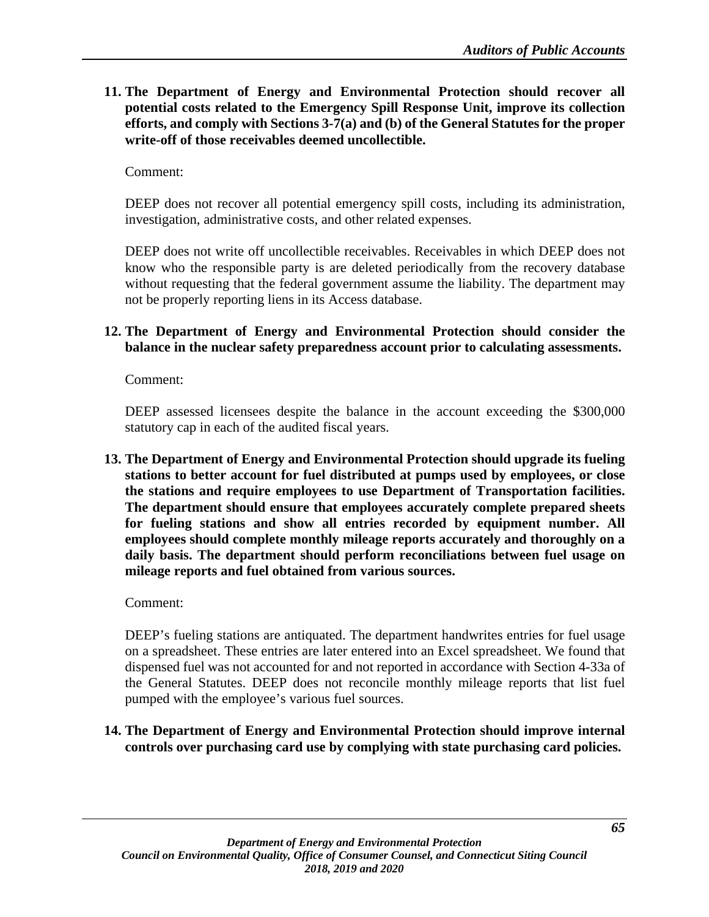11. **The Department of Energy and Environmental Protection should recover all potential costs related to the Emergency Spill Response Unit, improve its collection efforts, and comply with Sections 3-7(a) and (b) of the General Statutes for the proper write-off of those receivables deemed uncollectible.**

    Comment:

    DEEP does not recover all potential emergency spill costs, including its administration, investigation, administrative costs, and other related expenses.

    DEEP does not write off uncollectible receivables. Receivables in which DEEP does not know who the responsible party is are deleted periodically from the recovery database without requesting that the federal government assume the liability. The department may not be properly reporting liens in its Access database.

12. **The Department of Energy and Environmental Protection should consider the balance in the nuclear safety preparedness account prior to calculating assessments.**

    Comment:

    DEEP assessed licensees despite the balance in the account exceeding the $300,000 statutory cap in each of the audited fiscal years.

13. **The Department of Energy and Environmental Protection should upgrade its fueling stations to better account for fuel distributed at pumps used by employees, or close the stations and require employees to use Department of Transportation facilities. The department should ensure that employees accurately complete prepared sheets for fueling stations and show all entries recorded by equipment number. All employees should complete monthly mileage reports accurately and thoroughly on a daily basis. The department should perform reconciliations between fuel usage on mileage reports and fuel obtained from various sources.**

    Comment:

    DEEP's fueling stations are antiquated. The department handwrites entries for fuel usage on a spreadsheet. These entries are later entered into an Excel spreadsheet. We found that dispensed fuel was not accounted for and not reported in accordance with Section 4-33a of the General Statutes. DEEP does not reconcile monthly mileage reports that list fuel pumped with the employee's various fuel sources.

14. **The Department of Energy and Environmental Protection should improve internal controls over purchasing card use by complying with state purchasing card policies.**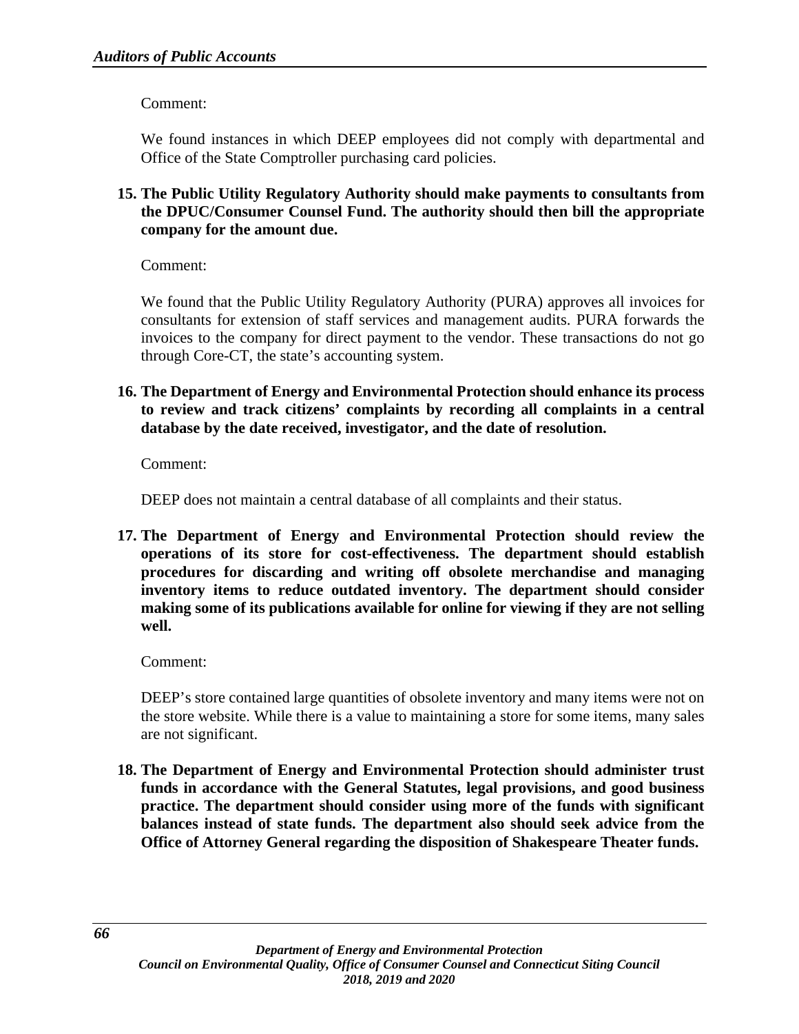Comment:

We found instances in which DEEP employees did not comply with departmental and Office of the State Comptroller purchasing card policies.

15. **The Public Utility Regulatory Authority should make payments to consultants from the DPUC/Consumer Counsel Fund. The authority should then bill the appropriate company for the amount due.**

    Comment:

    We found that the Public Utility Regulatory Authority (PURA) approves all invoices for consultants for extension of staff services and management audits. PURA forwards the invoices to the company for direct payment to the vendor. These transactions do not go through Core-CT, the state's accounting system.

16. **The Department of Energy and Environmental Protection should enhance its process to review and track citizens' complaints by recording all complaints in a central database by the date received, investigator, and the date of resolution.**

    Comment:

    DEEP does not maintain a central database of all complaints and their status.

17. **The Department of Energy and Environmental Protection should review the operations of its store for cost-effectiveness. The department should establish procedures for discarding and writing off obsolete merchandise and managing inventory items to reduce outdated inventory. The department should consider making some of its publications available for online for viewing if they are not selling well.**

    Comment:

    DEEP's store contained large quantities of obsolete inventory and many items were not on the store website. While there is a value to maintaining a store for some items, many sales are not significant.

18. **The Department of Energy and Environmental Protection should administer trust funds in accordance with the General Statutes, legal provisions, and good business practice. The department should consider using more of the funds with significant balances instead of state funds. The department also should seek advice from the Office of Attorney General regarding the disposition of Shakespeare Theater funds.**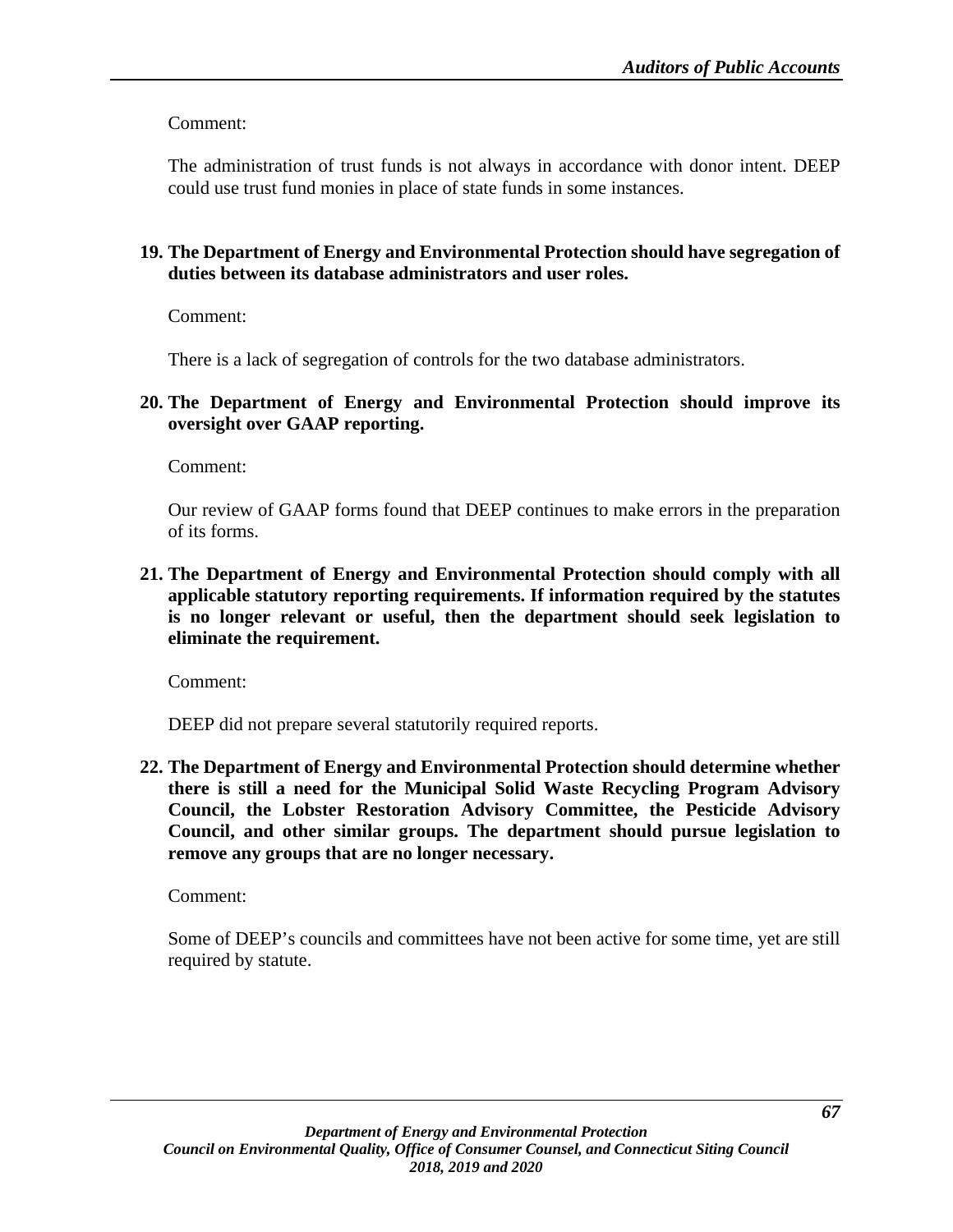Comment:

The administration of trust funds is not always in accordance with donor intent. DEEP could use trust fund monies in place of state funds in some instances.

**19. The Department of Energy and Environmental Protection should have segregation of duties between its database administrators and user roles.**

Comment:

There is a lack of segregation of controls for the two database administrators.

**20. The Department of Energy and Environmental Protection should improve its oversight over GAAP reporting.**

Comment:

Our review of GAAP forms found that DEEP continues to make errors in the preparation of its forms.

**21. The Department of Energy and Environmental Protection should comply with all applicable statutory reporting requirements. If information required by the statutes is no longer relevant or useful, then the department should seek legislation to eliminate the requirement.**

Comment:

DEEP did not prepare several statutorily required reports.

**22. The Department of Energy and Environmental Protection should determine whether there is still a need for the Municipal Solid Waste Recycling Program Advisory Council, the Lobster Restoration Advisory Committee, the Pesticide Advisory Council, and other similar groups. The department should pursue legislation to remove any groups that are no longer necessary.**

Comment:

Some of DEEP's councils and committees have not been active for some time, yet are still required by statute.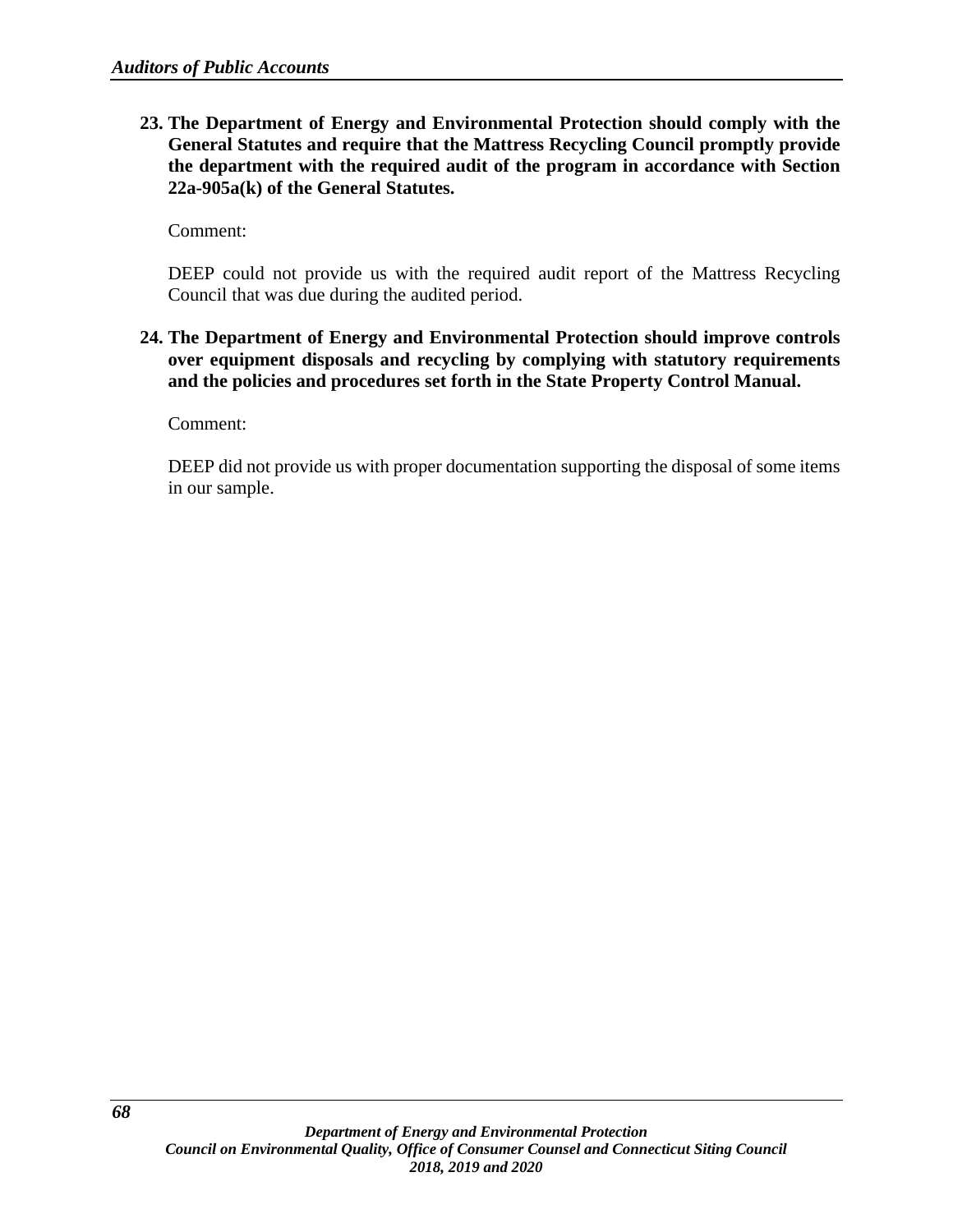23. **The Department of Energy and Environmental Protection should comply with the General Statutes and require that the Mattress Recycling Council promptly provide the department with the required audit of the program in accordance with Section 22a-905a(k) of the General Statutes.**

    Comment:

    DEEP could not provide us with the required audit report of the Mattress Recycling Council that was due during the audited period.

24. **The Department of Energy and Environmental Protection should improve controls over equipment disposals and recycling by complying with statutory requirements and the policies and procedures set forth in the State Property Control Manual.**

    Comment:

    DEEP did not provide us with proper documentation supporting the disposal of some items in our sample.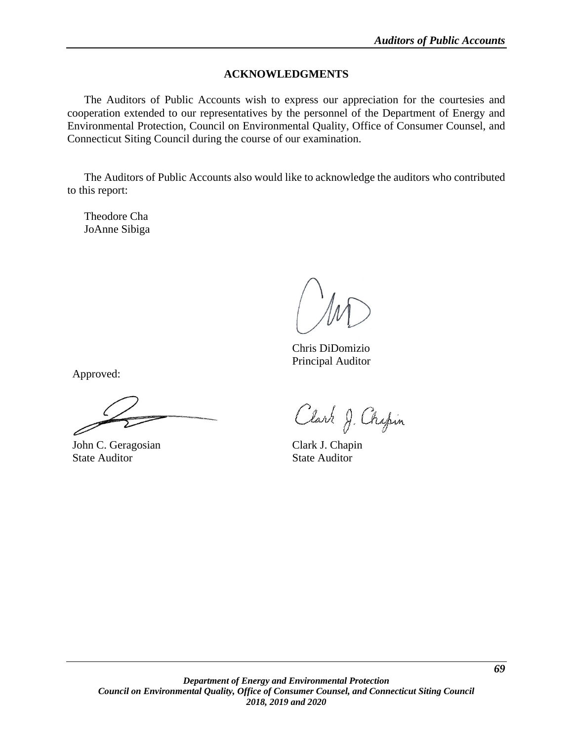## ACKNOWLEDGMENTS

The Auditors of Public Accounts wish to express our appreciation for the courtesies and cooperation extended to our representatives by the personnel of the Department of Energy and Environmental Protection, Council on Environmental Quality, Office of Consumer Counsel, and Connecticut Siting Council during the course of our examination.

The Auditors of Public Accounts also would like to acknowledge the auditors who contributed to this report:

Theodore Cha
JoAnne Sibiga

Chris DiDomizio
Principal Auditor

Approved:

John C. Geragosian
State Auditor

Clark J. Chapin
State Auditor